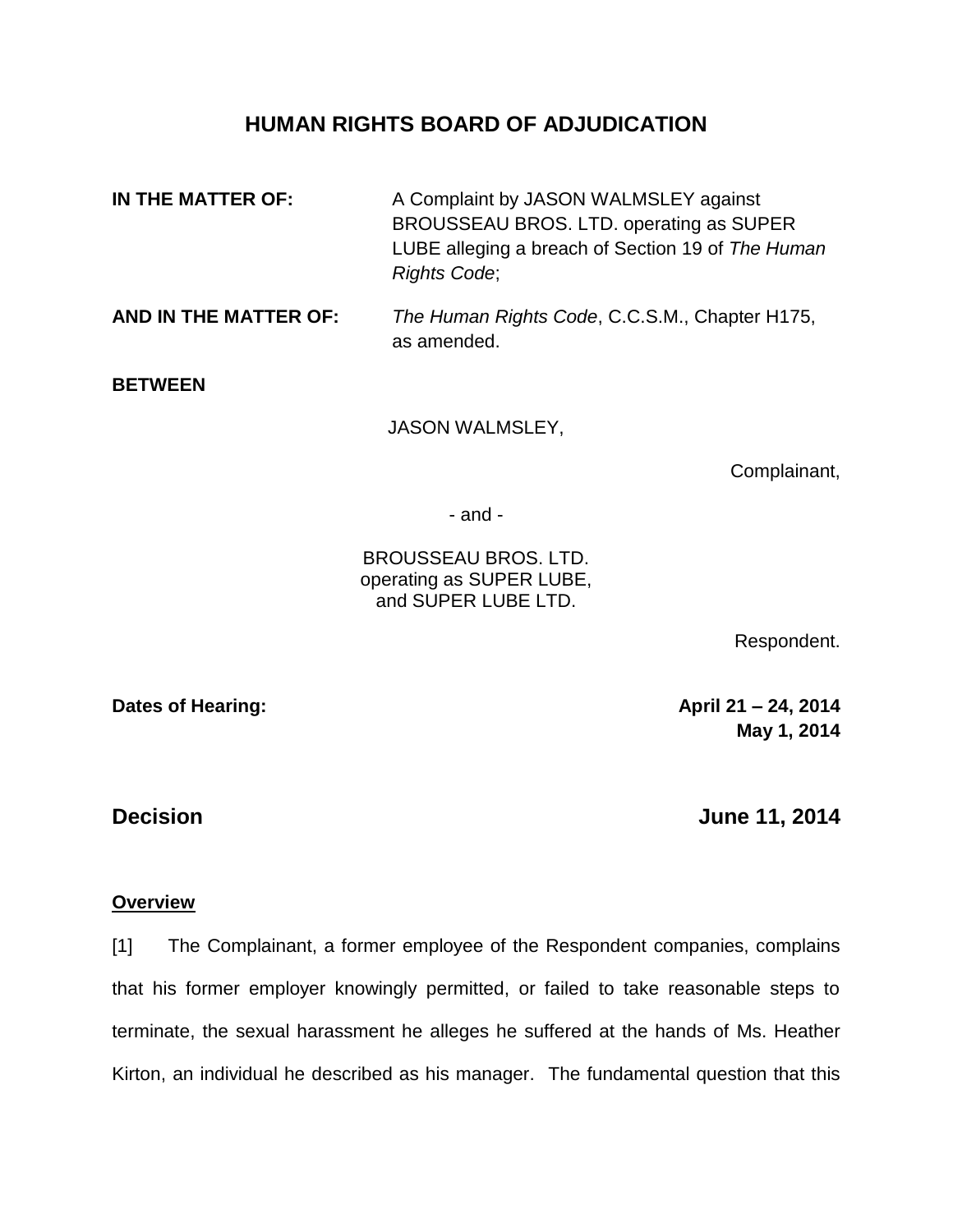# HUMAN RIGHTS BOARD OF ADJUDICATION

| | |
|---|---|
| **IN THE MATTER OF:** | A Complaint by JASON WALMSLEY against BROUSSEAU BROS. LTD. operating as SUPER LUBE alleging a breach of Section 19 of *The Human Rights Code*; |
| **AND IN THE MATTER OF:** | *The Human Rights Code*, C.C.S.M., Chapter H175, as amended. |

**BETWEEN**

JASON WALMSLEY,

Complainant,

\- and -

BROUSSEAU BROS. LTD.
operating as SUPER LUBE,
and SUPER LUBE LTD.

Respondent.

**Dates of Hearing:** **April 21 – 24, 2014**
**May 1, 2014**

## Decision June 11, 2014

**Overview**

[1] The Complainant, a former employee of the Respondent companies, complains that his former employer knowingly permitted, or failed to take reasonable steps to terminate, the sexual harassment he alleges he suffered at the hands of Ms. Heather Kirton, an individual he described as his manager. The fundamental question that this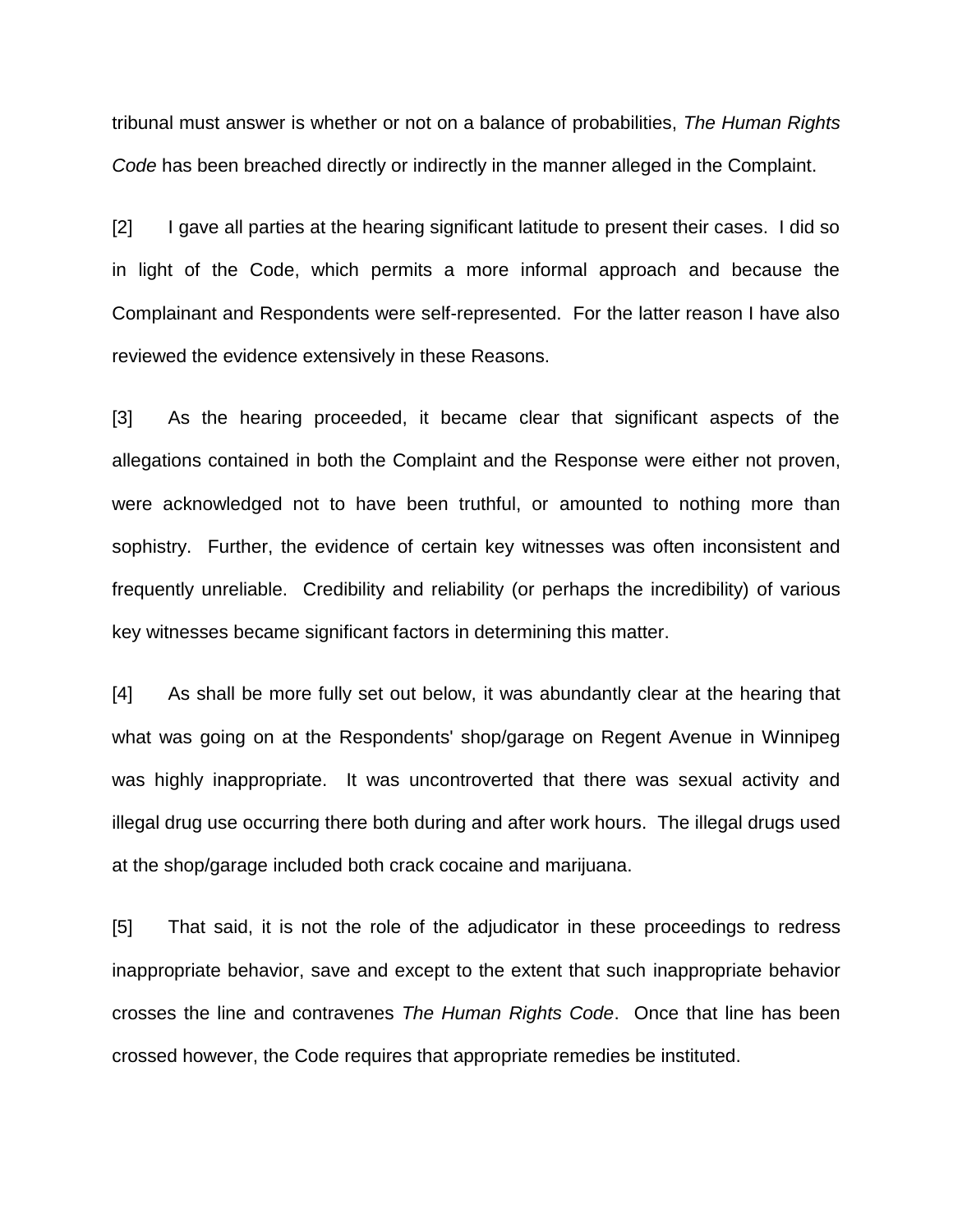tribunal must answer is whether or not on a balance of probabilities, *The Human Rights Code* has been breached directly or indirectly in the manner alleged in the Complaint.

[2] I gave all parties at the hearing significant latitude to present their cases. I did so in light of the Code, which permits a more informal approach and because the Complainant and Respondents were self-represented. For the latter reason I have also reviewed the evidence extensively in these Reasons.

[3] As the hearing proceeded, it became clear that significant aspects of the allegations contained in both the Complaint and the Response were either not proven, were acknowledged not to have been truthful, or amounted to nothing more than sophistry. Further, the evidence of certain key witnesses was often inconsistent and frequently unreliable. Credibility and reliability (or perhaps the incredibility) of various key witnesses became significant factors in determining this matter.

[4] As shall be more fully set out below, it was abundantly clear at the hearing that what was going on at the Respondents' shop/garage on Regent Avenue in Winnipeg was highly inappropriate. It was uncontroverted that there was sexual activity and illegal drug use occurring there both during and after work hours. The illegal drugs used at the shop/garage included both crack cocaine and marijuana.

[5] That said, it is not the role of the adjudicator in these proceedings to redress inappropriate behavior, save and except to the extent that such inappropriate behavior crosses the line and contravenes *The Human Rights Code*. Once that line has been crossed however, the Code requires that appropriate remedies be instituted.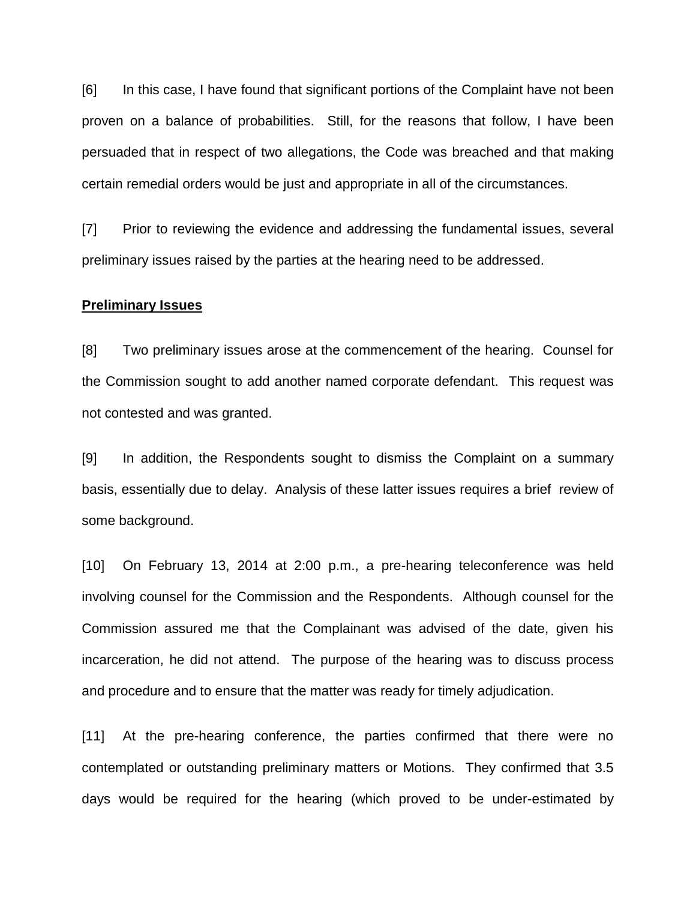[6] In this case, I have found that significant portions of the Complaint have not been proven on a balance of probabilities. Still, for the reasons that follow, I have been persuaded that in respect of two allegations, the Code was breached and that making certain remedial orders would be just and appropriate in all of the circumstances.

[7] Prior to reviewing the evidence and addressing the fundamental issues, several preliminary issues raised by the parties at the hearing need to be addressed.

**Preliminary Issues**

[8] Two preliminary issues arose at the commencement of the hearing. Counsel for the Commission sought to add another named corporate defendant. This request was not contested and was granted.

[9] In addition, the Respondents sought to dismiss the Complaint on a summary basis, essentially due to delay. Analysis of these latter issues requires a brief review of some background.

[10] On February 13, 2014 at 2:00 p.m., a pre-hearing teleconference was held involving counsel for the Commission and the Respondents. Although counsel for the Commission assured me that the Complainant was advised of the date, given his incarceration, he did not attend. The purpose of the hearing was to discuss process and procedure and to ensure that the matter was ready for timely adjudication.

[11] At the pre-hearing conference, the parties confirmed that there were no contemplated or outstanding preliminary matters or Motions. They confirmed that 3.5 days would be required for the hearing (which proved to be under-estimated by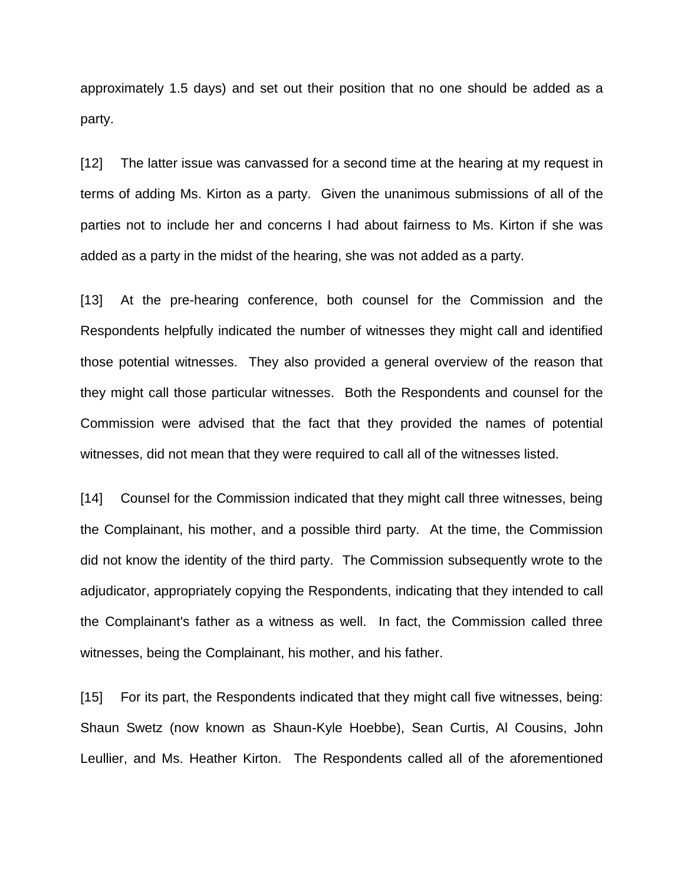approximately 1.5 days) and set out their position that no one should be added as a party.

[12] The latter issue was canvassed for a second time at the hearing at my request in terms of adding Ms. Kirton as a party. Given the unanimous submissions of all of the parties not to include her and concerns I had about fairness to Ms. Kirton if she was added as a party in the midst of the hearing, she was not added as a party.

[13] At the pre-hearing conference, both counsel for the Commission and the Respondents helpfully indicated the number of witnesses they might call and identified those potential witnesses. They also provided a general overview of the reason that they might call those particular witnesses. Both the Respondents and counsel for the Commission were advised that the fact that they provided the names of potential witnesses, did not mean that they were required to call all of the witnesses listed.

[14] Counsel for the Commission indicated that they might call three witnesses, being the Complainant, his mother, and a possible third party. At the time, the Commission did not know the identity of the third party. The Commission subsequently wrote to the adjudicator, appropriately copying the Respondents, indicating that they intended to call the Complainant's father as a witness as well. In fact, the Commission called three witnesses, being the Complainant, his mother, and his father.

[15] For its part, the Respondents indicated that they might call five witnesses, being: Shaun Swetz (now known as Shaun-Kyle Hoebbe), Sean Curtis, Al Cousins, John Leullier, and Ms. Heather Kirton. The Respondents called all of the aforementioned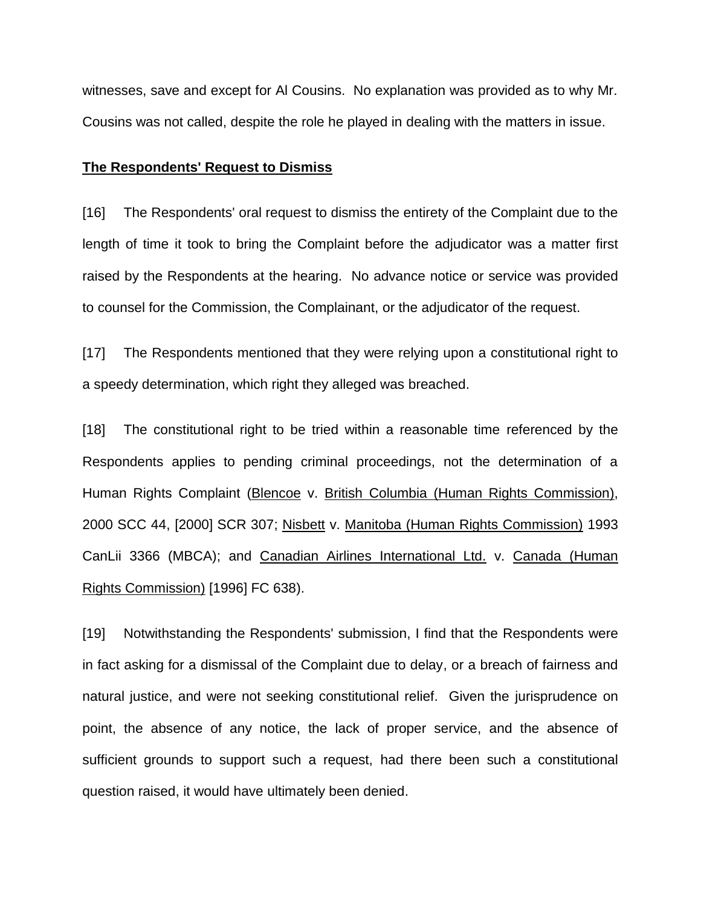witnesses, save and except for Al Cousins. No explanation was provided as to why Mr. Cousins was not called, despite the role he played in dealing with the matters in issue.

## The Respondents' Request to Dismiss

[16] The Respondents' oral request to dismiss the entirety of the Complaint due to the length of time it took to bring the Complaint before the adjudicator was a matter first raised by the Respondents at the hearing. No advance notice or service was provided to counsel for the Commission, the Complainant, or the adjudicator of the request.

[17] The Respondents mentioned that they were relying upon a constitutional right to a speedy determination, which right they alleged was breached.

[18] The constitutional right to be tried within a reasonable time referenced by the Respondents applies to pending criminal proceedings, not the determination of a Human Rights Complaint (Blencoe v. British Columbia (Human Rights Commission), 2000 SCC 44, [2000] SCR 307; Nisbett v. Manitoba (Human Rights Commission) 1993 CanLii 3366 (MBCA); and Canadian Airlines International Ltd. v. Canada (Human Rights Commission) [1996] FC 638).

[19] Notwithstanding the Respondents' submission, I find that the Respondents were in fact asking for a dismissal of the Complaint due to delay, or a breach of fairness and natural justice, and were not seeking constitutional relief. Given the jurisprudence on point, the absence of any notice, the lack of proper service, and the absence of sufficient grounds to support such a request, had there been such a constitutional question raised, it would have ultimately been denied.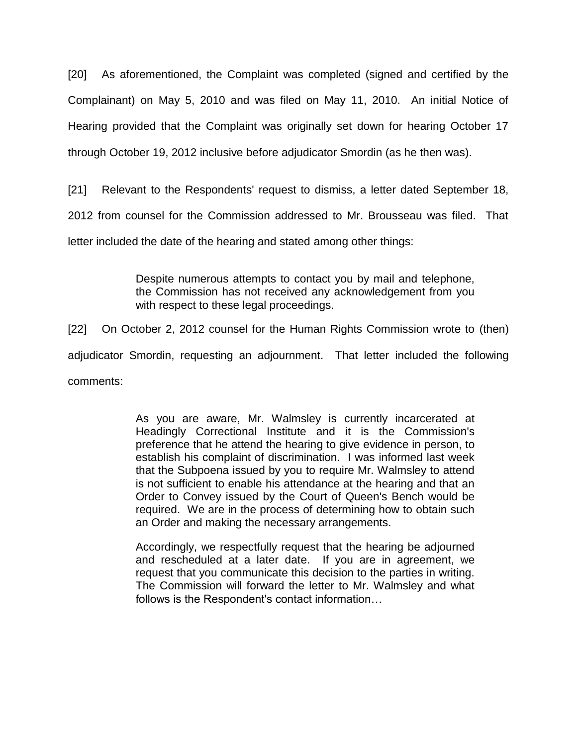[20] As aforementioned, the Complaint was completed (signed and certified by the Complainant) on May 5, 2010 and was filed on May 11, 2010. An initial Notice of Hearing provided that the Complaint was originally set down for hearing October 17 through October 19, 2012 inclusive before adjudicator Smordin (as he then was).

[21] Relevant to the Respondents' request to dismiss, a letter dated September 18, 2012 from counsel for the Commission addressed to Mr. Brousseau was filed. That letter included the date of the hearing and stated among other things:

> Despite numerous attempts to contact you by mail and telephone, the Commission has not received any acknowledgement from you with respect to these legal proceedings.

[22] On October 2, 2012 counsel for the Human Rights Commission wrote to (then) adjudicator Smordin, requesting an adjournment. That letter included the following comments:

> As you are aware, Mr. Walmsley is currently incarcerated at Headingly Correctional Institute and it is the Commission's preference that he attend the hearing to give evidence in person, to establish his complaint of discrimination. I was informed last week that the Subpoena issued by you to require Mr. Walmsley to attend is not sufficient to enable his attendance at the hearing and that an Order to Convey issued by the Court of Queen's Bench would be required. We are in the process of determining how to obtain such an Order and making the necessary arrangements.
>
> Accordingly, we respectfully request that the hearing be adjourned and rescheduled at a later date. If you are in agreement, we request that you communicate this decision to the parties in writing. The Commission will forward the letter to Mr. Walmsley and what follows is the Respondent's contact information…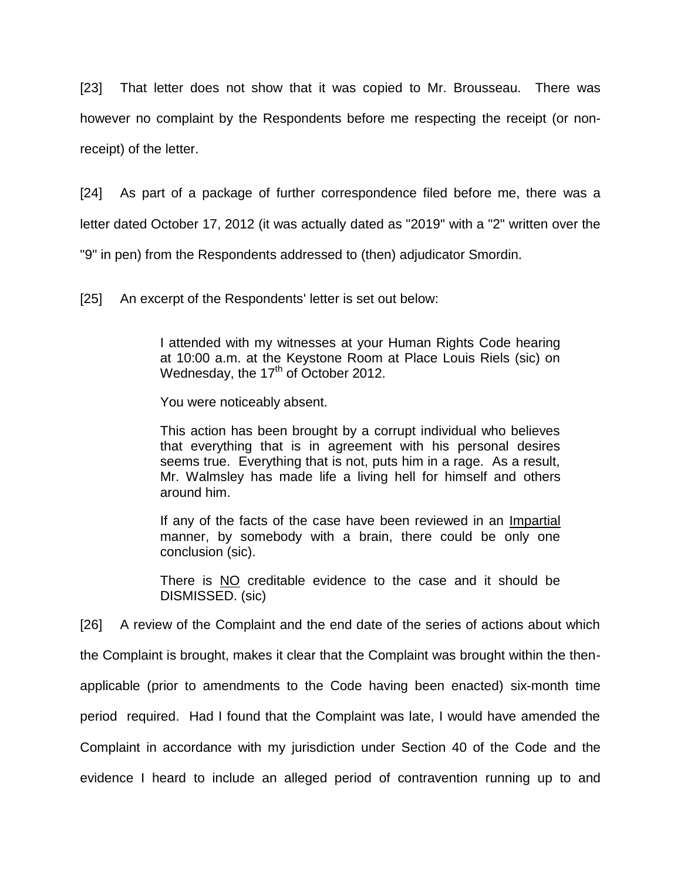[23] That letter does not show that it was copied to Mr. Brousseau. There was however no complaint by the Respondents before me respecting the receipt (or non-receipt) of the letter.

[24] As part of a package of further correspondence filed before me, there was a letter dated October 17, 2012 (it was actually dated as "2019" with a "2" written over the "9" in pen) from the Respondents addressed to (then) adjudicator Smordin.

[25] An excerpt of the Respondents' letter is set out below:

> I attended with my witnesses at your Human Rights Code hearing at 10:00 a.m. at the Keystone Room at Place Louis Riels (sic) on Wednesday, the 17th of October 2012.
>
> You were noticeably absent.
>
> This action has been brought by a corrupt individual who believes that everything that is in agreement with his personal desires seems true. Everything that is not, puts him in a rage. As a result, Mr. Walmsley has made life a living hell for himself and others around him.
>
> If any of the facts of the case have been reviewed in an <u>Impartial</u> manner, by somebody with a brain, there could be only one conclusion (sic).
>
> There is <u>NO</u> creditable evidence to the case and it should be DISMISSED. (sic)

[26] A review of the Complaint and the end date of the series of actions about which the Complaint is brought, makes it clear that the Complaint was brought within the then-applicable (prior to amendments to the Code having been enacted) six-month time period required. Had I found that the Complaint was late, I would have amended the Complaint in accordance with my jurisdiction under Section 40 of the Code and the evidence I heard to include an alleged period of contravention running up to and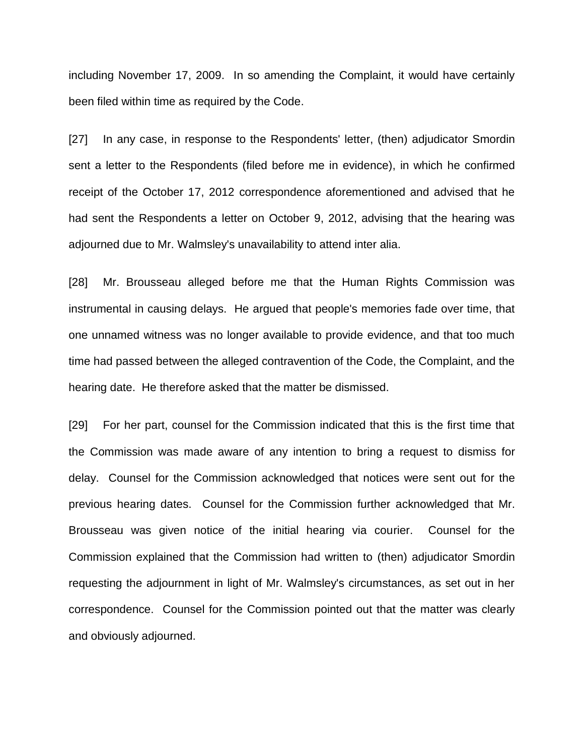including November 17, 2009. In so amending the Complaint, it would have certainly been filed within time as required by the Code.

[27] In any case, in response to the Respondents' letter, (then) adjudicator Smordin sent a letter to the Respondents (filed before me in evidence), in which he confirmed receipt of the October 17, 2012 correspondence aforementioned and advised that he had sent the Respondents a letter on October 9, 2012, advising that the hearing was adjourned due to Mr. Walmsley's unavailability to attend inter alia.

[28] Mr. Brousseau alleged before me that the Human Rights Commission was instrumental in causing delays. He argued that people's memories fade over time, that one unnamed witness was no longer available to provide evidence, and that too much time had passed between the alleged contravention of the Code, the Complaint, and the hearing date. He therefore asked that the matter be dismissed.

[29] For her part, counsel for the Commission indicated that this is the first time that the Commission was made aware of any intention to bring a request to dismiss for delay. Counsel for the Commission acknowledged that notices were sent out for the previous hearing dates. Counsel for the Commission further acknowledged that Mr. Brousseau was given notice of the initial hearing via courier. Counsel for the Commission explained that the Commission had written to (then) adjudicator Smordin requesting the adjournment in light of Mr. Walmsley's circumstances, as set out in her correspondence. Counsel for the Commission pointed out that the matter was clearly and obviously adjourned.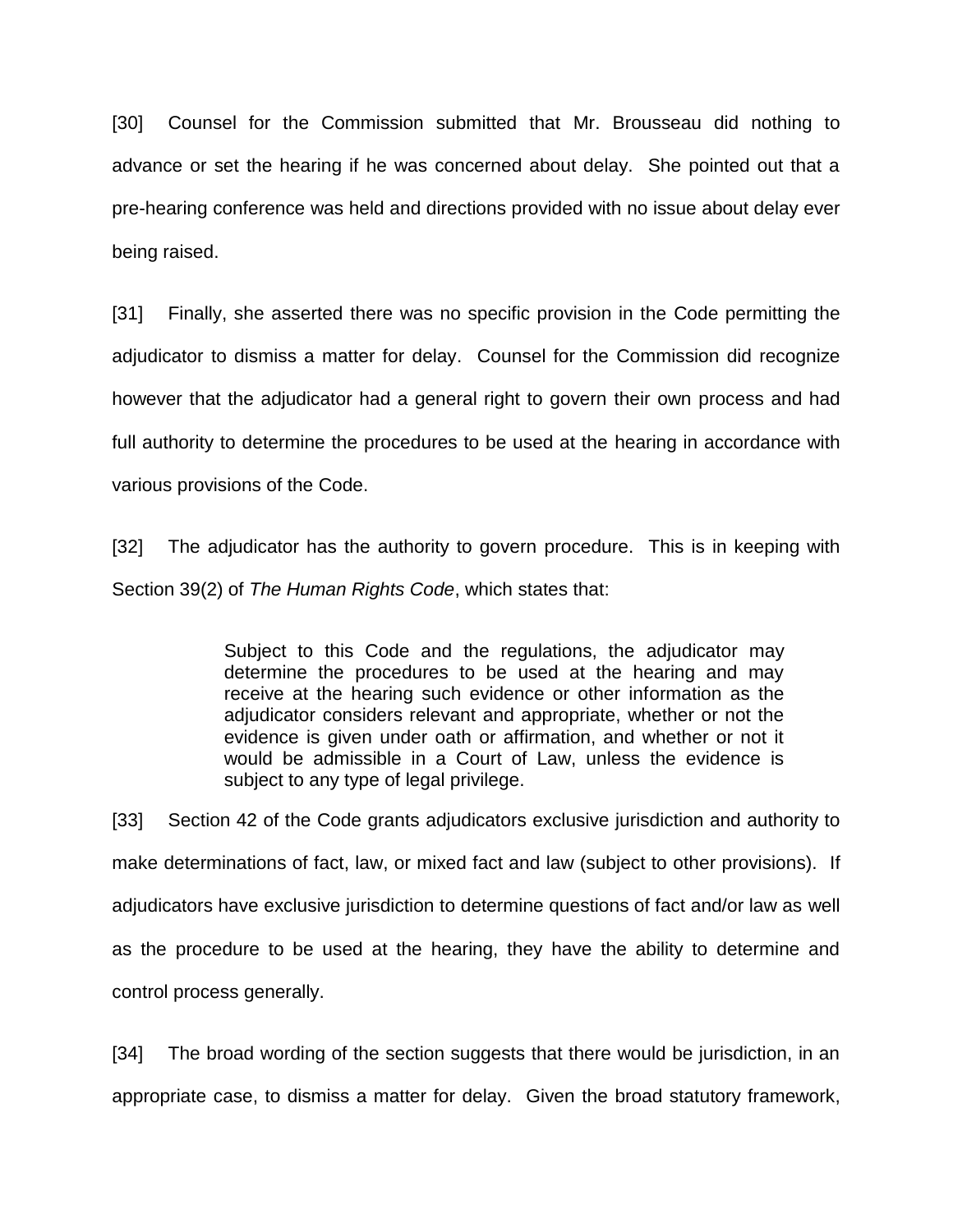[30] Counsel for the Commission submitted that Mr. Brousseau did nothing to advance or set the hearing if he was concerned about delay. She pointed out that a pre-hearing conference was held and directions provided with no issue about delay ever being raised.

[31] Finally, she asserted there was no specific provision in the Code permitting the adjudicator to dismiss a matter for delay. Counsel for the Commission did recognize however that the adjudicator had a general right to govern their own process and had full authority to determine the procedures to be used at the hearing in accordance with various provisions of the Code.

[32] The adjudicator has the authority to govern procedure. This is in keeping with Section 39(2) of *The Human Rights Code*, which states that:

> Subject to this Code and the regulations, the adjudicator may determine the procedures to be used at the hearing and may receive at the hearing such evidence or other information as the adjudicator considers relevant and appropriate, whether or not the evidence is given under oath or affirmation, and whether or not it would be admissible in a Court of Law, unless the evidence is subject to any type of legal privilege.

[33] Section 42 of the Code grants adjudicators exclusive jurisdiction and authority to make determinations of fact, law, or mixed fact and law (subject to other provisions). If adjudicators have exclusive jurisdiction to determine questions of fact and/or law as well as the procedure to be used at the hearing, they have the ability to determine and control process generally.

[34] The broad wording of the section suggests that there would be jurisdiction, in an appropriate case, to dismiss a matter for delay. Given the broad statutory framework,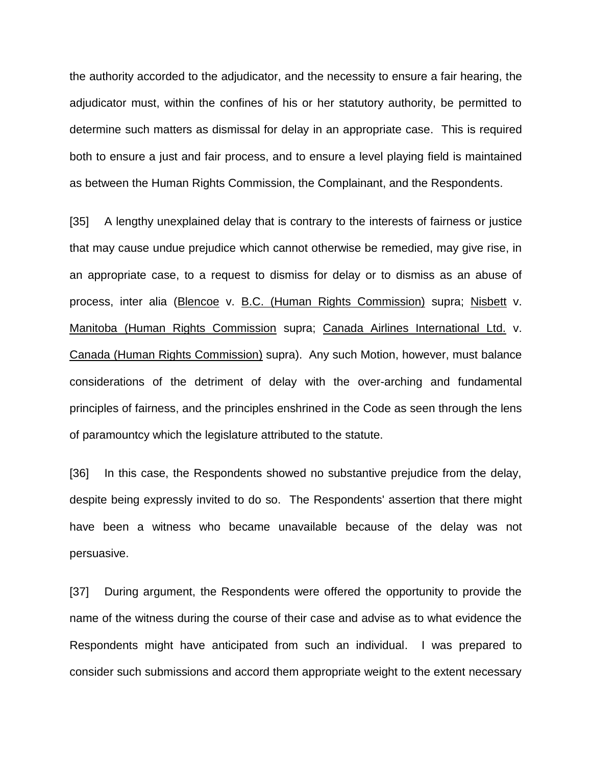the authority accorded to the adjudicator, and the necessity to ensure a fair hearing, the adjudicator must, within the confines of his or her statutory authority, be permitted to determine such matters as dismissal for delay in an appropriate case. This is required both to ensure a just and fair process, and to ensure a level playing field is maintained as between the Human Rights Commission, the Complainant, and the Respondents.

[35] A lengthy unexplained delay that is contrary to the interests of fairness or justice that may cause undue prejudice which cannot otherwise be remedied, may give rise, in an appropriate case, to a request to dismiss for delay or to dismiss as an abuse of process, inter alia (Blencoe v. B.C. (Human Rights Commission) supra; Nisbett v. Manitoba (Human Rights Commission supra; Canada Airlines International Ltd. v. Canada (Human Rights Commission) supra). Any such Motion, however, must balance considerations of the detriment of delay with the over-arching and fundamental principles of fairness, and the principles enshrined in the Code as seen through the lens of paramountcy which the legislature attributed to the statute.

[36] In this case, the Respondents showed no substantive prejudice from the delay, despite being expressly invited to do so. The Respondents' assertion that there might have been a witness who became unavailable because of the delay was not persuasive.

[37] During argument, the Respondents were offered the opportunity to provide the name of the witness during the course of their case and advise as to what evidence the Respondents might have anticipated from such an individual. I was prepared to consider such submissions and accord them appropriate weight to the extent necessary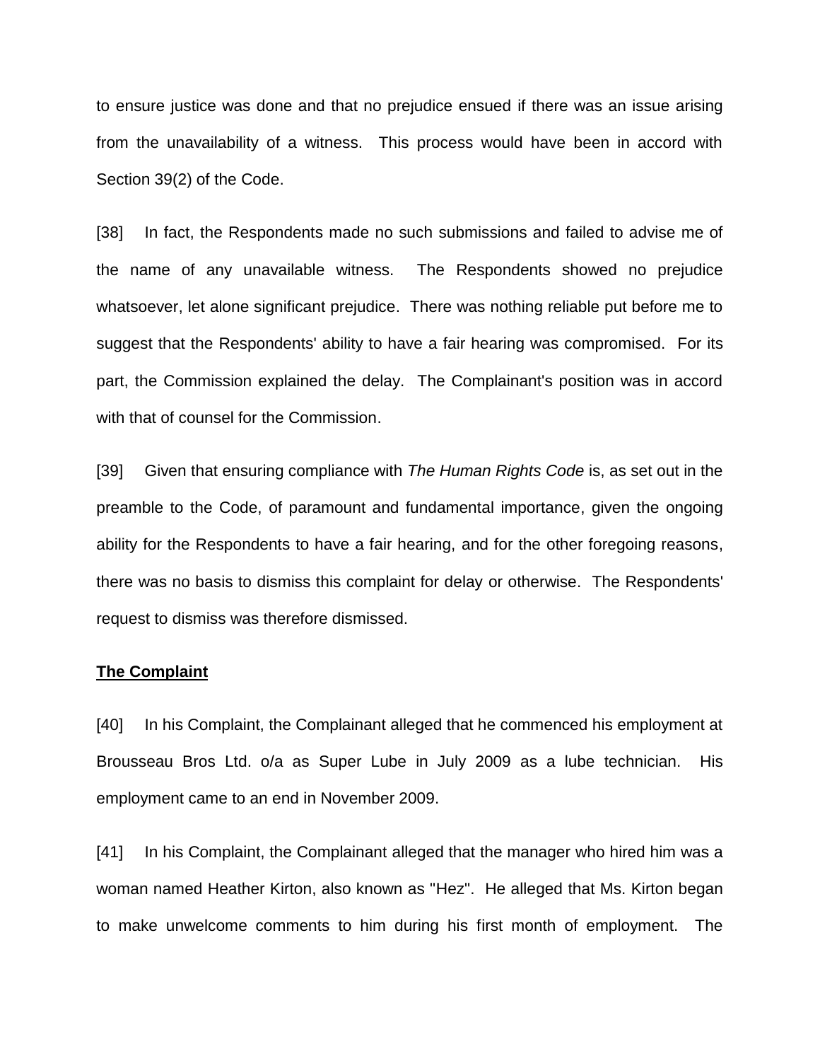to ensure justice was done and that no prejudice ensued if there was an issue arising from the unavailability of a witness. This process would have been in accord with Section 39(2) of the Code.

[38] In fact, the Respondents made no such submissions and failed to advise me of the name of any unavailable witness. The Respondents showed no prejudice whatsoever, let alone significant prejudice. There was nothing reliable put before me to suggest that the Respondents' ability to have a fair hearing was compromised. For its part, the Commission explained the delay. The Complainant's position was in accord with that of counsel for the Commission.

[39] Given that ensuring compliance with *The Human Rights Code* is, as set out in the preamble to the Code, of paramount and fundamental importance, given the ongoing ability for the Respondents to have a fair hearing, and for the other foregoing reasons, there was no basis to dismiss this complaint for delay or otherwise. The Respondents' request to dismiss was therefore dismissed.

**<u>The Complaint</u>**

[40] In his Complaint, the Complainant alleged that he commenced his employment at Brousseau Bros Ltd. o/a as Super Lube in July 2009 as a lube technician. His employment came to an end in November 2009.

[41] In his Complaint, the Complainant alleged that the manager who hired him was a woman named Heather Kirton, also known as "Hez". He alleged that Ms. Kirton began to make unwelcome comments to him during his first month of employment. The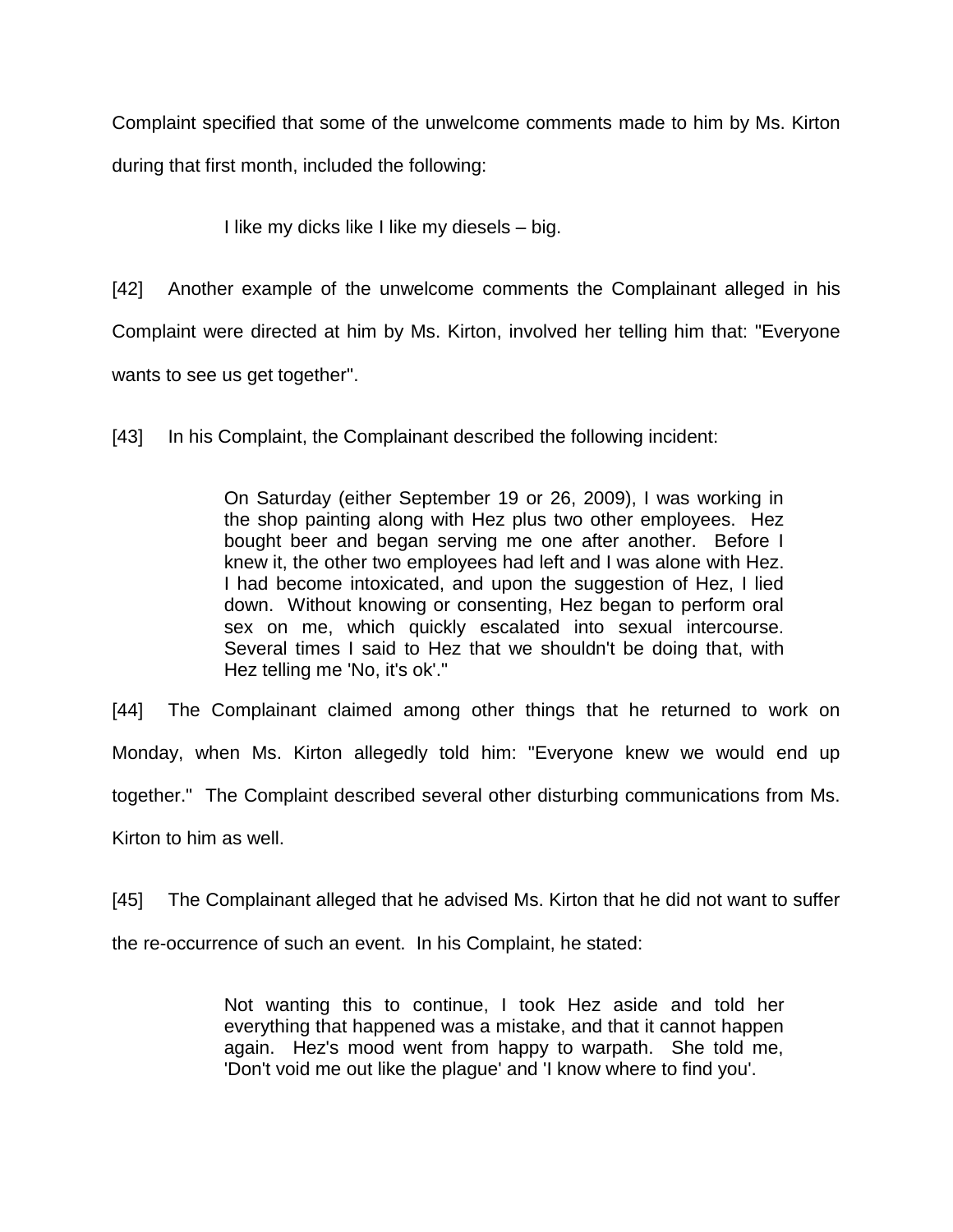Complaint specified that some of the unwelcome comments made to him by Ms. Kirton during that first month, included the following:

> I like my dicks like I like my diesels – big.

[42] Another example of the unwelcome comments the Complainant alleged in his Complaint were directed at him by Ms. Kirton, involved her telling him that: "Everyone wants to see us get together".

[43] In his Complaint, the Complainant described the following incident:

> On Saturday (either September 19 or 26, 2009), I was working in the shop painting along with Hez plus two other employees. Hez bought beer and began serving me one after another. Before I knew it, the other two employees had left and I was alone with Hez. I had become intoxicated, and upon the suggestion of Hez, I lied down. Without knowing or consenting, Hez began to perform oral sex on me, which quickly escalated into sexual intercourse. Several times I said to Hez that we shouldn't be doing that, with Hez telling me 'No, it's ok'."

[44] The Complainant claimed among other things that he returned to work on Monday, when Ms. Kirton allegedly told him: "Everyone knew we would end up together." The Complaint described several other disturbing communications from Ms. Kirton to him as well.

[45] The Complainant alleged that he advised Ms. Kirton that he did not want to suffer the re-occurrence of such an event. In his Complaint, he stated:

> Not wanting this to continue, I took Hez aside and told her everything that happened was a mistake, and that it cannot happen again. Hez's mood went from happy to warpath. She told me, 'Don't void me out like the plague' and 'I know where to find you'.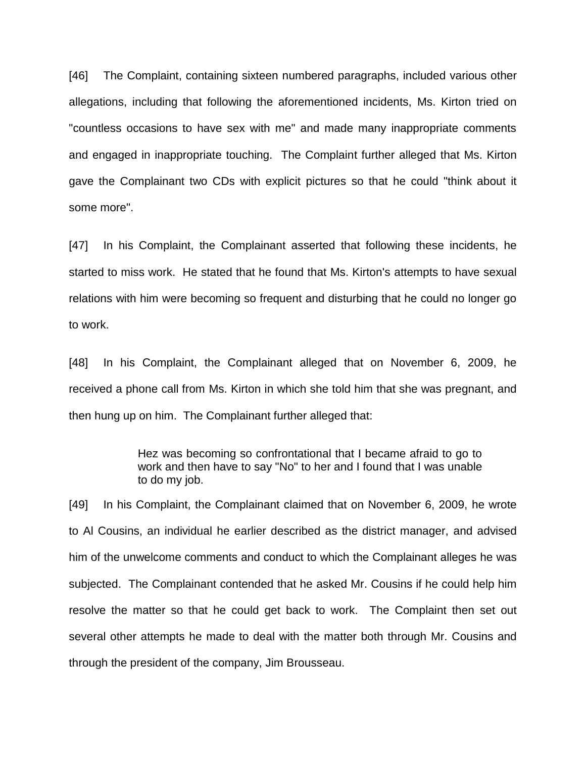[46] The Complaint, containing sixteen numbered paragraphs, included various other allegations, including that following the aforementioned incidents, Ms. Kirton tried on "countless occasions to have sex with me" and made many inappropriate comments and engaged in inappropriate touching. The Complaint further alleged that Ms. Kirton gave the Complainant two CDs with explicit pictures so that he could "think about it some more".

[47] In his Complaint, the Complainant asserted that following these incidents, he started to miss work. He stated that he found that Ms. Kirton's attempts to have sexual relations with him were becoming so frequent and disturbing that he could no longer go to work.

[48] In his Complaint, the Complainant alleged that on November 6, 2009, he received a phone call from Ms. Kirton in which she told him that she was pregnant, and then hung up on him. The Complainant further alleged that:

> Hez was becoming so confrontational that I became afraid to go to work and then have to say "No" to her and I found that I was unable to do my job.

[49] In his Complaint, the Complainant claimed that on November 6, 2009, he wrote to Al Cousins, an individual he earlier described as the district manager, and advised him of the unwelcome comments and conduct to which the Complainant alleges he was subjected. The Complainant contended that he asked Mr. Cousins if he could help him resolve the matter so that he could get back to work. The Complaint then set out several other attempts he made to deal with the matter both through Mr. Cousins and through the president of the company, Jim Brousseau.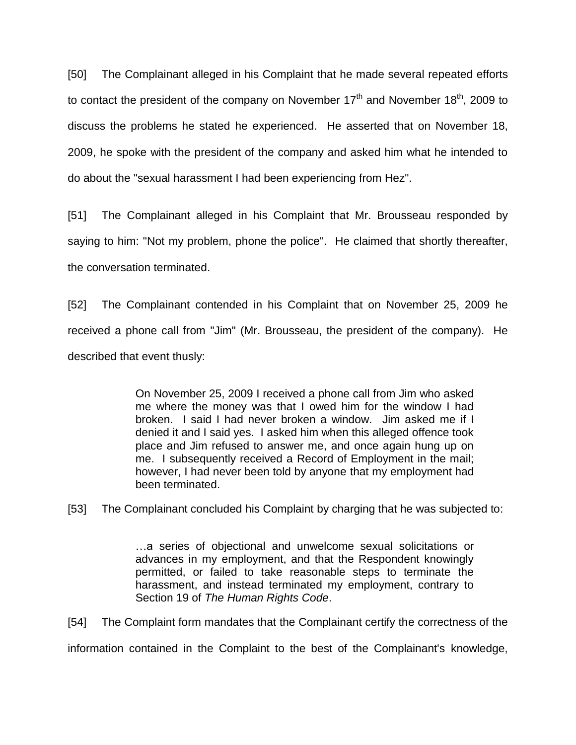[50] The Complainant alleged in his Complaint that he made several repeated efforts to contact the president of the company on November 17th and November 18th, 2009 to discuss the problems he stated he experienced. He asserted that on November 18, 2009, he spoke with the president of the company and asked him what he intended to do about the "sexual harassment I had been experiencing from Hez".

[51] The Complainant alleged in his Complaint that Mr. Brousseau responded by saying to him: "Not my problem, phone the police". He claimed that shortly thereafter, the conversation terminated.

[52] The Complainant contended in his Complaint that on November 25, 2009 he received a phone call from "Jim" (Mr. Brousseau, the president of the company). He described that event thusly:

> On November 25, 2009 I received a phone call from Jim who asked me where the money was that I owed him for the window I had broken. I said I had never broken a window. Jim asked me if I denied it and I said yes. I asked him when this alleged offence took place and Jim refused to answer me, and once again hung up on me. I subsequently received a Record of Employment in the mail; however, I had never been told by anyone that my employment had been terminated.

[53] The Complainant concluded his Complaint by charging that he was subjected to:

> …a series of objectional and unwelcome sexual solicitations or advances in my employment, and that the Respondent knowingly permitted, or failed to take reasonable steps to terminate the harassment, and instead terminated my employment, contrary to Section 19 of *The Human Rights Code*.

[54] The Complaint form mandates that the Complainant certify the correctness of the information contained in the Complaint to the best of the Complainant's knowledge,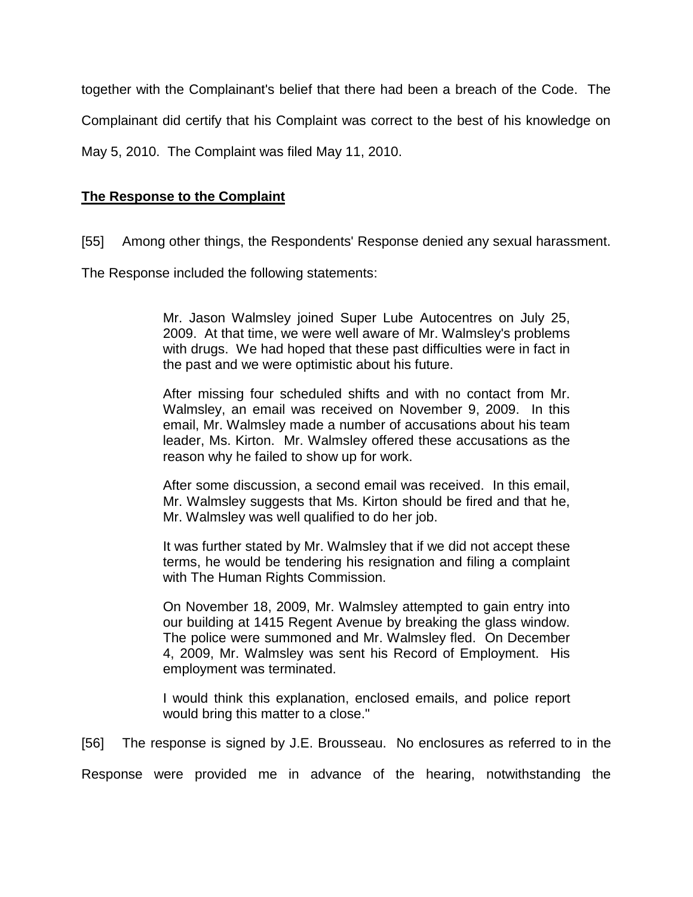together with the Complainant's belief that there had been a breach of the Code. The Complainant did certify that his Complaint was correct to the best of his knowledge on May 5, 2010. The Complaint was filed May 11, 2010.

## **The Response to the Complaint**

[55] Among other things, the Respondents' Response denied any sexual harassment. The Response included the following statements:

> Mr. Jason Walmsley joined Super Lube Autocentres on July 25, 2009. At that time, we were well aware of Mr. Walmsley's problems with drugs. We had hoped that these past difficulties were in fact in the past and we were optimistic about his future.
>
> After missing four scheduled shifts and with no contact from Mr. Walmsley, an email was received on November 9, 2009. In this email, Mr. Walmsley made a number of accusations about his team leader, Ms. Kirton. Mr. Walmsley offered these accusations as the reason why he failed to show up for work.
>
> After some discussion, a second email was received. In this email, Mr. Walmsley suggests that Ms. Kirton should be fired and that he, Mr. Walmsley was well qualified to do her job.
>
> It was further stated by Mr. Walmsley that if we did not accept these terms, he would be tendering his resignation and filing a complaint with The Human Rights Commission.
>
> On November 18, 2009, Mr. Walmsley attempted to gain entry into our building at 1415 Regent Avenue by breaking the glass window. The police were summoned and Mr. Walmsley fled. On December 4, 2009, Mr. Walmsley was sent his Record of Employment. His employment was terminated.
>
> I would think this explanation, enclosed emails, and police report would bring this matter to a close."

[56] The response is signed by J.E. Brousseau. No enclosures as referred to in the Response were provided me in advance of the hearing, notwithstanding the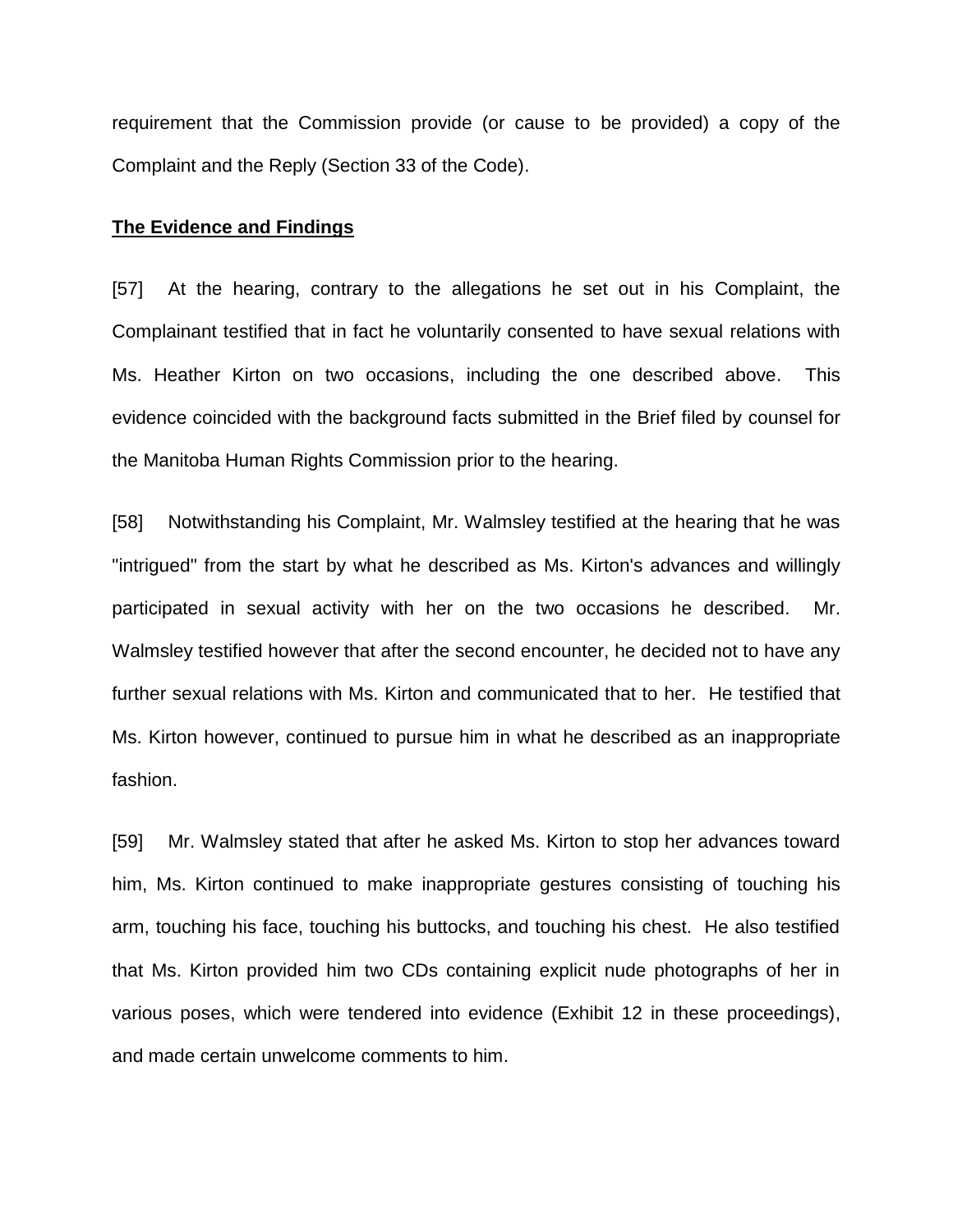requirement that the Commission provide (or cause to be provided) a copy of the Complaint and the Reply (Section 33 of the Code).

**The Evidence and Findings**

[57] At the hearing, contrary to the allegations he set out in his Complaint, the Complainant testified that in fact he voluntarily consented to have sexual relations with Ms. Heather Kirton on two occasions, including the one described above. This evidence coincided with the background facts submitted in the Brief filed by counsel for the Manitoba Human Rights Commission prior to the hearing.

[58] Notwithstanding his Complaint, Mr. Walmsley testified at the hearing that he was "intrigued" from the start by what he described as Ms. Kirton's advances and willingly participated in sexual activity with her on the two occasions he described. Mr. Walmsley testified however that after the second encounter, he decided not to have any further sexual relations with Ms. Kirton and communicated that to her. He testified that Ms. Kirton however, continued to pursue him in what he described as an inappropriate fashion.

[59] Mr. Walmsley stated that after he asked Ms. Kirton to stop her advances toward him, Ms. Kirton continued to make inappropriate gestures consisting of touching his arm, touching his face, touching his buttocks, and touching his chest. He also testified that Ms. Kirton provided him two CDs containing explicit nude photographs of her in various poses, which were tendered into evidence (Exhibit 12 in these proceedings), and made certain unwelcome comments to him.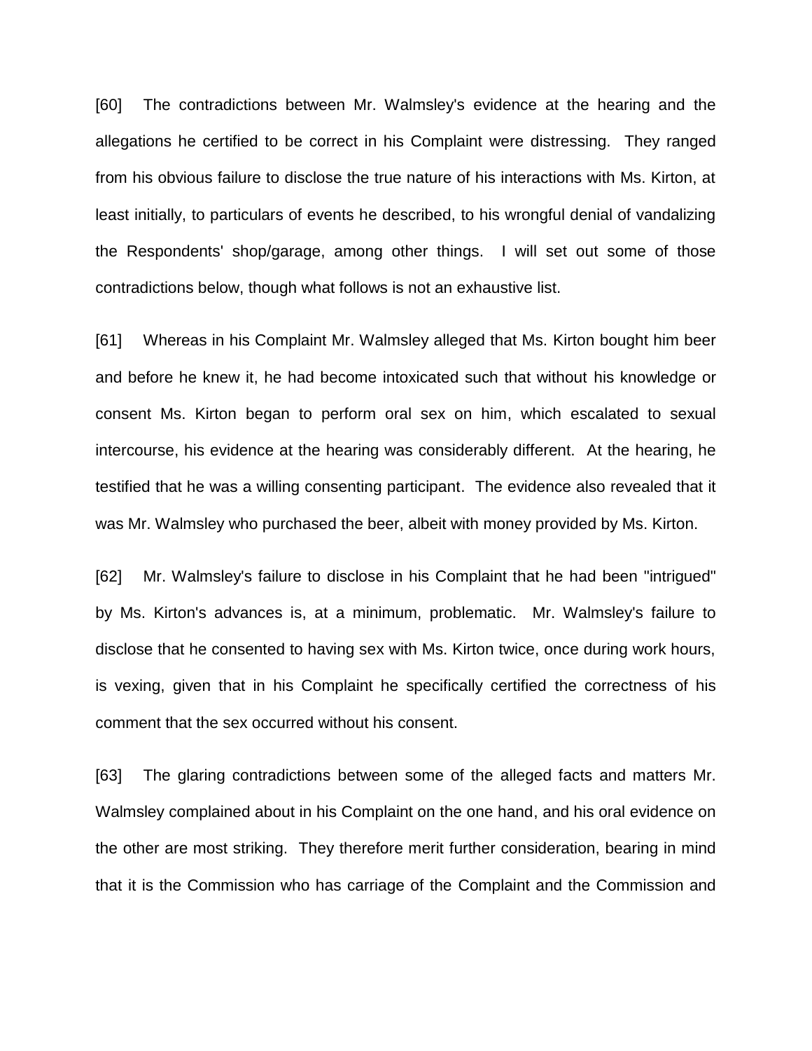[60] The contradictions between Mr. Walmsley's evidence at the hearing and the allegations he certified to be correct in his Complaint were distressing. They ranged from his obvious failure to disclose the true nature of his interactions with Ms. Kirton, at least initially, to particulars of events he described, to his wrongful denial of vandalizing the Respondents' shop/garage, among other things. I will set out some of those contradictions below, though what follows is not an exhaustive list.

[61] Whereas in his Complaint Mr. Walmsley alleged that Ms. Kirton bought him beer and before he knew it, he had become intoxicated such that without his knowledge or consent Ms. Kirton began to perform oral sex on him, which escalated to sexual intercourse, his evidence at the hearing was considerably different. At the hearing, he testified that he was a willing consenting participant. The evidence also revealed that it was Mr. Walmsley who purchased the beer, albeit with money provided by Ms. Kirton.

[62] Mr. Walmsley's failure to disclose in his Complaint that he had been "intrigued" by Ms. Kirton's advances is, at a minimum, problematic. Mr. Walmsley's failure to disclose that he consented to having sex with Ms. Kirton twice, once during work hours, is vexing, given that in his Complaint he specifically certified the correctness of his comment that the sex occurred without his consent.

[63] The glaring contradictions between some of the alleged facts and matters Mr. Walmsley complained about in his Complaint on the one hand, and his oral evidence on the other are most striking. They therefore merit further consideration, bearing in mind that it is the Commission who has carriage of the Complaint and the Commission and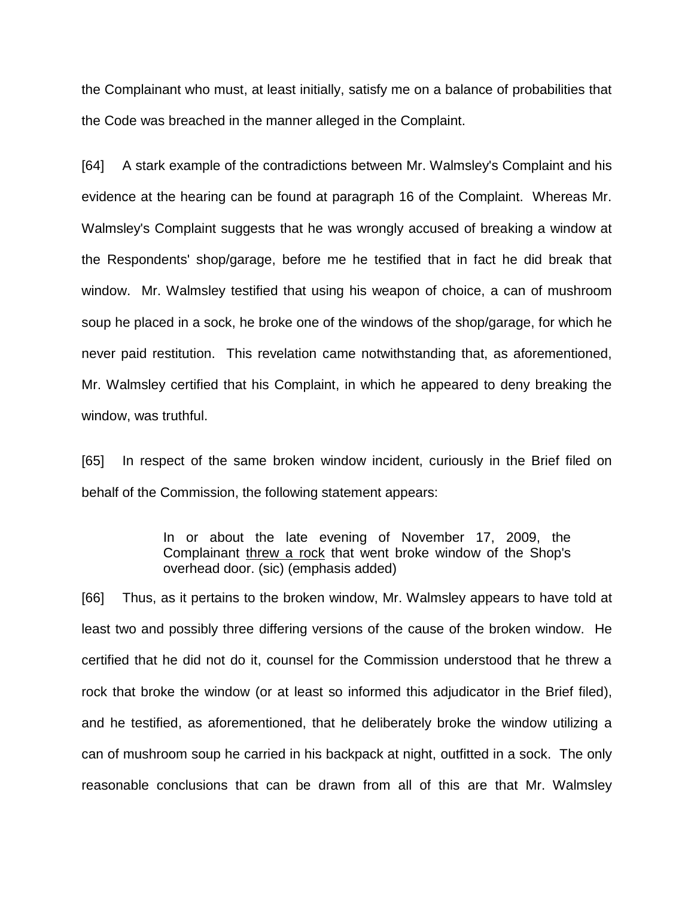the Complainant who must, at least initially, satisfy me on a balance of probabilities that the Code was breached in the manner alleged in the Complaint.

[64] A stark example of the contradictions between Mr. Walmsley's Complaint and his evidence at the hearing can be found at paragraph 16 of the Complaint. Whereas Mr. Walmsley's Complaint suggests that he was wrongly accused of breaking a window at the Respondents' shop/garage, before me he testified that in fact he did break that window. Mr. Walmsley testified that using his weapon of choice, a can of mushroom soup he placed in a sock, he broke one of the windows of the shop/garage, for which he never paid restitution. This revelation came notwithstanding that, as aforementioned, Mr. Walmsley certified that his Complaint, in which he appeared to deny breaking the window, was truthful.

[65] In respect of the same broken window incident, curiously in the Brief filed on behalf of the Commission, the following statement appears:

> In or about the late evening of November 17, 2009, the Complainant threw a rock that went broke window of the Shop's overhead door. (sic) (emphasis added)

[66] Thus, as it pertains to the broken window, Mr. Walmsley appears to have told at least two and possibly three differing versions of the cause of the broken window. He certified that he did not do it, counsel for the Commission understood that he threw a rock that broke the window (or at least so informed this adjudicator in the Brief filed), and he testified, as aforementioned, that he deliberately broke the window utilizing a can of mushroom soup he carried in his backpack at night, outfitted in a sock. The only reasonable conclusions that can be drawn from all of this are that Mr. Walmsley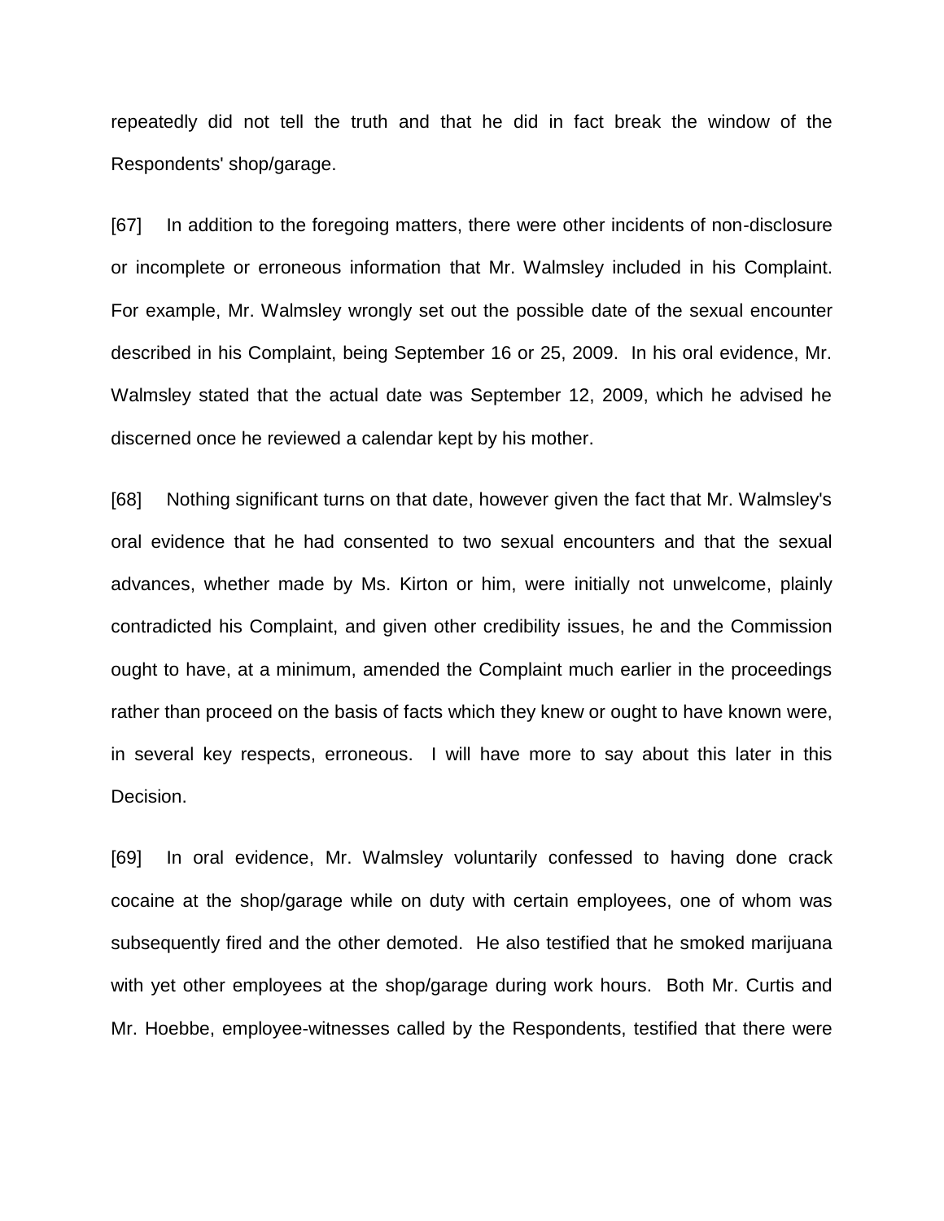repeatedly did not tell the truth and that he did in fact break the window of the Respondents' shop/garage.

[67] In addition to the foregoing matters, there were other incidents of non-disclosure or incomplete or erroneous information that Mr. Walmsley included in his Complaint. For example, Mr. Walmsley wrongly set out the possible date of the sexual encounter described in his Complaint, being September 16 or 25, 2009. In his oral evidence, Mr. Walmsley stated that the actual date was September 12, 2009, which he advised he discerned once he reviewed a calendar kept by his mother.

[68] Nothing significant turns on that date, however given the fact that Mr. Walmsley's oral evidence that he had consented to two sexual encounters and that the sexual advances, whether made by Ms. Kirton or him, were initially not unwelcome, plainly contradicted his Complaint, and given other credibility issues, he and the Commission ought to have, at a minimum, amended the Complaint much earlier in the proceedings rather than proceed on the basis of facts which they knew or ought to have known were, in several key respects, erroneous. I will have more to say about this later in this Decision.

[69] In oral evidence, Mr. Walmsley voluntarily confessed to having done crack cocaine at the shop/garage while on duty with certain employees, one of whom was subsequently fired and the other demoted. He also testified that he smoked marijuana with yet other employees at the shop/garage during work hours. Both Mr. Curtis and Mr. Hoebbe, employee-witnesses called by the Respondents, testified that there were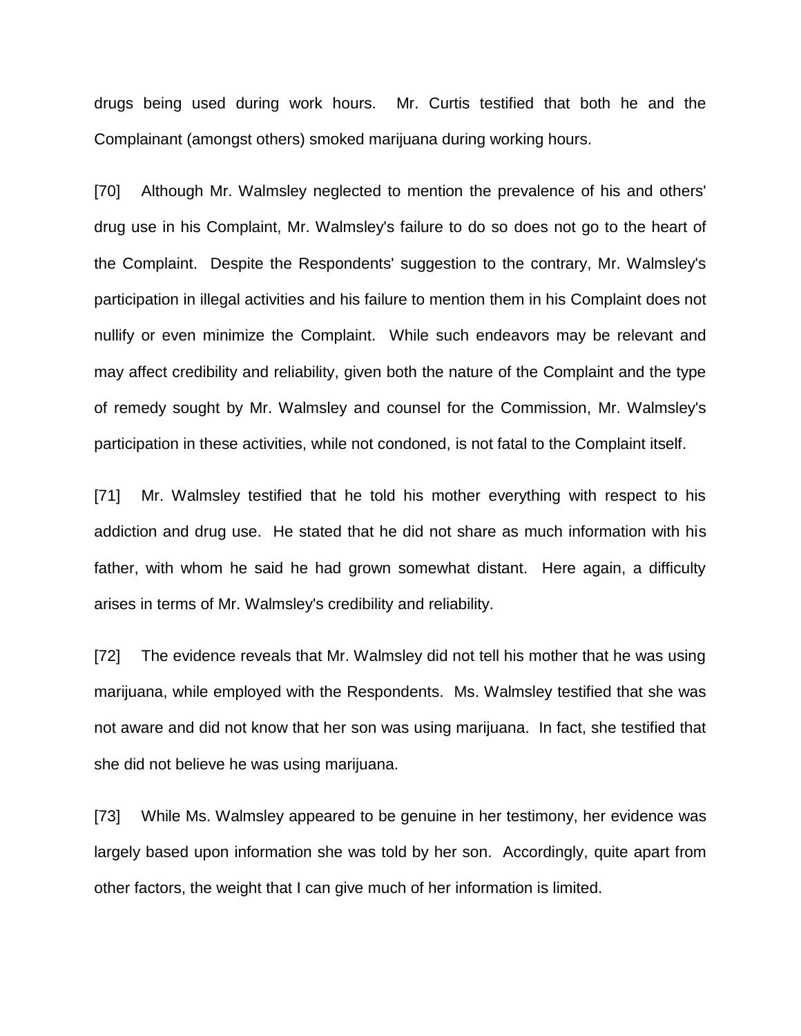drugs being used during work hours. Mr. Curtis testified that both he and the Complainant (amongst others) smoked marijuana during working hours.

[70] Although Mr. Walmsley neglected to mention the prevalence of his and others' drug use in his Complaint, Mr. Walmsley's failure to do so does not go to the heart of the Complaint. Despite the Respondents' suggestion to the contrary, Mr. Walmsley's participation in illegal activities and his failure to mention them in his Complaint does not nullify or even minimize the Complaint. While such endeavors may be relevant and may affect credibility and reliability, given both the nature of the Complaint and the type of remedy sought by Mr. Walmsley and counsel for the Commission, Mr. Walmsley's participation in these activities, while not condoned, is not fatal to the Complaint itself.

[71] Mr. Walmsley testified that he told his mother everything with respect to his addiction and drug use. He stated that he did not share as much information with his father, with whom he said he had grown somewhat distant. Here again, a difficulty arises in terms of Mr. Walmsley's credibility and reliability.

[72] The evidence reveals that Mr. Walmsley did not tell his mother that he was using marijuana, while employed with the Respondents. Ms. Walmsley testified that she was not aware and did not know that her son was using marijuana. In fact, she testified that she did not believe he was using marijuana.

[73] While Ms. Walmsley appeared to be genuine in her testimony, her evidence was largely based upon information she was told by her son. Accordingly, quite apart from other factors, the weight that I can give much of her information is limited.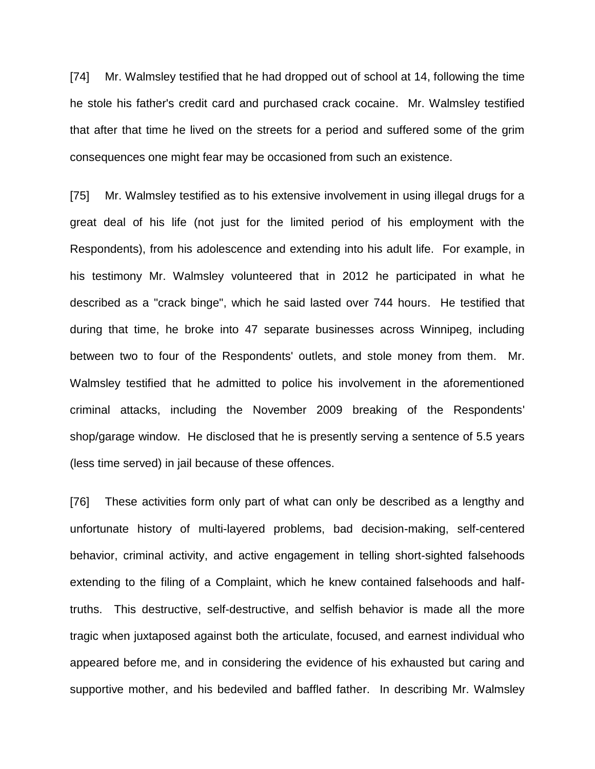[74] Mr. Walmsley testified that he had dropped out of school at 14, following the time he stole his father's credit card and purchased crack cocaine. Mr. Walmsley testified that after that time he lived on the streets for a period and suffered some of the grim consequences one might fear may be occasioned from such an existence.

[75] Mr. Walmsley testified as to his extensive involvement in using illegal drugs for a great deal of his life (not just for the limited period of his employment with the Respondents), from his adolescence and extending into his adult life. For example, in his testimony Mr. Walmsley volunteered that in 2012 he participated in what he described as a "crack binge", which he said lasted over 744 hours. He testified that during that time, he broke into 47 separate businesses across Winnipeg, including between two to four of the Respondents' outlets, and stole money from them. Mr. Walmsley testified that he admitted to police his involvement in the aforementioned criminal attacks, including the November 2009 breaking of the Respondents' shop/garage window. He disclosed that he is presently serving a sentence of 5.5 years (less time served) in jail because of these offences.

[76] These activities form only part of what can only be described as a lengthy and unfortunate history of multi-layered problems, bad decision-making, self-centered behavior, criminal activity, and active engagement in telling short-sighted falsehoods extending to the filing of a Complaint, which he knew contained falsehoods and half-truths. This destructive, self-destructive, and selfish behavior is made all the more tragic when juxtaposed against both the articulate, focused, and earnest individual who appeared before me, and in considering the evidence of his exhausted but caring and supportive mother, and his bedeviled and baffled father. In describing Mr. Walmsley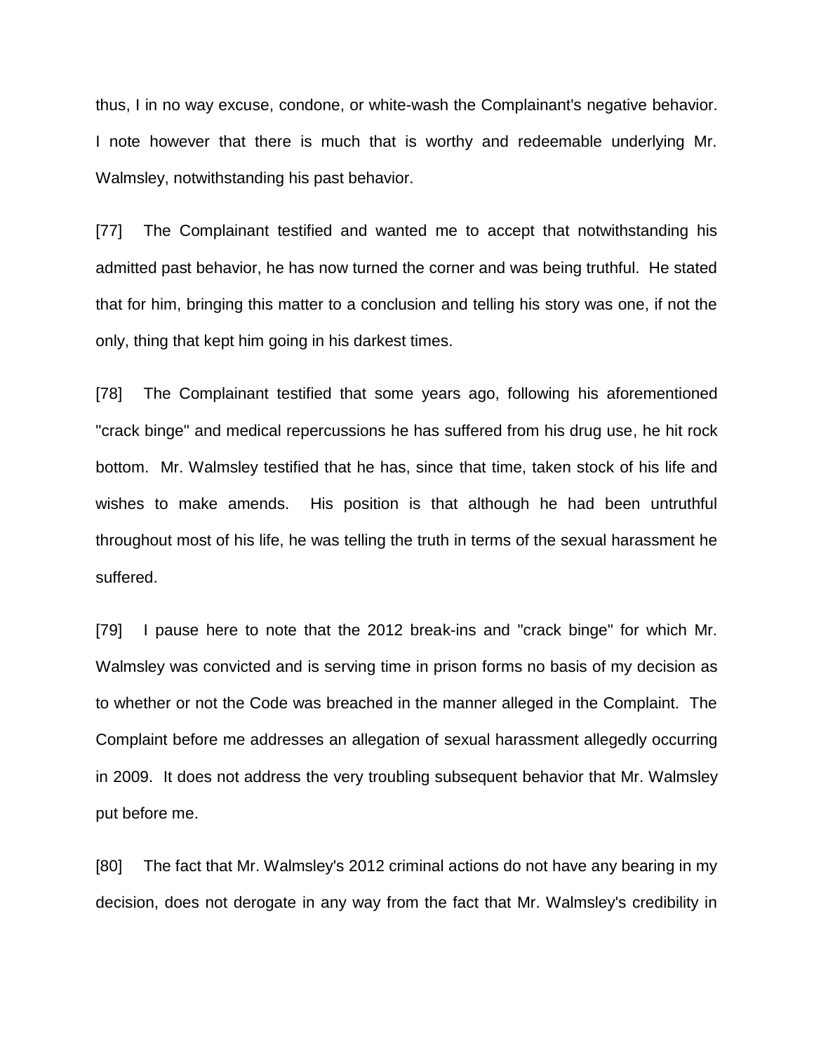thus, I in no way excuse, condone, or white-wash the Complainant's negative behavior. I note however that there is much that is worthy and redeemable underlying Mr. Walmsley, notwithstanding his past behavior.

[77] The Complainant testified and wanted me to accept that notwithstanding his admitted past behavior, he has now turned the corner and was being truthful. He stated that for him, bringing this matter to a conclusion and telling his story was one, if not the only, thing that kept him going in his darkest times.

[78] The Complainant testified that some years ago, following his aforementioned "crack binge" and medical repercussions he has suffered from his drug use, he hit rock bottom. Mr. Walmsley testified that he has, since that time, taken stock of his life and wishes to make amends. His position is that although he had been untruthful throughout most of his life, he was telling the truth in terms of the sexual harassment he suffered.

[79] I pause here to note that the 2012 break-ins and "crack binge" for which Mr. Walmsley was convicted and is serving time in prison forms no basis of my decision as to whether or not the Code was breached in the manner alleged in the Complaint. The Complaint before me addresses an allegation of sexual harassment allegedly occurring in 2009. It does not address the very troubling subsequent behavior that Mr. Walmsley put before me.

[80] The fact that Mr. Walmsley's 2012 criminal actions do not have any bearing in my decision, does not derogate in any way from the fact that Mr. Walmsley's credibility in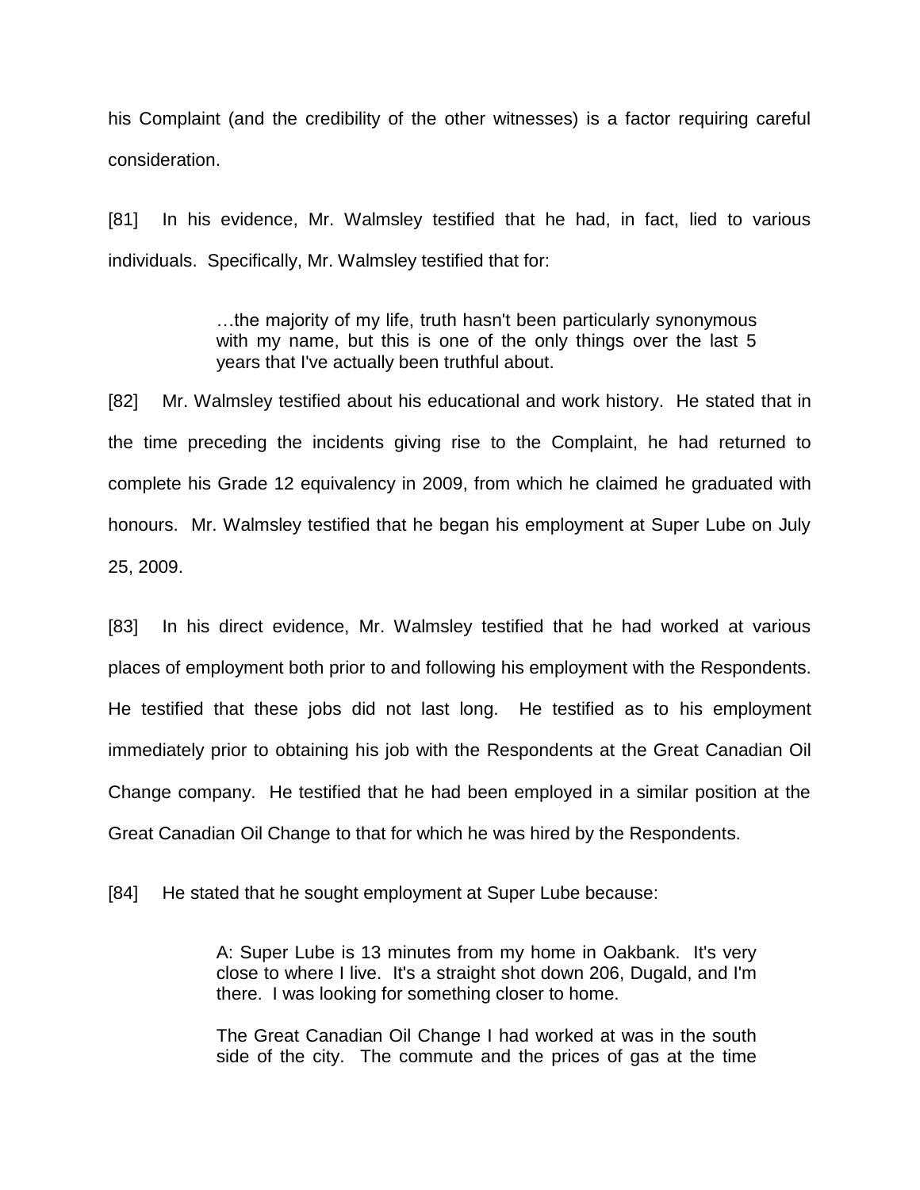his Complaint (and the credibility of the other witnesses) is a factor requiring careful consideration.

[81] In his evidence, Mr. Walmsley testified that he had, in fact, lied to various individuals. Specifically, Mr. Walmsley testified that for:

> …the majority of my life, truth hasn't been particularly synonymous with my name, but this is one of the only things over the last 5 years that I've actually been truthful about.

[82] Mr. Walmsley testified about his educational and work history. He stated that in the time preceding the incidents giving rise to the Complaint, he had returned to complete his Grade 12 equivalency in 2009, from which he claimed he graduated with honours. Mr. Walmsley testified that he began his employment at Super Lube on July 25, 2009.

[83] In his direct evidence, Mr. Walmsley testified that he had worked at various places of employment both prior to and following his employment with the Respondents. He testified that these jobs did not last long. He testified as to his employment immediately prior to obtaining his job with the Respondents at the Great Canadian Oil Change company. He testified that he had been employed in a similar position at the Great Canadian Oil Change to that for which he was hired by the Respondents.

[84] He stated that he sought employment at Super Lube because:

> A: Super Lube is 13 minutes from my home in Oakbank. It's very close to where I live. It's a straight shot down 206, Dugald, and I'm there. I was looking for something closer to home.
>
> The Great Canadian Oil Change I had worked at was in the south side of the city. The commute and the prices of gas at the time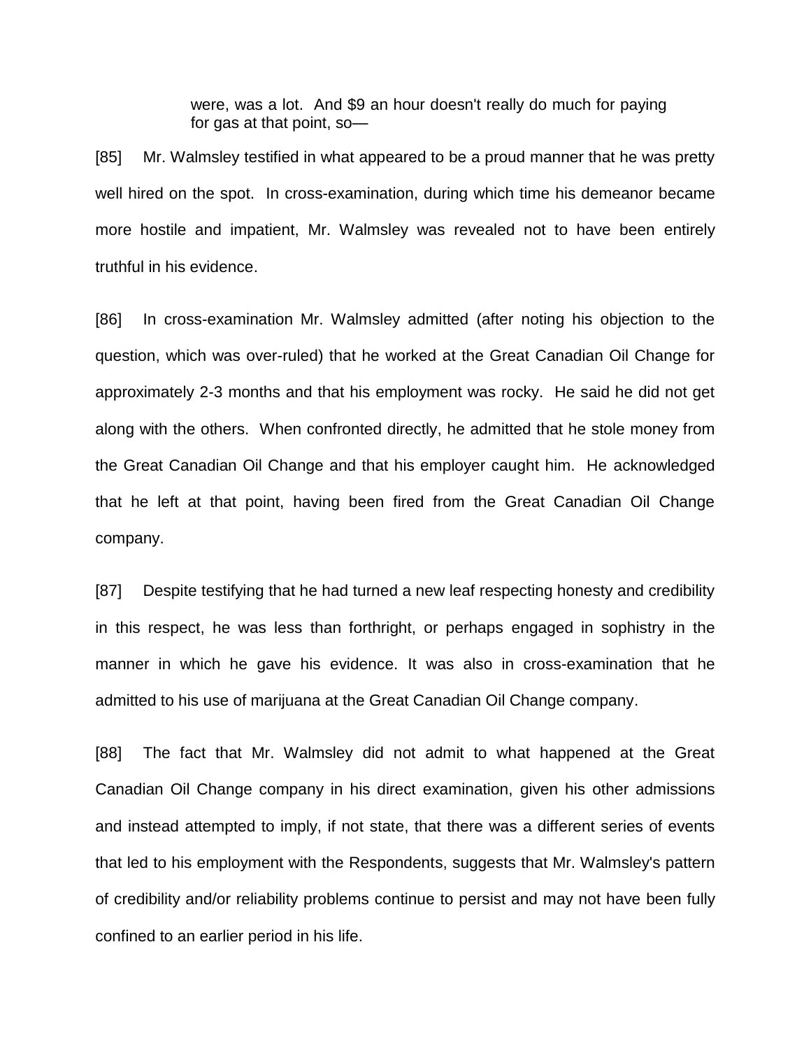> were, was a lot. And $9 an hour doesn't really do much for paying for gas at that point, so—

[85] Mr. Walmsley testified in what appeared to be a proud manner that he was pretty well hired on the spot. In cross-examination, during which time his demeanor became more hostile and impatient, Mr. Walmsley was revealed not to have been entirely truthful in his evidence.

[86] In cross-examination Mr. Walmsley admitted (after noting his objection to the question, which was over-ruled) that he worked at the Great Canadian Oil Change for approximately 2-3 months and that his employment was rocky. He said he did not get along with the others. When confronted directly, he admitted that he stole money from the Great Canadian Oil Change and that his employer caught him. He acknowledged that he left at that point, having been fired from the Great Canadian Oil Change company.

[87] Despite testifying that he had turned a new leaf respecting honesty and credibility in this respect, he was less than forthright, or perhaps engaged in sophistry in the manner in which he gave his evidence. It was also in cross-examination that he admitted to his use of marijuana at the Great Canadian Oil Change company.

[88] The fact that Mr. Walmsley did not admit to what happened at the Great Canadian Oil Change company in his direct examination, given his other admissions and instead attempted to imply, if not state, that there was a different series of events that led to his employment with the Respondents, suggests that Mr. Walmsley's pattern of credibility and/or reliability problems continue to persist and may not have been fully confined to an earlier period in his life.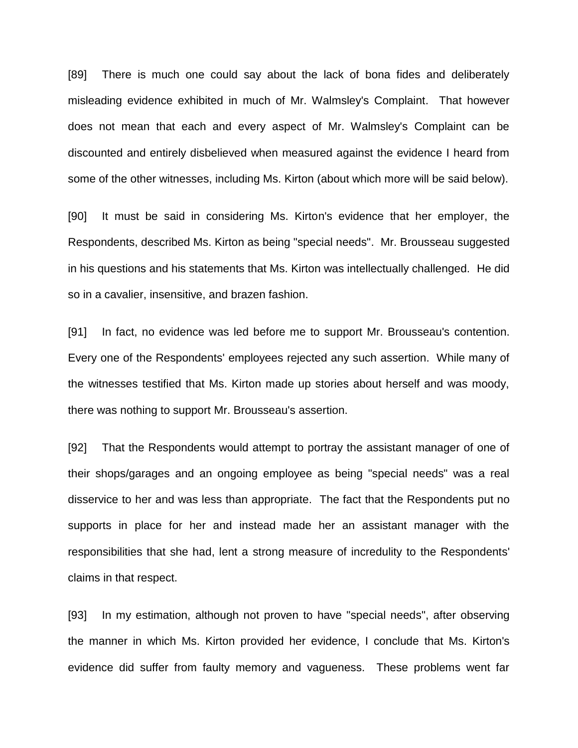[89] There is much one could say about the lack of bona fides and deliberately misleading evidence exhibited in much of Mr. Walmsley's Complaint. That however does not mean that each and every aspect of Mr. Walmsley's Complaint can be discounted and entirely disbelieved when measured against the evidence I heard from some of the other witnesses, including Ms. Kirton (about which more will be said below).

[90] It must be said in considering Ms. Kirton's evidence that her employer, the Respondents, described Ms. Kirton as being "special needs". Mr. Brousseau suggested in his questions and his statements that Ms. Kirton was intellectually challenged. He did so in a cavalier, insensitive, and brazen fashion.

[91] In fact, no evidence was led before me to support Mr. Brousseau's contention. Every one of the Respondents' employees rejected any such assertion. While many of the witnesses testified that Ms. Kirton made up stories about herself and was moody, there was nothing to support Mr. Brousseau's assertion.

[92] That the Respondents would attempt to portray the assistant manager of one of their shops/garages and an ongoing employee as being "special needs" was a real disservice to her and was less than appropriate. The fact that the Respondents put no supports in place for her and instead made her an assistant manager with the responsibilities that she had, lent a strong measure of incredulity to the Respondents' claims in that respect.

[93] In my estimation, although not proven to have "special needs", after observing the manner in which Ms. Kirton provided her evidence, I conclude that Ms. Kirton's evidence did suffer from faulty memory and vagueness. These problems went far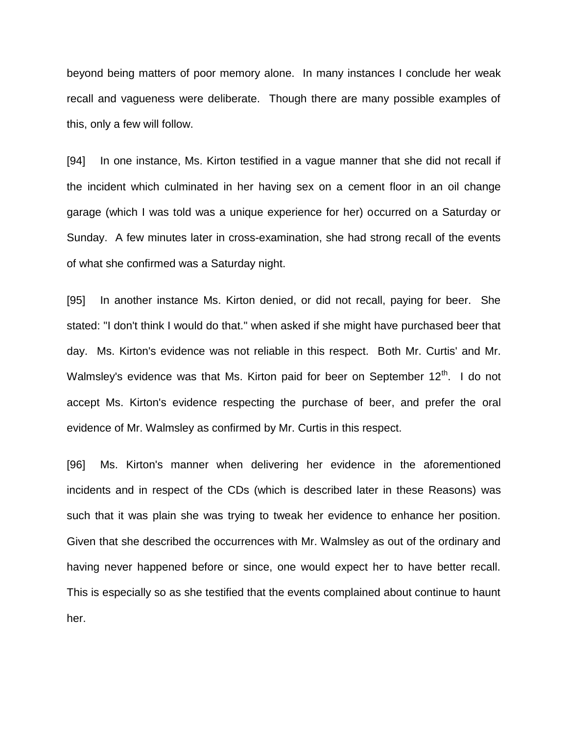beyond being matters of poor memory alone. In many instances I conclude her weak recall and vagueness were deliberate. Though there are many possible examples of this, only a few will follow.

[94] In one instance, Ms. Kirton testified in a vague manner that she did not recall if the incident which culminated in her having sex on a cement floor in an oil change garage (which I was told was a unique experience for her) occurred on a Saturday or Sunday. A few minutes later in cross-examination, she had strong recall of the events of what she confirmed was a Saturday night.

[95] In another instance Ms. Kirton denied, or did not recall, paying for beer. She stated: "I don't think I would do that." when asked if she might have purchased beer that day. Ms. Kirton's evidence was not reliable in this respect. Both Mr. Curtis' and Mr. Walmsley's evidence was that Ms. Kirton paid for beer on September 12th. I do not accept Ms. Kirton's evidence respecting the purchase of beer, and prefer the oral evidence of Mr. Walmsley as confirmed by Mr. Curtis in this respect.

[96] Ms. Kirton's manner when delivering her evidence in the aforementioned incidents and in respect of the CDs (which is described later in these Reasons) was such that it was plain she was trying to tweak her evidence to enhance her position. Given that she described the occurrences with Mr. Walmsley as out of the ordinary and having never happened before or since, one would expect her to have better recall. This is especially so as she testified that the events complained about continue to haunt her.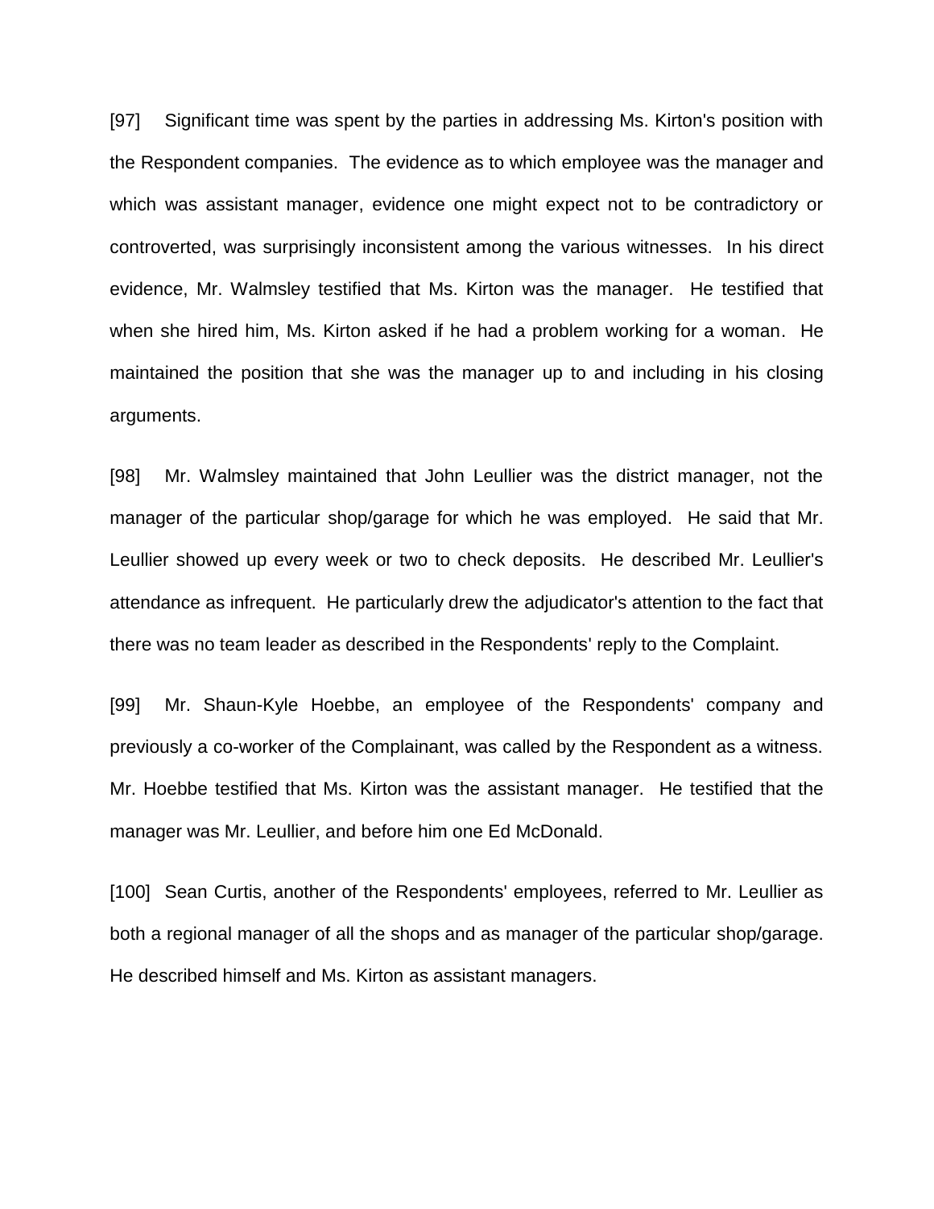[97] Significant time was spent by the parties in addressing Ms. Kirton's position with the Respondent companies. The evidence as to which employee was the manager and which was assistant manager, evidence one might expect not to be contradictory or controverted, was surprisingly inconsistent among the various witnesses. In his direct evidence, Mr. Walmsley testified that Ms. Kirton was the manager. He testified that when she hired him, Ms. Kirton asked if he had a problem working for a woman. He maintained the position that she was the manager up to and including in his closing arguments.

[98] Mr. Walmsley maintained that John Leullier was the district manager, not the manager of the particular shop/garage for which he was employed. He said that Mr. Leullier showed up every week or two to check deposits. He described Mr. Leullier's attendance as infrequent. He particularly drew the adjudicator's attention to the fact that there was no team leader as described in the Respondents' reply to the Complaint.

[99] Mr. Shaun-Kyle Hoebbe, an employee of the Respondents' company and previously a co-worker of the Complainant, was called by the Respondent as a witness. Mr. Hoebbe testified that Ms. Kirton was the assistant manager. He testified that the manager was Mr. Leullier, and before him one Ed McDonald.

[100] Sean Curtis, another of the Respondents' employees, referred to Mr. Leullier as both a regional manager of all the shops and as manager of the particular shop/garage. He described himself and Ms. Kirton as assistant managers.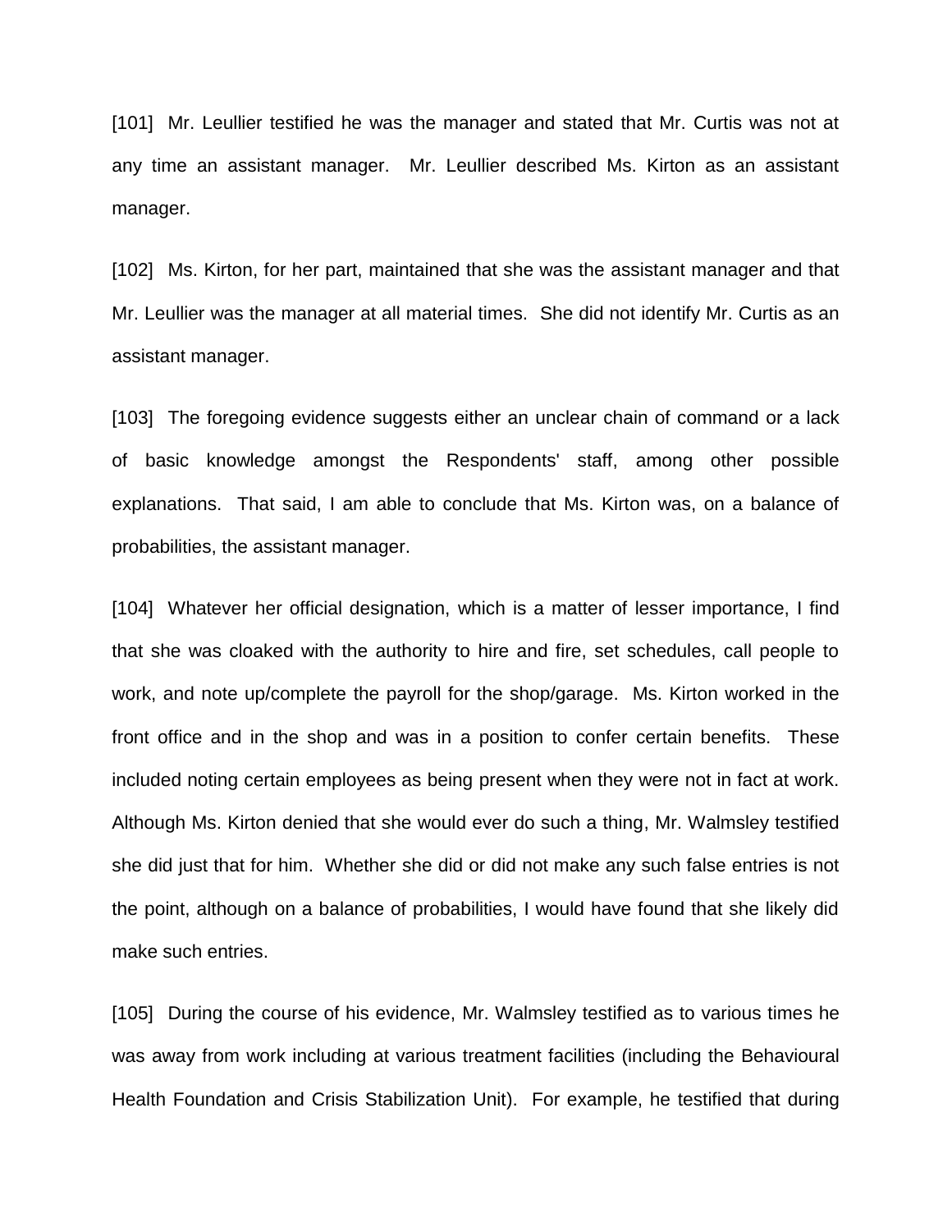[101] Mr. Leullier testified he was the manager and stated that Mr. Curtis was not at any time an assistant manager. Mr. Leullier described Ms. Kirton as an assistant manager.

[102] Ms. Kirton, for her part, maintained that she was the assistant manager and that Mr. Leullier was the manager at all material times. She did not identify Mr. Curtis as an assistant manager.

[103] The foregoing evidence suggests either an unclear chain of command or a lack of basic knowledge amongst the Respondents' staff, among other possible explanations. That said, I am able to conclude that Ms. Kirton was, on a balance of probabilities, the assistant manager.

[104] Whatever her official designation, which is a matter of lesser importance, I find that she was cloaked with the authority to hire and fire, set schedules, call people to work, and note up/complete the payroll for the shop/garage. Ms. Kirton worked in the front office and in the shop and was in a position to confer certain benefits. These included noting certain employees as being present when they were not in fact at work. Although Ms. Kirton denied that she would ever do such a thing, Mr. Walmsley testified she did just that for him. Whether she did or did not make any such false entries is not the point, although on a balance of probabilities, I would have found that she likely did make such entries.

[105] During the course of his evidence, Mr. Walmsley testified as to various times he was away from work including at various treatment facilities (including the Behavioural Health Foundation and Crisis Stabilization Unit). For example, he testified that during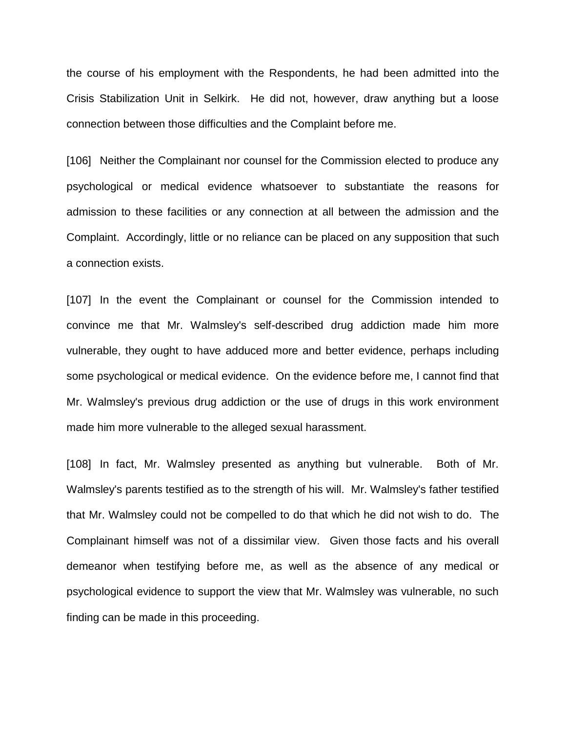the course of his employment with the Respondents, he had been admitted into the Crisis Stabilization Unit in Selkirk. He did not, however, draw anything but a loose connection between those difficulties and the Complaint before me.

[106] Neither the Complainant nor counsel for the Commission elected to produce any psychological or medical evidence whatsoever to substantiate the reasons for admission to these facilities or any connection at all between the admission and the Complaint. Accordingly, little or no reliance can be placed on any supposition that such a connection exists.

[107] In the event the Complainant or counsel for the Commission intended to convince me that Mr. Walmsley's self-described drug addiction made him more vulnerable, they ought to have adduced more and better evidence, perhaps including some psychological or medical evidence. On the evidence before me, I cannot find that Mr. Walmsley's previous drug addiction or the use of drugs in this work environment made him more vulnerable to the alleged sexual harassment.

[108] In fact, Mr. Walmsley presented as anything but vulnerable. Both of Mr. Walmsley's parents testified as to the strength of his will. Mr. Walmsley's father testified that Mr. Walmsley could not be compelled to do that which he did not wish to do. The Complainant himself was not of a dissimilar view. Given those facts and his overall demeanor when testifying before me, as well as the absence of any medical or psychological evidence to support the view that Mr. Walmsley was vulnerable, no such finding can be made in this proceeding.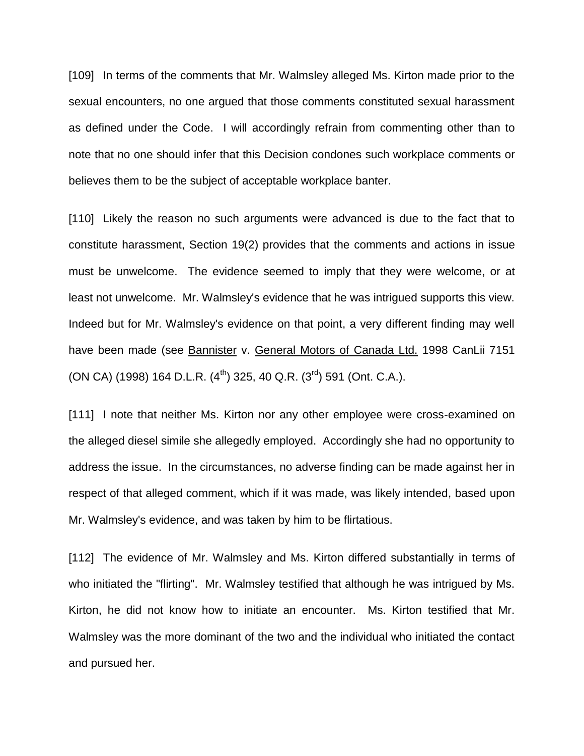[109] In terms of the comments that Mr. Walmsley alleged Ms. Kirton made prior to the sexual encounters, no one argued that those comments constituted sexual harassment as defined under the Code. I will accordingly refrain from commenting other than to note that no one should infer that this Decision condones such workplace comments or believes them to be the subject of acceptable workplace banter.

[110] Likely the reason no such arguments were advanced is due to the fact that to constitute harassment, Section 19(2) provides that the comments and actions in issue must be unwelcome. The evidence seemed to imply that they were welcome, or at least not unwelcome. Mr. Walmsley's evidence that he was intrigued supports this view. Indeed but for Mr. Walmsley's evidence on that point, a very different finding may well have been made (see Bannister v. General Motors of Canada Ltd. 1998 CanLii 7151 (ON CA) (1998) 164 D.L.R. (4th) 325, 40 Q.R. (3rd) 591 (Ont. C.A.).

[111] I note that neither Ms. Kirton nor any other employee were cross-examined on the alleged diesel simile she allegedly employed. Accordingly she had no opportunity to address the issue. In the circumstances, no adverse finding can be made against her in respect of that alleged comment, which if it was made, was likely intended, based upon Mr. Walmsley's evidence, and was taken by him to be flirtatious.

[112] The evidence of Mr. Walmsley and Ms. Kirton differed substantially in terms of who initiated the "flirting". Mr. Walmsley testified that although he was intrigued by Ms. Kirton, he did not know how to initiate an encounter. Ms. Kirton testified that Mr. Walmsley was the more dominant of the two and the individual who initiated the contact and pursued her.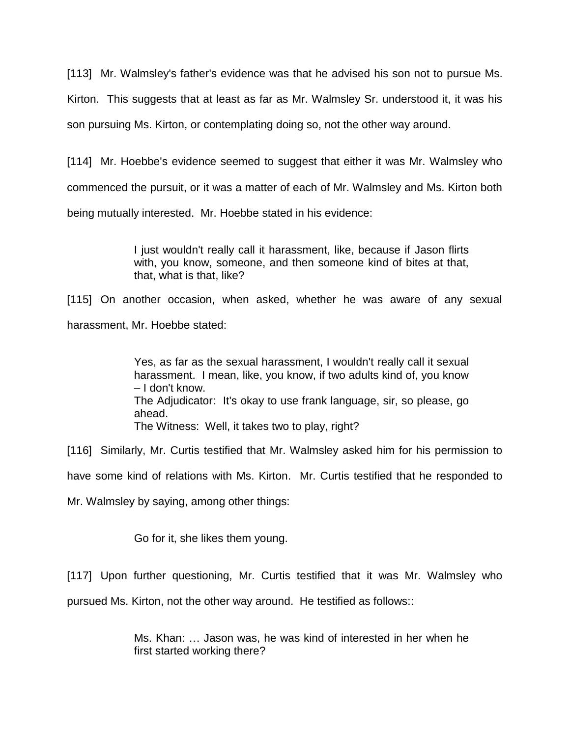[113] Mr. Walmsley's father's evidence was that he advised his son not to pursue Ms. Kirton. This suggests that at least as far as Mr. Walmsley Sr. understood it, it was his son pursuing Ms. Kirton, or contemplating doing so, not the other way around.

[114] Mr. Hoebbe's evidence seemed to suggest that either it was Mr. Walmsley who commenced the pursuit, or it was a matter of each of Mr. Walmsley and Ms. Kirton both being mutually interested. Mr. Hoebbe stated in his evidence:

> I just wouldn't really call it harassment, like, because if Jason flirts with, you know, someone, and then someone kind of bites at that, that, what is that, like?

[115] On another occasion, when asked, whether he was aware of any sexual harassment, Mr. Hoebbe stated:

> Yes, as far as the sexual harassment, I wouldn't really call it sexual harassment. I mean, like, you know, if two adults kind of, you know – I don't know.
> The Adjudicator: It's okay to use frank language, sir, so please, go ahead.
> The Witness: Well, it takes two to play, right?

[116] Similarly, Mr. Curtis testified that Mr. Walmsley asked him for his permission to have some kind of relations with Ms. Kirton. Mr. Curtis testified that he responded to Mr. Walmsley by saying, among other things:

> Go for it, she likes them young.

[117] Upon further questioning, Mr. Curtis testified that it was Mr. Walmsley who pursued Ms. Kirton, not the other way around. He testified as follows::

> Ms. Khan: … Jason was, he was kind of interested in her when he first started working there?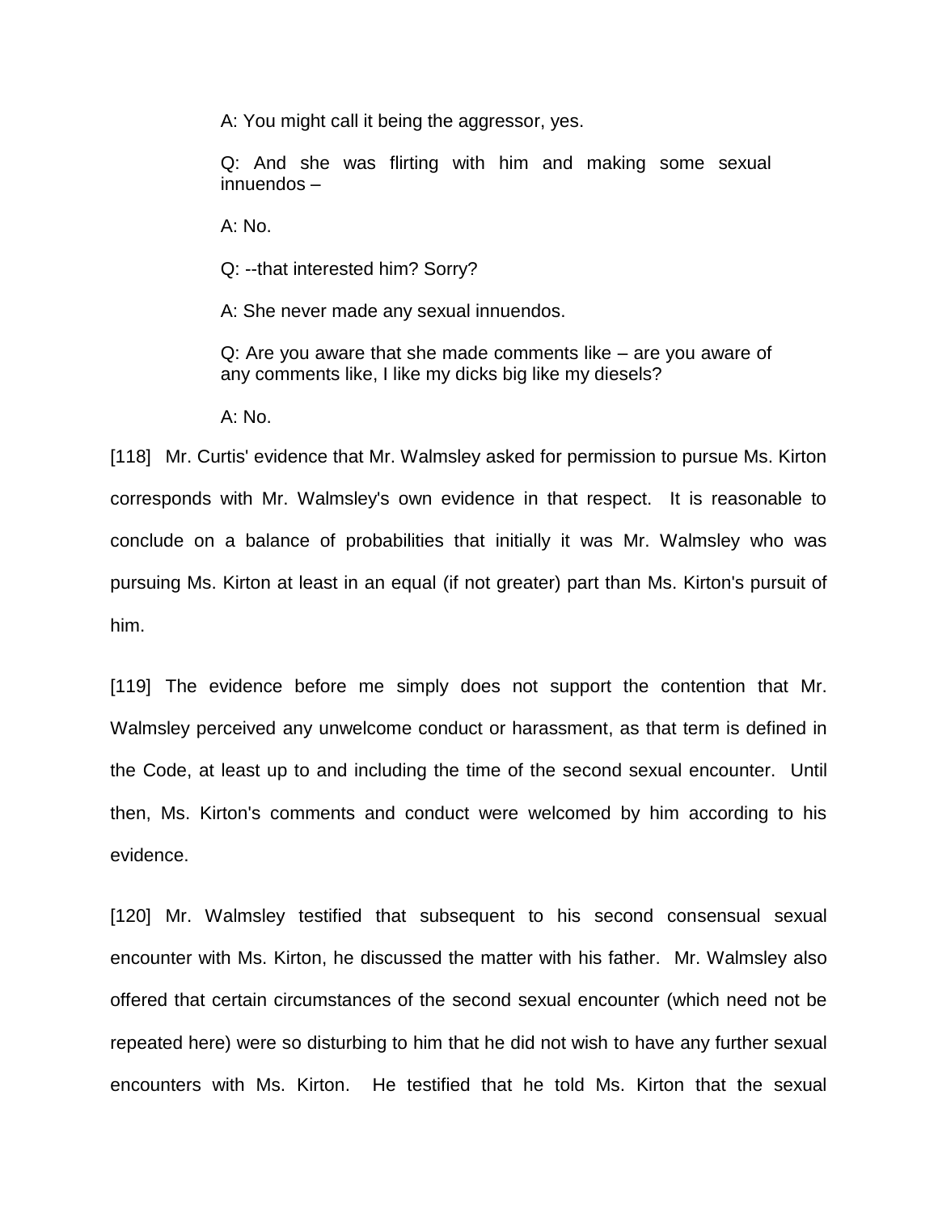A: You might call it being the aggressor, yes.

Q: And she was flirting with him and making some sexual innuendos –

A: No.

Q: --that interested him? Sorry?

A: She never made any sexual innuendos.

Q: Are you aware that she made comments like – are you aware of any comments like, I like my dicks big like my diesels?

A: No.

[118] Mr. Curtis' evidence that Mr. Walmsley asked for permission to pursue Ms. Kirton corresponds with Mr. Walmsley's own evidence in that respect. It is reasonable to conclude on a balance of probabilities that initially it was Mr. Walmsley who was pursuing Ms. Kirton at least in an equal (if not greater) part than Ms. Kirton's pursuit of him.

[119] The evidence before me simply does not support the contention that Mr. Walmsley perceived any unwelcome conduct or harassment, as that term is defined in the Code, at least up to and including the time of the second sexual encounter. Until then, Ms. Kirton's comments and conduct were welcomed by him according to his evidence.

[120] Mr. Walmsley testified that subsequent to his second consensual sexual encounter with Ms. Kirton, he discussed the matter with his father. Mr. Walmsley also offered that certain circumstances of the second sexual encounter (which need not be repeated here) were so disturbing to him that he did not wish to have any further sexual encounters with Ms. Kirton. He testified that he told Ms. Kirton that the sexual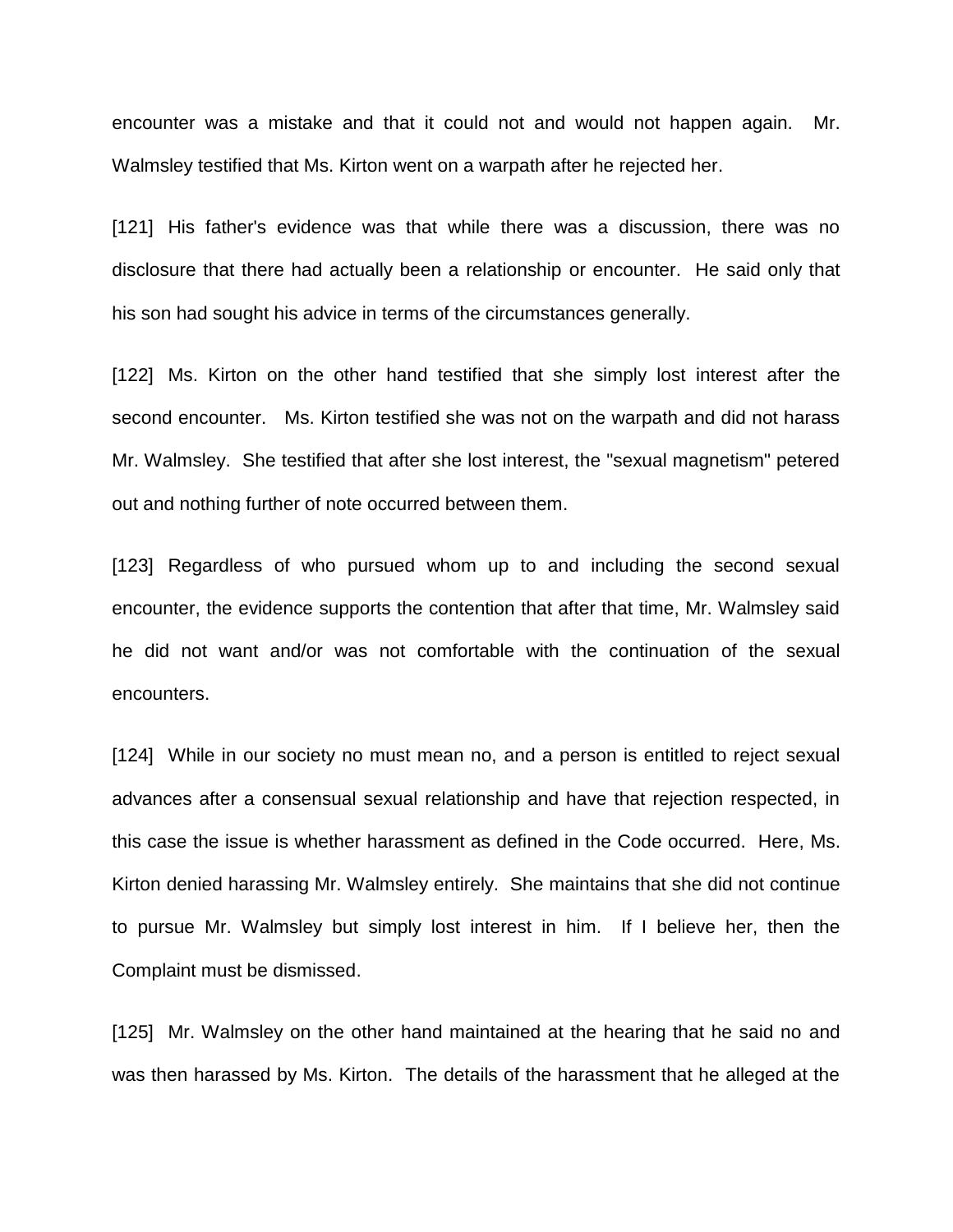encounter was a mistake and that it could not and would not happen again. Mr. Walmsley testified that Ms. Kirton went on a warpath after he rejected her.

[121] His father's evidence was that while there was a discussion, there was no disclosure that there had actually been a relationship or encounter. He said only that his son had sought his advice in terms of the circumstances generally.

[122] Ms. Kirton on the other hand testified that she simply lost interest after the second encounter. Ms. Kirton testified she was not on the warpath and did not harass Mr. Walmsley. She testified that after she lost interest, the "sexual magnetism" petered out and nothing further of note occurred between them.

[123] Regardless of who pursued whom up to and including the second sexual encounter, the evidence supports the contention that after that time, Mr. Walmsley said he did not want and/or was not comfortable with the continuation of the sexual encounters.

[124] While in our society no must mean no, and a person is entitled to reject sexual advances after a consensual sexual relationship and have that rejection respected, in this case the issue is whether harassment as defined in the Code occurred. Here, Ms. Kirton denied harassing Mr. Walmsley entirely. She maintains that she did not continue to pursue Mr. Walmsley but simply lost interest in him. If I believe her, then the Complaint must be dismissed.

[125] Mr. Walmsley on the other hand maintained at the hearing that he said no and was then harassed by Ms. Kirton. The details of the harassment that he alleged at the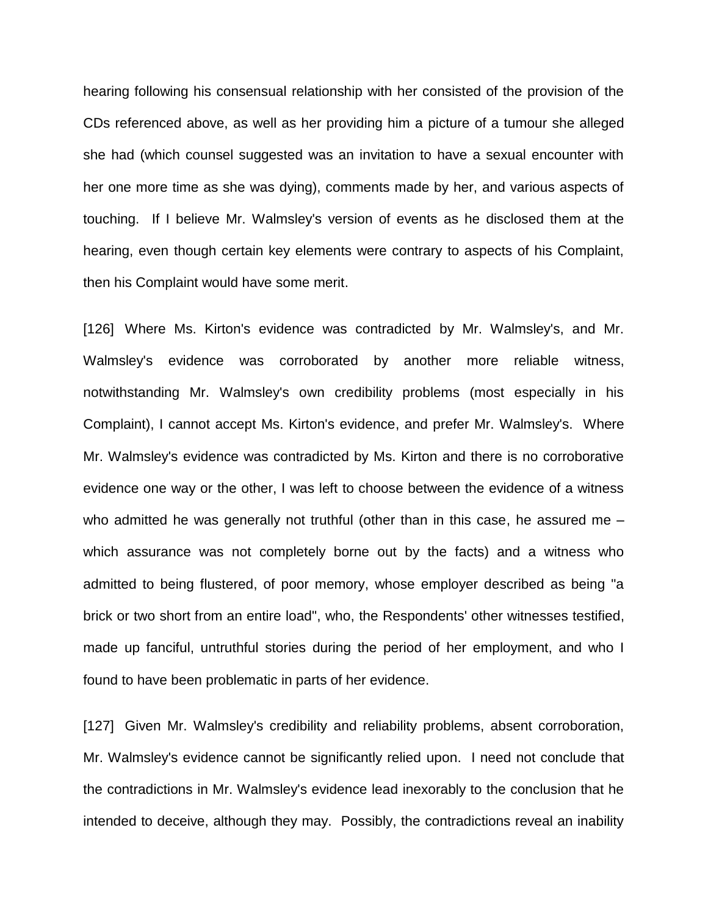hearing following his consensual relationship with her consisted of the provision of the CDs referenced above, as well as her providing him a picture of a tumour she alleged she had (which counsel suggested was an invitation to have a sexual encounter with her one more time as she was dying), comments made by her, and various aspects of touching. If I believe Mr. Walmsley's version of events as he disclosed them at the hearing, even though certain key elements were contrary to aspects of his Complaint, then his Complaint would have some merit.

[126] Where Ms. Kirton's evidence was contradicted by Mr. Walmsley's, and Mr. Walmsley's evidence was corroborated by another more reliable witness, notwithstanding Mr. Walmsley's own credibility problems (most especially in his Complaint), I cannot accept Ms. Kirton's evidence, and prefer Mr. Walmsley's. Where Mr. Walmsley's evidence was contradicted by Ms. Kirton and there is no corroborative evidence one way or the other, I was left to choose between the evidence of a witness who admitted he was generally not truthful (other than in this case, he assured me – which assurance was not completely borne out by the facts) and a witness who admitted to being flustered, of poor memory, whose employer described as being "a brick or two short from an entire load", who, the Respondents' other witnesses testified, made up fanciful, untruthful stories during the period of her employment, and who I found to have been problematic in parts of her evidence.

[127] Given Mr. Walmsley's credibility and reliability problems, absent corroboration, Mr. Walmsley's evidence cannot be significantly relied upon. I need not conclude that the contradictions in Mr. Walmsley's evidence lead inexorably to the conclusion that he intended to deceive, although they may. Possibly, the contradictions reveal an inability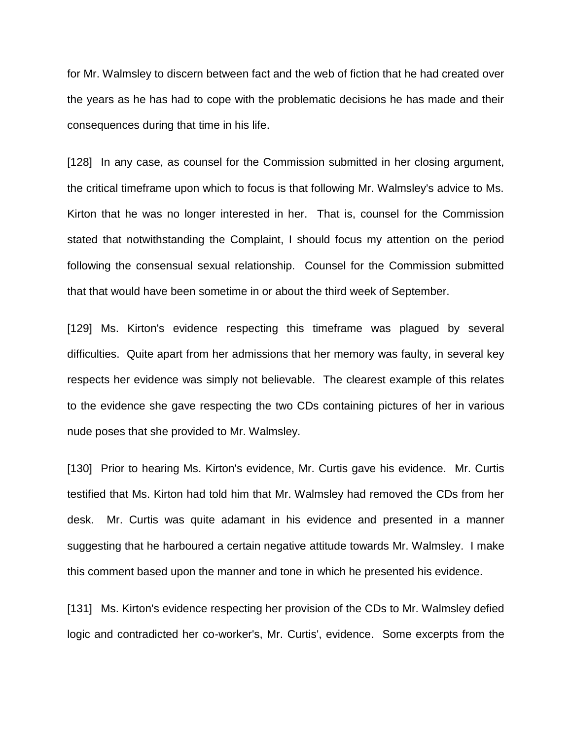for Mr. Walmsley to discern between fact and the web of fiction that he had created over the years as he has had to cope with the problematic decisions he has made and their consequences during that time in his life.

[128] In any case, as counsel for the Commission submitted in her closing argument, the critical timeframe upon which to focus is that following Mr. Walmsley's advice to Ms. Kirton that he was no longer interested in her. That is, counsel for the Commission stated that notwithstanding the Complaint, I should focus my attention on the period following the consensual sexual relationship. Counsel for the Commission submitted that that would have been sometime in or about the third week of September.

[129] Ms. Kirton's evidence respecting this timeframe was plagued by several difficulties. Quite apart from her admissions that her memory was faulty, in several key respects her evidence was simply not believable. The clearest example of this relates to the evidence she gave respecting the two CDs containing pictures of her in various nude poses that she provided to Mr. Walmsley.

[130] Prior to hearing Ms. Kirton's evidence, Mr. Curtis gave his evidence. Mr. Curtis testified that Ms. Kirton had told him that Mr. Walmsley had removed the CDs from her desk. Mr. Curtis was quite adamant in his evidence and presented in a manner suggesting that he harboured a certain negative attitude towards Mr. Walmsley. I make this comment based upon the manner and tone in which he presented his evidence.

[131] Ms. Kirton's evidence respecting her provision of the CDs to Mr. Walmsley defied logic and contradicted her co-worker's, Mr. Curtis', evidence. Some excerpts from the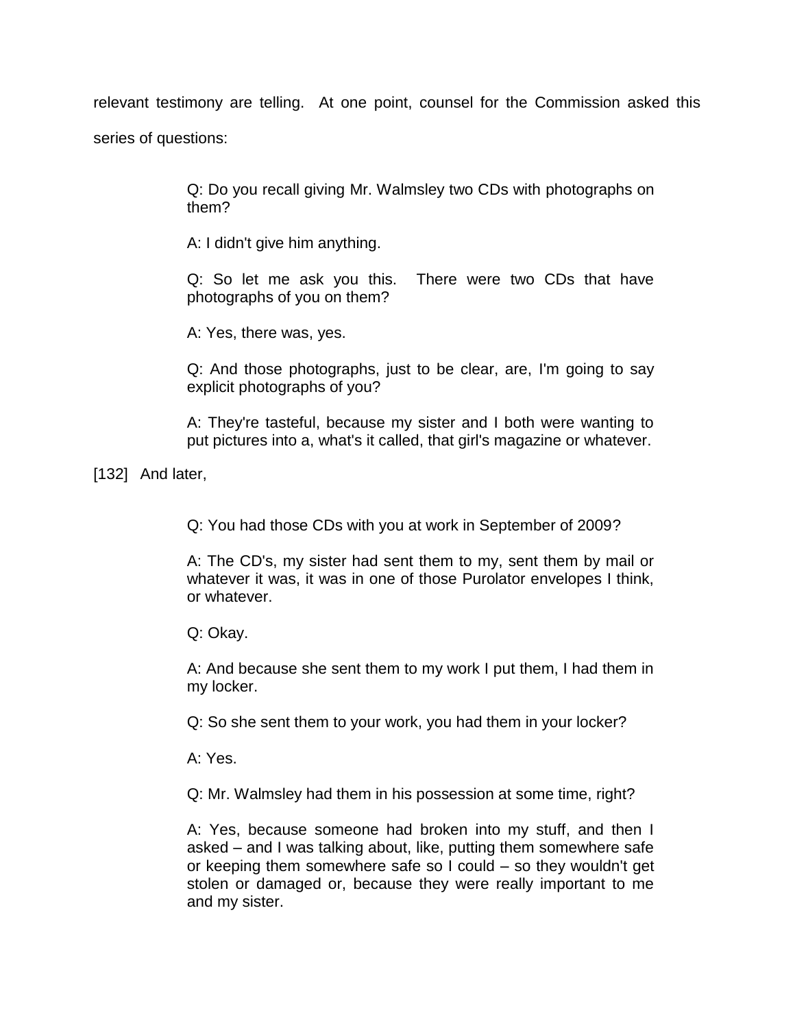relevant testimony are telling. At one point, counsel for the Commission asked this series of questions:

> Q: Do you recall giving Mr. Walmsley two CDs with photographs on them?
>
> A: I didn't give him anything.
>
> Q: So let me ask you this. There were two CDs that have photographs of you on them?
>
> A: Yes, there was, yes.
>
> Q: And those photographs, just to be clear, are, I'm going to say explicit photographs of you?
>
> A: They're tasteful, because my sister and I both were wanting to put pictures into a, what's it called, that girl's magazine or whatever.

[132] And later,

> Q: You had those CDs with you at work in September of 2009?
>
> A: The CD's, my sister had sent them to my, sent them by mail or whatever it was, it was in one of those Purolator envelopes I think, or whatever.
>
> Q: Okay.
>
> A: And because she sent them to my work I put them, I had them in my locker.
>
> Q: So she sent them to your work, you had them in your locker?
>
> A: Yes.
>
> Q: Mr. Walmsley had them in his possession at some time, right?
>
> A: Yes, because someone had broken into my stuff, and then I asked – and I was talking about, like, putting them somewhere safe or keeping them somewhere safe so I could – so they wouldn't get stolen or damaged or, because they were really important to me and my sister.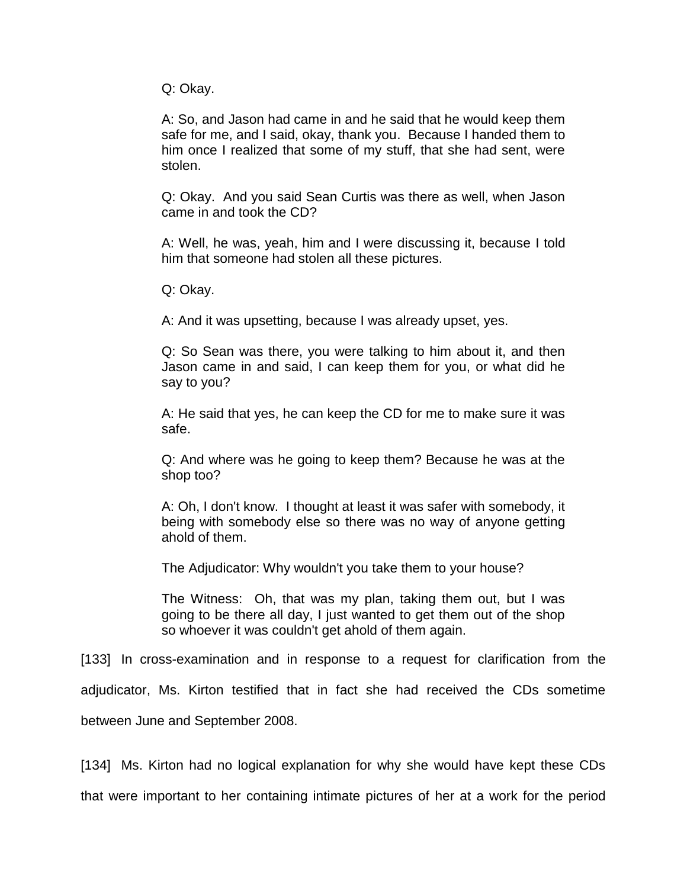> Q: Okay.
>
> A: So, and Jason had came in and he said that he would keep them safe for me, and I said, okay, thank you. Because I handed them to him once I realized that some of my stuff, that she had sent, were stolen.
>
> Q: Okay. And you said Sean Curtis was there as well, when Jason came in and took the CD?
>
> A: Well, he was, yeah, him and I were discussing it, because I told him that someone had stolen all these pictures.
>
> Q: Okay.
>
> A: And it was upsetting, because I was already upset, yes.
>
> Q: So Sean was there, you were talking to him about it, and then Jason came in and said, I can keep them for you, or what did he say to you?
>
> A: He said that yes, he can keep the CD for me to make sure it was safe.
>
> Q: And where was he going to keep them? Because he was at the shop too?
>
> A: Oh, I don't know. I thought at least it was safer with somebody, it being with somebody else so there was no way of anyone getting ahold of them.
>
> The Adjudicator: Why wouldn't you take them to your house?
>
> The Witness: Oh, that was my plan, taking them out, but I was going to be there all day, I just wanted to get them out of the shop so whoever it was couldn't get ahold of them again.

[133] In cross-examination and in response to a request for clarification from the adjudicator, Ms. Kirton testified that in fact she had received the CDs sometime between June and September 2008.

[134] Ms. Kirton had no logical explanation for why she would have kept these CDs that were important to her containing intimate pictures of her at a work for the period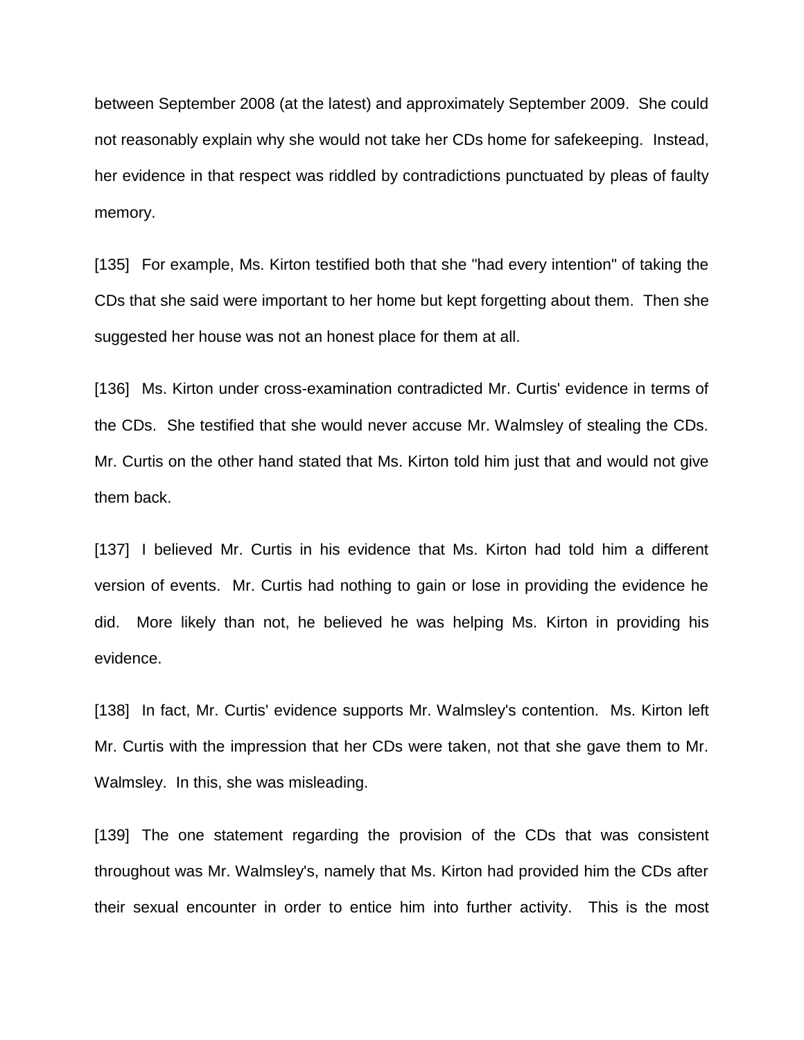between September 2008 (at the latest) and approximately September 2009. She could not reasonably explain why she would not take her CDs home for safekeeping. Instead, her evidence in that respect was riddled by contradictions punctuated by pleas of faulty memory.

[135] For example, Ms. Kirton testified both that she "had every intention" of taking the CDs that she said were important to her home but kept forgetting about them. Then she suggested her house was not an honest place for them at all.

[136] Ms. Kirton under cross-examination contradicted Mr. Curtis' evidence in terms of the CDs. She testified that she would never accuse Mr. Walmsley of stealing the CDs. Mr. Curtis on the other hand stated that Ms. Kirton told him just that and would not give them back.

[137] I believed Mr. Curtis in his evidence that Ms. Kirton had told him a different version of events. Mr. Curtis had nothing to gain or lose in providing the evidence he did. More likely than not, he believed he was helping Ms. Kirton in providing his evidence.

[138] In fact, Mr. Curtis' evidence supports Mr. Walmsley's contention. Ms. Kirton left Mr. Curtis with the impression that her CDs were taken, not that she gave them to Mr. Walmsley. In this, she was misleading.

[139] The one statement regarding the provision of the CDs that was consistent throughout was Mr. Walmsley's, namely that Ms. Kirton had provided him the CDs after their sexual encounter in order to entice him into further activity. This is the most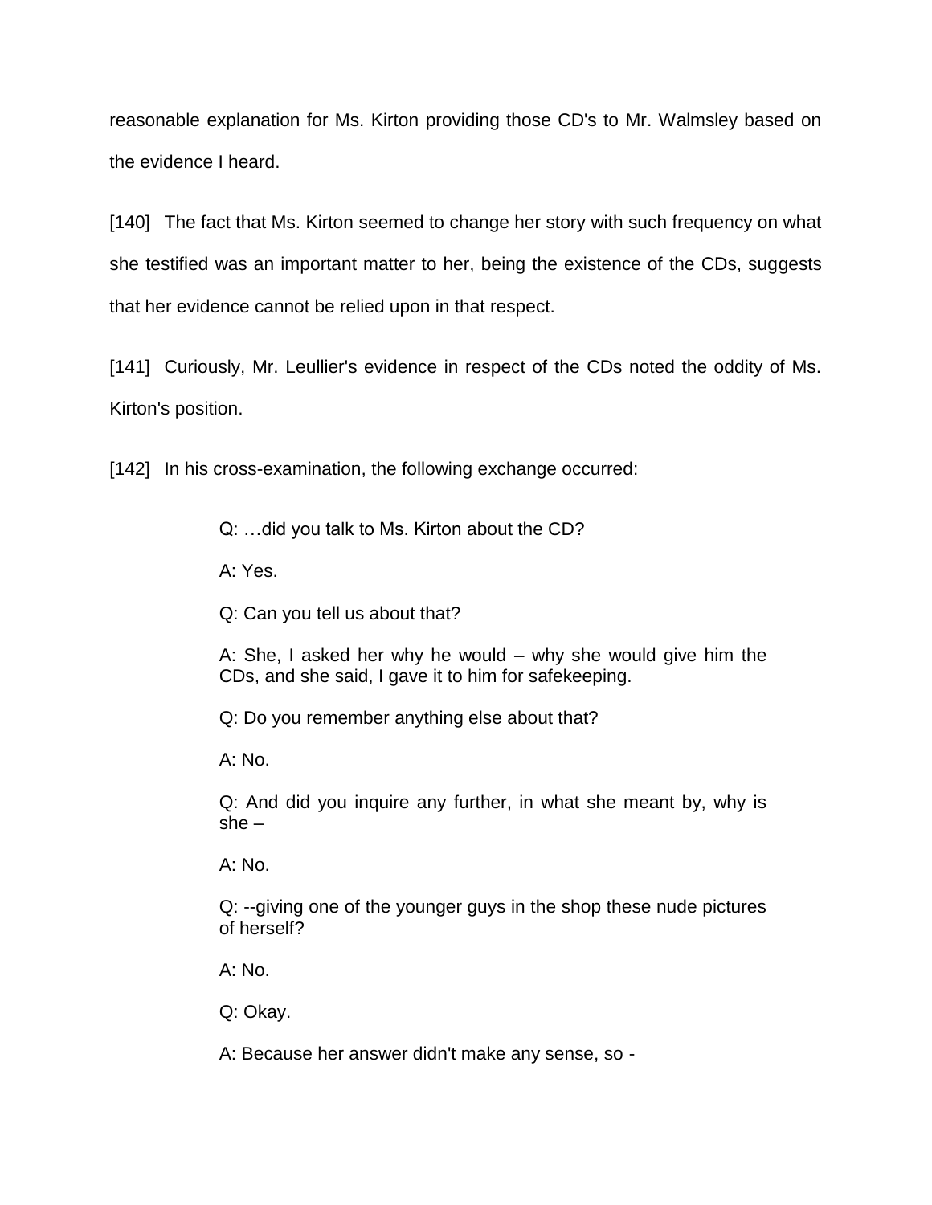reasonable explanation for Ms. Kirton providing those CD's to Mr. Walmsley based on the evidence I heard.

[140] The fact that Ms. Kirton seemed to change her story with such frequency on what she testified was an important matter to her, being the existence of the CDs, suggests that her evidence cannot be relied upon in that respect.

[141] Curiously, Mr. Leullier's evidence in respect of the CDs noted the oddity of Ms. Kirton's position.

[142] In his cross-examination, the following exchange occurred:

> Q: …did you talk to Ms. Kirton about the CD?
>
> A: Yes.
>
> Q: Can you tell us about that?
>
> A: She, I asked her why he would – why she would give him the CDs, and she said, I gave it to him for safekeeping.
>
> Q: Do you remember anything else about that?
>
> A: No.
>
> Q: And did you inquire any further, in what she meant by, why is she –
>
> A: No.
>
> Q: --giving one of the younger guys in the shop these nude pictures of herself?
>
> A: No.
>
> Q: Okay.
>
> A: Because her answer didn't make any sense, so -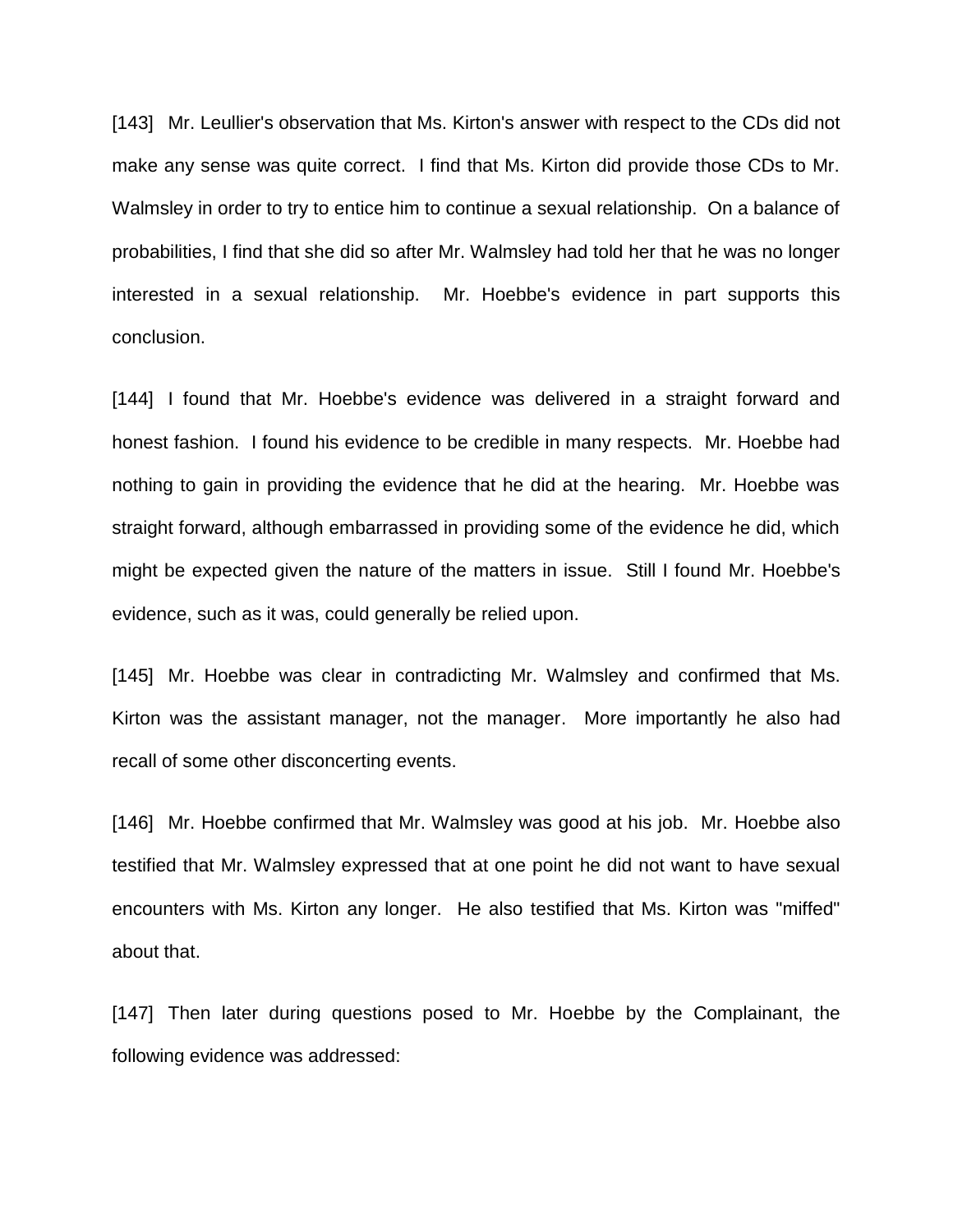[143] Mr. Leullier's observation that Ms. Kirton's answer with respect to the CDs did not make any sense was quite correct. I find that Ms. Kirton did provide those CDs to Mr. Walmsley in order to try to entice him to continue a sexual relationship. On a balance of probabilities, I find that she did so after Mr. Walmsley had told her that he was no longer interested in a sexual relationship. Mr. Hoebbe's evidence in part supports this conclusion.

[144] I found that Mr. Hoebbe's evidence was delivered in a straight forward and honest fashion. I found his evidence to be credible in many respects. Mr. Hoebbe had nothing to gain in providing the evidence that he did at the hearing. Mr. Hoebbe was straight forward, although embarrassed in providing some of the evidence he did, which might be expected given the nature of the matters in issue. Still I found Mr. Hoebbe's evidence, such as it was, could generally be relied upon.

[145] Mr. Hoebbe was clear in contradicting Mr. Walmsley and confirmed that Ms. Kirton was the assistant manager, not the manager. More importantly he also had recall of some other disconcerting events.

[146] Mr. Hoebbe confirmed that Mr. Walmsley was good at his job. Mr. Hoebbe also testified that Mr. Walmsley expressed that at one point he did not want to have sexual encounters with Ms. Kirton any longer. He also testified that Ms. Kirton was "miffed" about that.

[147] Then later during questions posed to Mr. Hoebbe by the Complainant, the following evidence was addressed: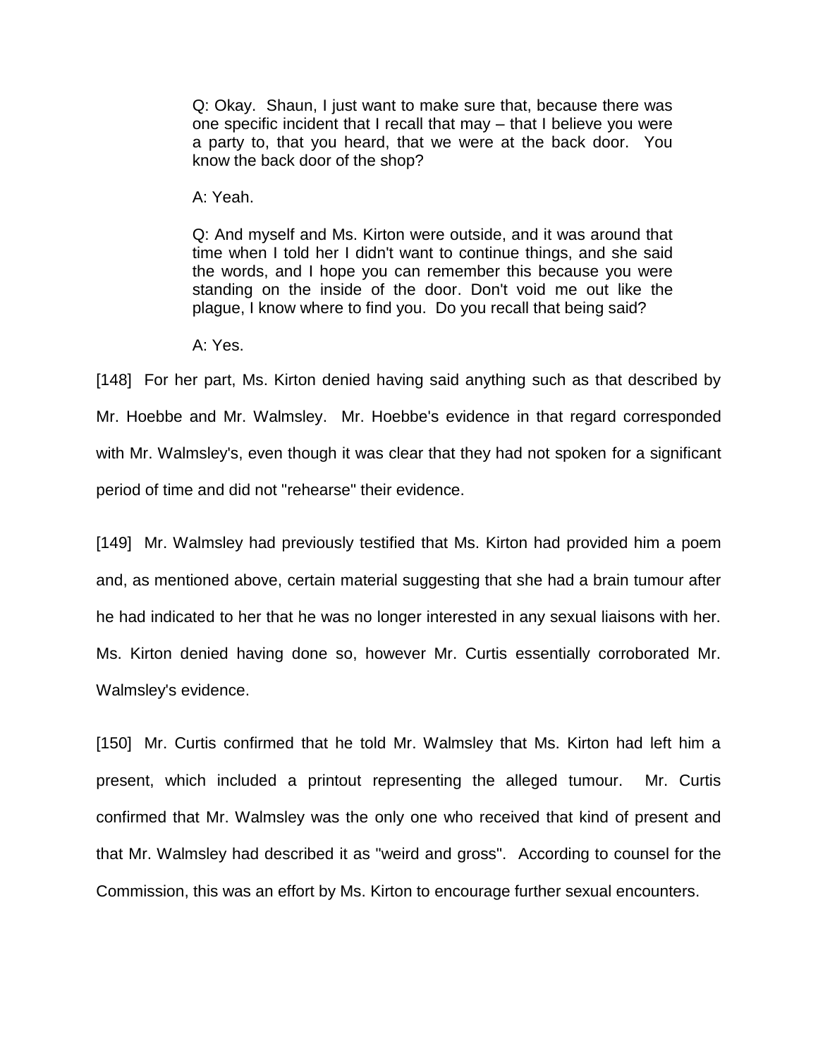> Q: Okay. Shaun, I just want to make sure that, because there was one specific incident that I recall that may – that I believe you were a party to, that you heard, that we were at the back door. You know the back door of the shop?
>
> A: Yeah.
>
> Q: And myself and Ms. Kirton were outside, and it was around that time when I told her I didn't want to continue things, and she said the words, and I hope you can remember this because you were standing on the inside of the door. Don't void me out like the plague, I know where to find you. Do you recall that being said?
>
> A: Yes.

[148] For her part, Ms. Kirton denied having said anything such as that described by Mr. Hoebbe and Mr. Walmsley. Mr. Hoebbe's evidence in that regard corresponded with Mr. Walmsley's, even though it was clear that they had not spoken for a significant period of time and did not "rehearse" their evidence.

[149] Mr. Walmsley had previously testified that Ms. Kirton had provided him a poem and, as mentioned above, certain material suggesting that she had a brain tumour after he had indicated to her that he was no longer interested in any sexual liaisons with her. Ms. Kirton denied having done so, however Mr. Curtis essentially corroborated Mr. Walmsley's evidence.

[150] Mr. Curtis confirmed that he told Mr. Walmsley that Ms. Kirton had left him a present, which included a printout representing the alleged tumour. Mr. Curtis confirmed that Mr. Walmsley was the only one who received that kind of present and that Mr. Walmsley had described it as "weird and gross". According to counsel for the Commission, this was an effort by Ms. Kirton to encourage further sexual encounters.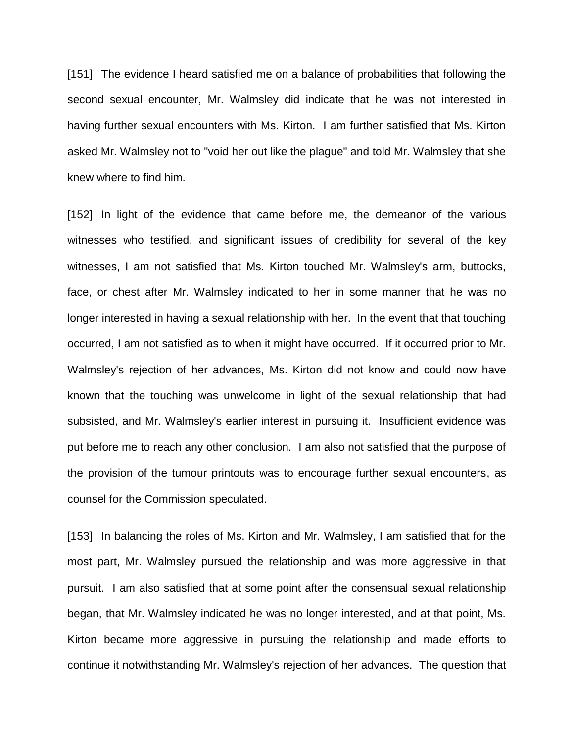[151] The evidence I heard satisfied me on a balance of probabilities that following the second sexual encounter, Mr. Walmsley did indicate that he was not interested in having further sexual encounters with Ms. Kirton. I am further satisfied that Ms. Kirton asked Mr. Walmsley not to "void her out like the plague" and told Mr. Walmsley that she knew where to find him.

[152] In light of the evidence that came before me, the demeanor of the various witnesses who testified, and significant issues of credibility for several of the key witnesses, I am not satisfied that Ms. Kirton touched Mr. Walmsley's arm, buttocks, face, or chest after Mr. Walmsley indicated to her in some manner that he was no longer interested in having a sexual relationship with her. In the event that that touching occurred, I am not satisfied as to when it might have occurred. If it occurred prior to Mr. Walmsley's rejection of her advances, Ms. Kirton did not know and could now have known that the touching was unwelcome in light of the sexual relationship that had subsisted, and Mr. Walmsley's earlier interest in pursuing it. Insufficient evidence was put before me to reach any other conclusion. I am also not satisfied that the purpose of the provision of the tumour printouts was to encourage further sexual encounters, as counsel for the Commission speculated.

[153] In balancing the roles of Ms. Kirton and Mr. Walmsley, I am satisfied that for the most part, Mr. Walmsley pursued the relationship and was more aggressive in that pursuit. I am also satisfied that at some point after the consensual sexual relationship began, that Mr. Walmsley indicated he was no longer interested, and at that point, Ms. Kirton became more aggressive in pursuing the relationship and made efforts to continue it notwithstanding Mr. Walmsley's rejection of her advances. The question that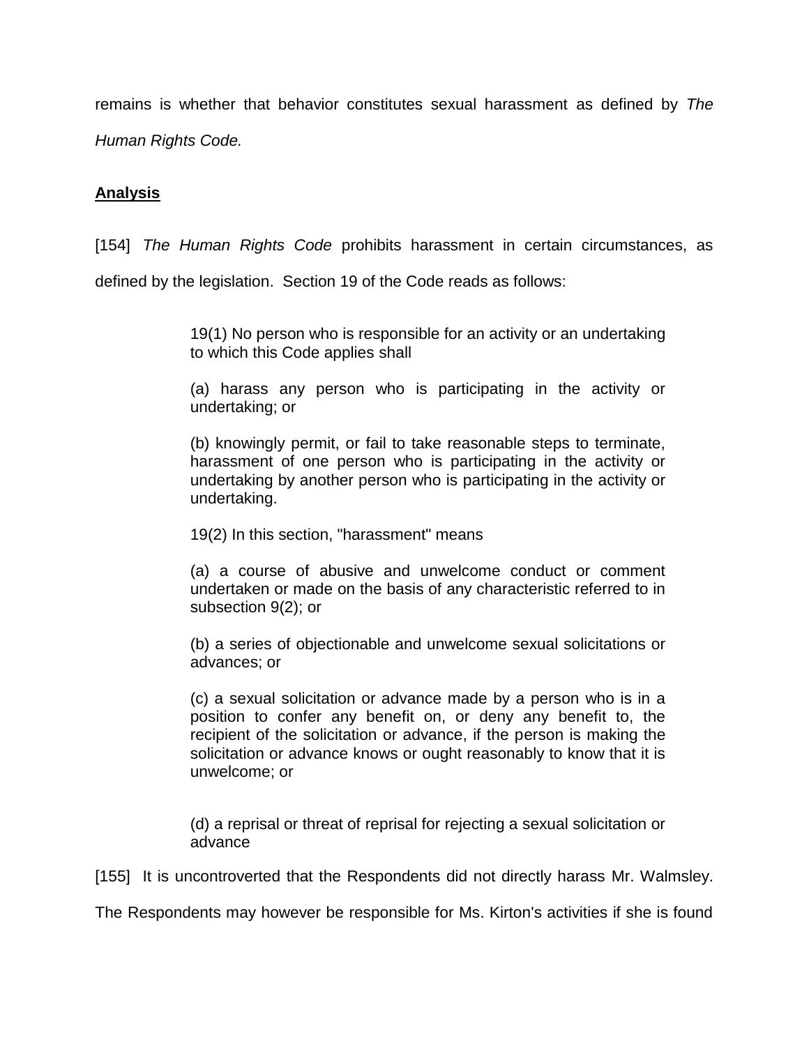remains is whether that behavior constitutes sexual harassment as defined by *The Human Rights Code.*

**Analysis**

[154] *The Human Rights Code* prohibits harassment in certain circumstances, as defined by the legislation. Section 19 of the Code reads as follows:

> 19(1) No person who is responsible for an activity or an undertaking to which this Code applies shall
>
> (a) harass any person who is participating in the activity or undertaking; or
>
> (b) knowingly permit, or fail to take reasonable steps to terminate, harassment of one person who is participating in the activity or undertaking by another person who is participating in the activity or undertaking.
>
> 19(2) In this section, "harassment" means
>
> (a) a course of abusive and unwelcome conduct or comment undertaken or made on the basis of any characteristic referred to in subsection 9(2); or
>
> (b) a series of objectionable and unwelcome sexual solicitations or advances; or
>
> (c) a sexual solicitation or advance made by a person who is in a position to confer any benefit on, or deny any benefit to, the recipient of the solicitation or advance, if the person is making the solicitation or advance knows or ought reasonably to know that it is unwelcome; or
>
> (d) a reprisal or threat of reprisal for rejecting a sexual solicitation or advance

[155] It is uncontroverted that the Respondents did not directly harass Mr. Walmsley. The Respondents may however be responsible for Ms. Kirton's activities if she is found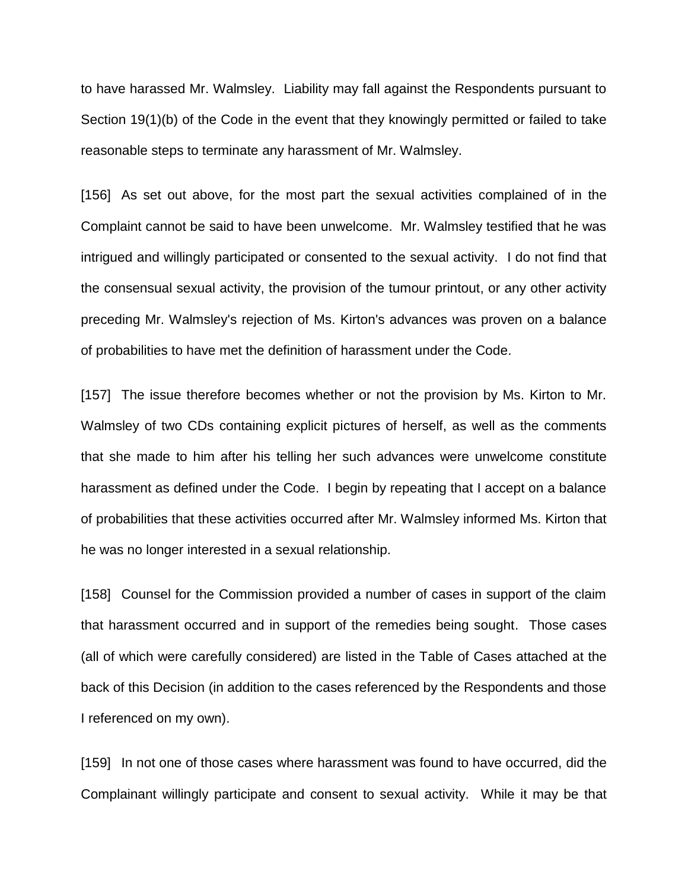to have harassed Mr. Walmsley. Liability may fall against the Respondents pursuant to Section 19(1)(b) of the Code in the event that they knowingly permitted or failed to take reasonable steps to terminate any harassment of Mr. Walmsley.

[156] As set out above, for the most part the sexual activities complained of in the Complaint cannot be said to have been unwelcome. Mr. Walmsley testified that he was intrigued and willingly participated or consented to the sexual activity. I do not find that the consensual sexual activity, the provision of the tumour printout, or any other activity preceding Mr. Walmsley's rejection of Ms. Kirton's advances was proven on a balance of probabilities to have met the definition of harassment under the Code.

[157] The issue therefore becomes whether or not the provision by Ms. Kirton to Mr. Walmsley of two CDs containing explicit pictures of herself, as well as the comments that she made to him after his telling her such advances were unwelcome constitute harassment as defined under the Code. I begin by repeating that I accept on a balance of probabilities that these activities occurred after Mr. Walmsley informed Ms. Kirton that he was no longer interested in a sexual relationship.

[158] Counsel for the Commission provided a number of cases in support of the claim that harassment occurred and in support of the remedies being sought. Those cases (all of which were carefully considered) are listed in the Table of Cases attached at the back of this Decision (in addition to the cases referenced by the Respondents and those I referenced on my own).

[159] In not one of those cases where harassment was found to have occurred, did the Complainant willingly participate and consent to sexual activity. While it may be that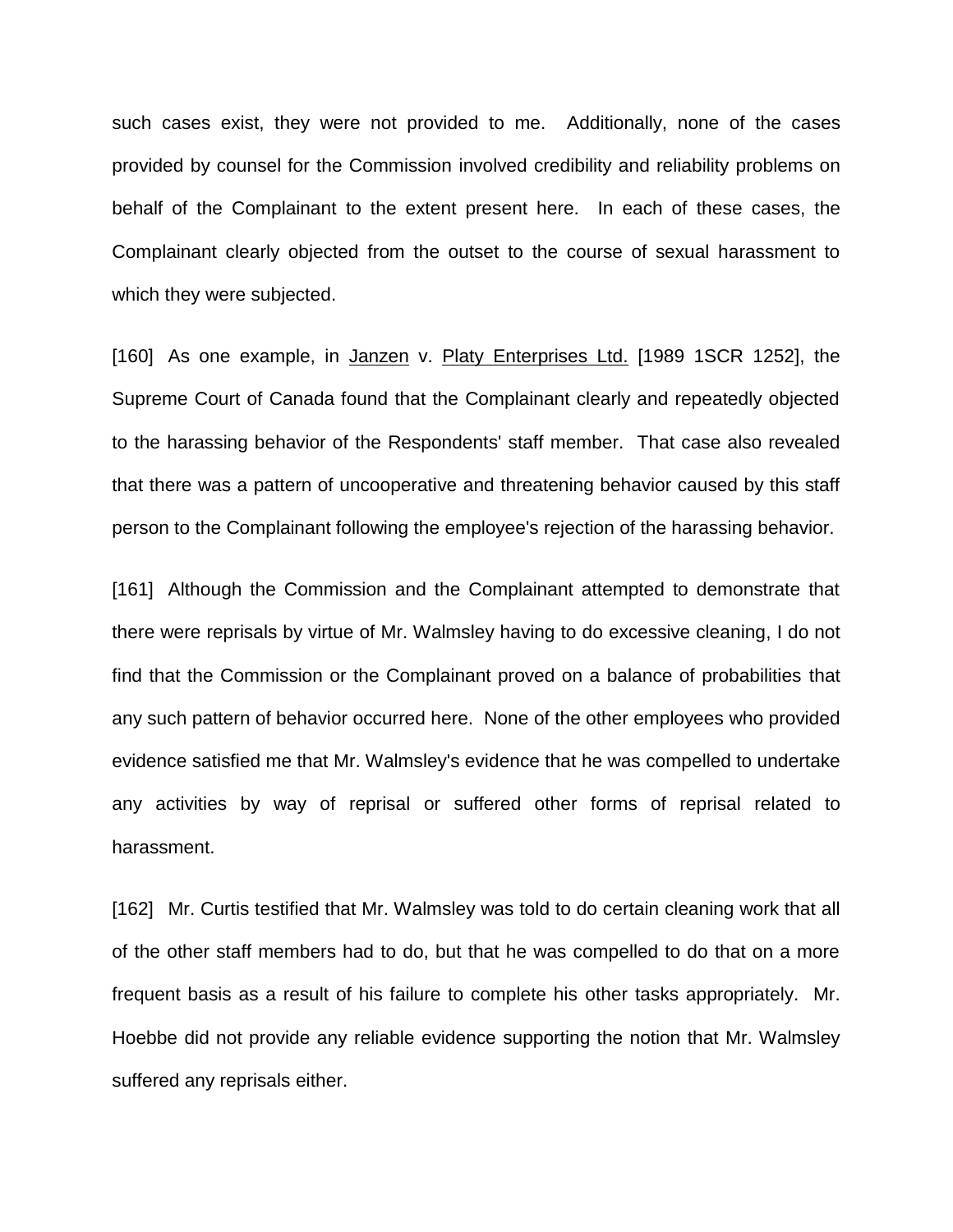such cases exist, they were not provided to me. Additionally, none of the cases provided by counsel for the Commission involved credibility and reliability problems on behalf of the Complainant to the extent present here. In each of these cases, the Complainant clearly objected from the outset to the course of sexual harassment to which they were subjected.

[160] As one example, in Janzen v. Platy Enterprises Ltd. [1989 1SCR 1252], the Supreme Court of Canada found that the Complainant clearly and repeatedly objected to the harassing behavior of the Respondents' staff member. That case also revealed that there was a pattern of uncooperative and threatening behavior caused by this staff person to the Complainant following the employee's rejection of the harassing behavior.

[161] Although the Commission and the Complainant attempted to demonstrate that there were reprisals by virtue of Mr. Walmsley having to do excessive cleaning, I do not find that the Commission or the Complainant proved on a balance of probabilities that any such pattern of behavior occurred here. None of the other employees who provided evidence satisfied me that Mr. Walmsley's evidence that he was compelled to undertake any activities by way of reprisal or suffered other forms of reprisal related to harassment.

[162] Mr. Curtis testified that Mr. Walmsley was told to do certain cleaning work that all of the other staff members had to do, but that he was compelled to do that on a more frequent basis as a result of his failure to complete his other tasks appropriately. Mr. Hoebbe did not provide any reliable evidence supporting the notion that Mr. Walmsley suffered any reprisals either.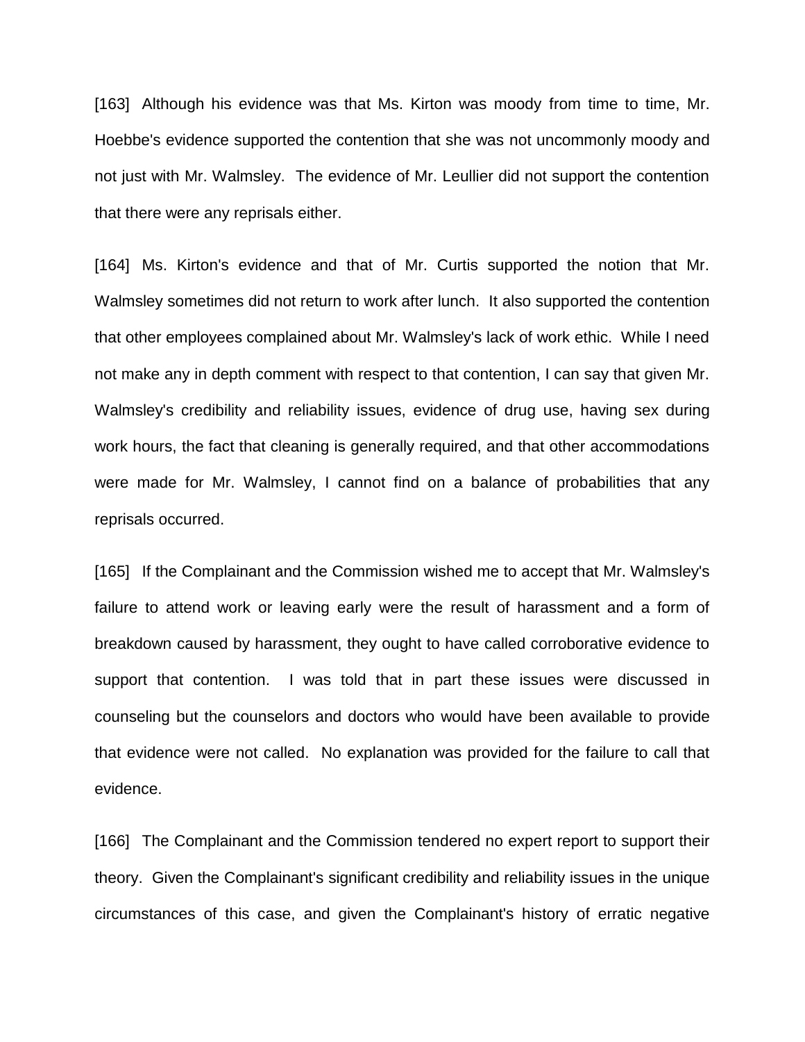[163] Although his evidence was that Ms. Kirton was moody from time to time, Mr. Hoebbe's evidence supported the contention that she was not uncommonly moody and not just with Mr. Walmsley. The evidence of Mr. Leullier did not support the contention that there were any reprisals either.

[164] Ms. Kirton's evidence and that of Mr. Curtis supported the notion that Mr. Walmsley sometimes did not return to work after lunch. It also supported the contention that other employees complained about Mr. Walmsley's lack of work ethic. While I need not make any in depth comment with respect to that contention, I can say that given Mr. Walmsley's credibility and reliability issues, evidence of drug use, having sex during work hours, the fact that cleaning is generally required, and that other accommodations were made for Mr. Walmsley, I cannot find on a balance of probabilities that any reprisals occurred.

[165] If the Complainant and the Commission wished me to accept that Mr. Walmsley's failure to attend work or leaving early were the result of harassment and a form of breakdown caused by harassment, they ought to have called corroborative evidence to support that contention. I was told that in part these issues were discussed in counseling but the counselors and doctors who would have been available to provide that evidence were not called. No explanation was provided for the failure to call that evidence.

[166] The Complainant and the Commission tendered no expert report to support their theory. Given the Complainant's significant credibility and reliability issues in the unique circumstances of this case, and given the Complainant's history of erratic negative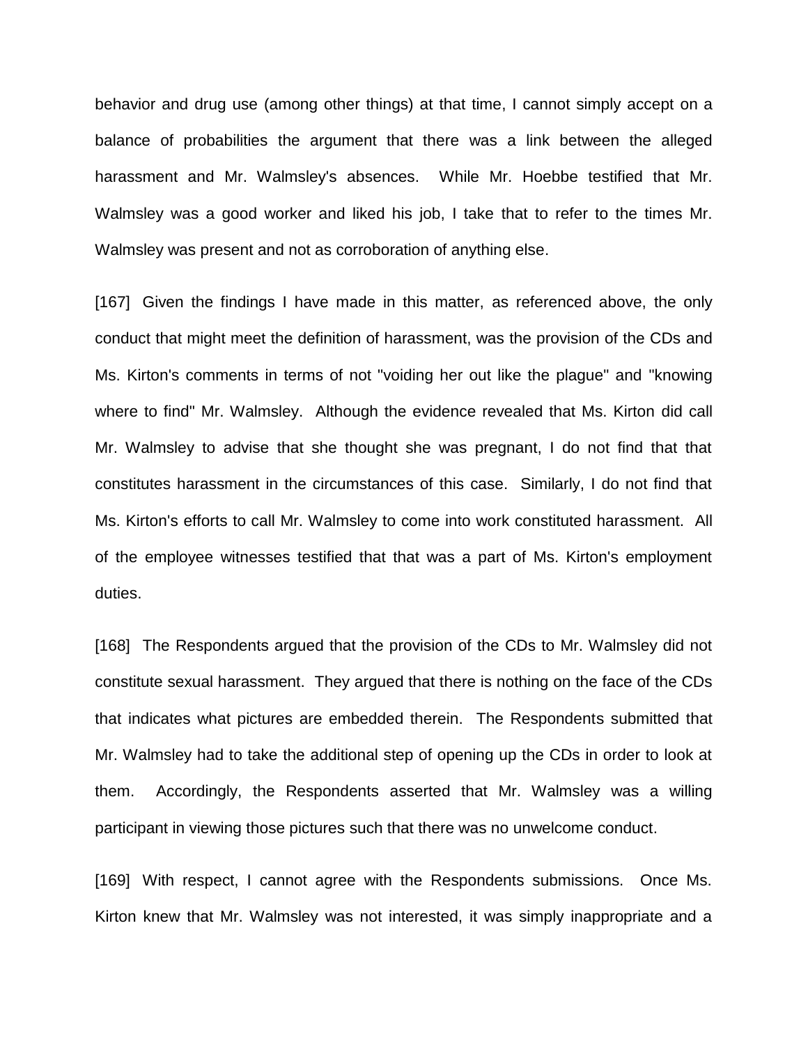behavior and drug use (among other things) at that time, I cannot simply accept on a balance of probabilities the argument that there was a link between the alleged harassment and Mr. Walmsley's absences. While Mr. Hoebbe testified that Mr. Walmsley was a good worker and liked his job, I take that to refer to the times Mr. Walmsley was present and not as corroboration of anything else.

[167] Given the findings I have made in this matter, as referenced above, the only conduct that might meet the definition of harassment, was the provision of the CDs and Ms. Kirton's comments in terms of not "voiding her out like the plague" and "knowing where to find" Mr. Walmsley. Although the evidence revealed that Ms. Kirton did call Mr. Walmsley to advise that she thought she was pregnant, I do not find that that constitutes harassment in the circumstances of this case. Similarly, I do not find that Ms. Kirton's efforts to call Mr. Walmsley to come into work constituted harassment. All of the employee witnesses testified that that was a part of Ms. Kirton's employment duties.

[168] The Respondents argued that the provision of the CDs to Mr. Walmsley did not constitute sexual harassment. They argued that there is nothing on the face of the CDs that indicates what pictures are embedded therein. The Respondents submitted that Mr. Walmsley had to take the additional step of opening up the CDs in order to look at them. Accordingly, the Respondents asserted that Mr. Walmsley was a willing participant in viewing those pictures such that there was no unwelcome conduct.

[169] With respect, I cannot agree with the Respondents submissions. Once Ms. Kirton knew that Mr. Walmsley was not interested, it was simply inappropriate and a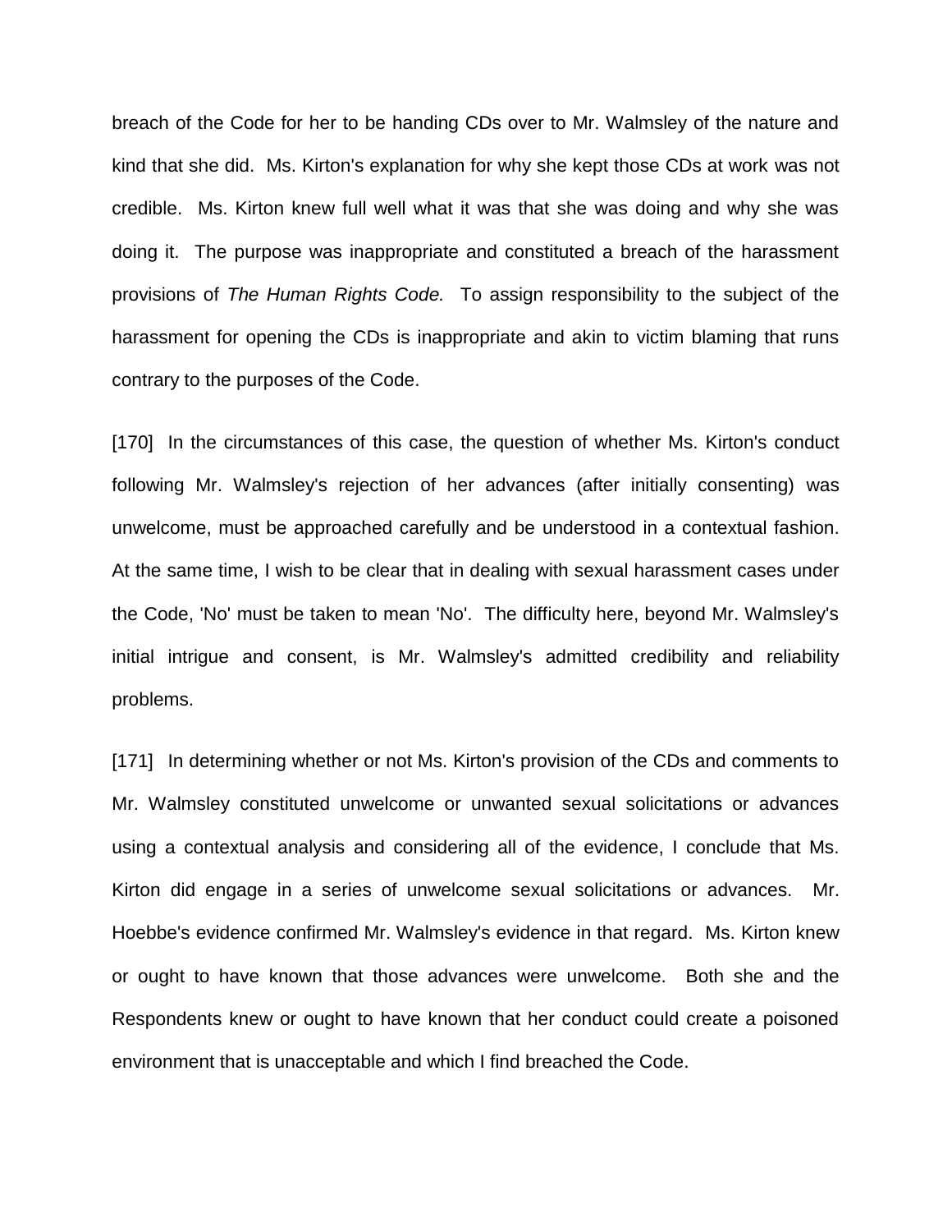breach of the Code for her to be handing CDs over to Mr. Walmsley of the nature and kind that she did. Ms. Kirton's explanation for why she kept those CDs at work was not credible. Ms. Kirton knew full well what it was that she was doing and why she was doing it. The purpose was inappropriate and constituted a breach of the harassment provisions of *The Human Rights Code.* To assign responsibility to the subject of the harassment for opening the CDs is inappropriate and akin to victim blaming that runs contrary to the purposes of the Code.

[170] In the circumstances of this case, the question of whether Ms. Kirton's conduct following Mr. Walmsley's rejection of her advances (after initially consenting) was unwelcome, must be approached carefully and be understood in a contextual fashion. At the same time, I wish to be clear that in dealing with sexual harassment cases under the Code, 'No' must be taken to mean 'No'. The difficulty here, beyond Mr. Walmsley's initial intrigue and consent, is Mr. Walmsley's admitted credibility and reliability problems.

[171] In determining whether or not Ms. Kirton's provision of the CDs and comments to Mr. Walmsley constituted unwelcome or unwanted sexual solicitations or advances using a contextual analysis and considering all of the evidence, I conclude that Ms. Kirton did engage in a series of unwelcome sexual solicitations or advances. Mr. Hoebbe's evidence confirmed Mr. Walmsley's evidence in that regard. Ms. Kirton knew or ought to have known that those advances were unwelcome. Both she and the Respondents knew or ought to have known that her conduct could create a poisoned environment that is unacceptable and which I find breached the Code.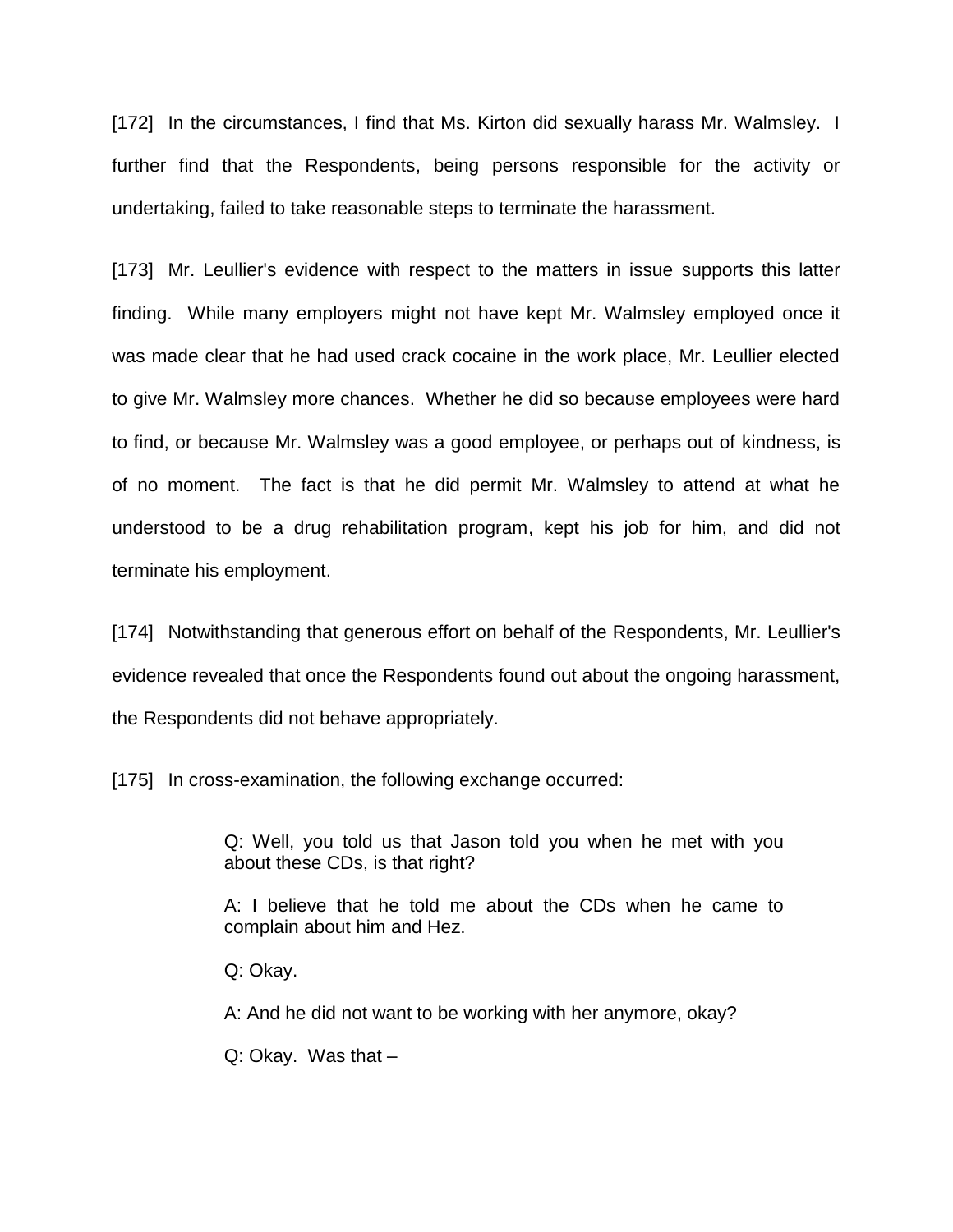[172] In the circumstances, I find that Ms. Kirton did sexually harass Mr. Walmsley. I further find that the Respondents, being persons responsible for the activity or undertaking, failed to take reasonable steps to terminate the harassment.

[173] Mr. Leullier's evidence with respect to the matters in issue supports this latter finding. While many employers might not have kept Mr. Walmsley employed once it was made clear that he had used crack cocaine in the work place, Mr. Leullier elected to give Mr. Walmsley more chances. Whether he did so because employees were hard to find, or because Mr. Walmsley was a good employee, or perhaps out of kindness, is of no moment. The fact is that he did permit Mr. Walmsley to attend at what he understood to be a drug rehabilitation program, kept his job for him, and did not terminate his employment.

[174] Notwithstanding that generous effort on behalf of the Respondents, Mr. Leullier's evidence revealed that once the Respondents found out about the ongoing harassment, the Respondents did not behave appropriately.

[175] In cross-examination, the following exchange occurred:

> Q: Well, you told us that Jason told you when he met with you about these CDs, is that right?
>
> A: I believe that he told me about the CDs when he came to complain about him and Hez.
>
> Q: Okay.
>
> A: And he did not want to be working with her anymore, okay?
>
> Q: Okay. Was that –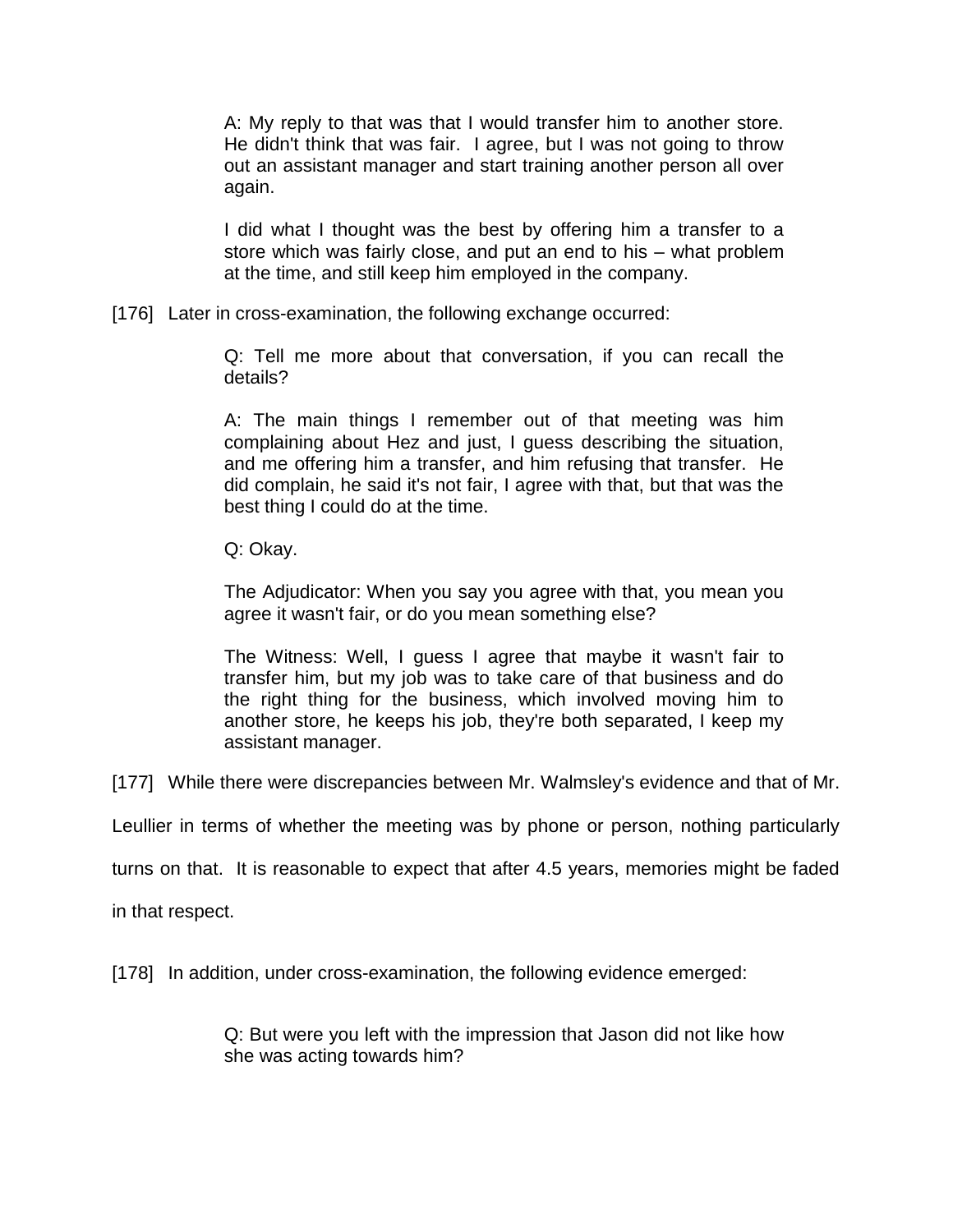> A: My reply to that was that I would transfer him to another store. He didn't think that was fair. I agree, but I was not going to throw out an assistant manager and start training another person all over again.
>
> I did what I thought was the best by offering him a transfer to a store which was fairly close, and put an end to his – what problem at the time, and still keep him employed in the company.

[176] Later in cross-examination, the following exchange occurred:

> Q: Tell me more about that conversation, if you can recall the details?
>
> A: The main things I remember out of that meeting was him complaining about Hez and just, I guess describing the situation, and me offering him a transfer, and him refusing that transfer. He did complain, he said it's not fair, I agree with that, but that was the best thing I could do at the time.
>
> Q: Okay.
>
> The Adjudicator: When you say you agree with that, you mean you agree it wasn't fair, or do you mean something else?
>
> The Witness: Well, I guess I agree that maybe it wasn't fair to transfer him, but my job was to take care of that business and do the right thing for the business, which involved moving him to another store, he keeps his job, they're both separated, I keep my assistant manager.

[177] While there were discrepancies between Mr. Walmsley's evidence and that of Mr. Leullier in terms of whether the meeting was by phone or person, nothing particularly turns on that. It is reasonable to expect that after 4.5 years, memories might be faded in that respect.

[178] In addition, under cross-examination, the following evidence emerged:

> Q: But were you left with the impression that Jason did not like how she was acting towards him?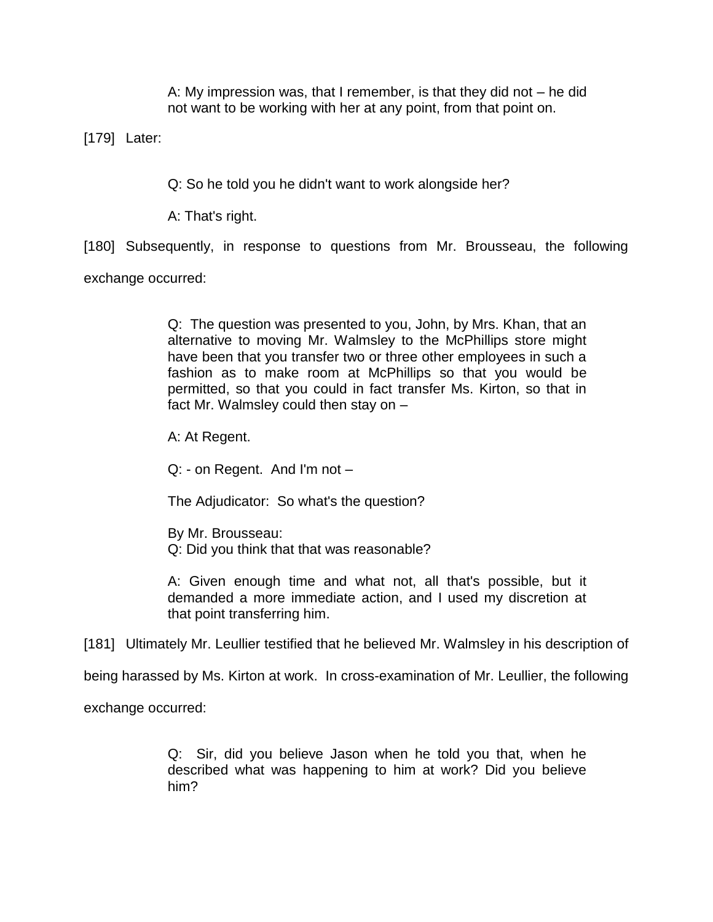> A: My impression was, that I remember, is that they did not – he did not want to be working with her at any point, from that point on.

[179] Later:

> Q: So he told you he didn't want to work alongside her?
>
> A: That's right.

[180] Subsequently, in response to questions from Mr. Brousseau, the following exchange occurred:

> Q: The question was presented to you, John, by Mrs. Khan, that an alternative to moving Mr. Walmsley to the McPhillips store might have been that you transfer two or three other employees in such a fashion as to make room at McPhillips so that you would be permitted, so that you could in fact transfer Ms. Kirton, so that in fact Mr. Walmsley could then stay on –
>
> A: At Regent.
>
> Q: - on Regent. And I'm not –
>
> The Adjudicator: So what's the question?
>
> By Mr. Brousseau:
> Q: Did you think that that was reasonable?
>
> A: Given enough time and what not, all that's possible, but it demanded a more immediate action, and I used my discretion at that point transferring him.

[181] Ultimately Mr. Leullier testified that he believed Mr. Walmsley in his description of being harassed by Ms. Kirton at work. In cross-examination of Mr. Leullier, the following exchange occurred:

> Q: Sir, did you believe Jason when he told you that, when he described what was happening to him at work? Did you believe him?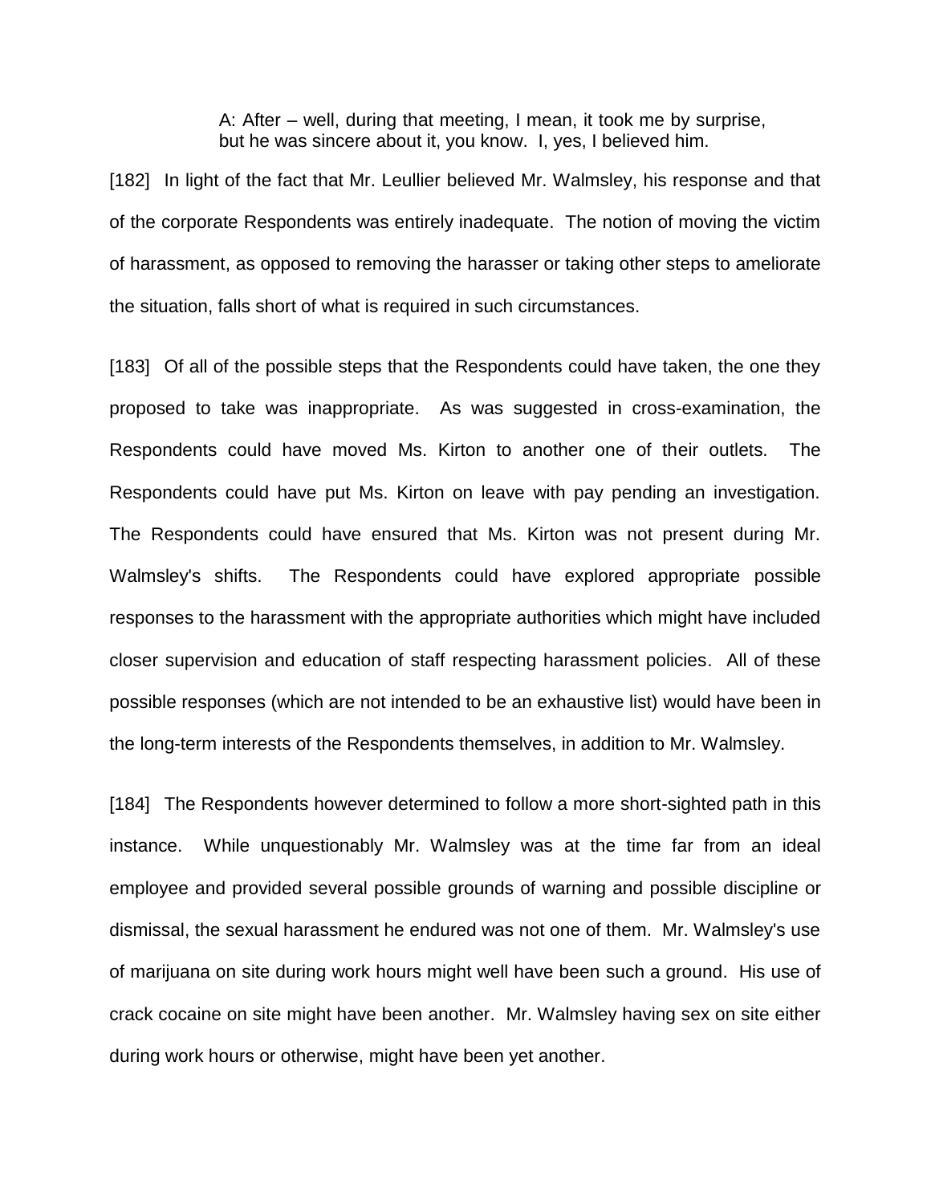> A: After – well, during that meeting, I mean, it took me by surprise, but he was sincere about it, you know. I, yes, I believed him.

[182] In light of the fact that Mr. Leullier believed Mr. Walmsley, his response and that of the corporate Respondents was entirely inadequate. The notion of moving the victim of harassment, as opposed to removing the harasser or taking other steps to ameliorate the situation, falls short of what is required in such circumstances.

[183] Of all of the possible steps that the Respondents could have taken, the one they proposed to take was inappropriate. As was suggested in cross-examination, the Respondents could have moved Ms. Kirton to another one of their outlets. The Respondents could have put Ms. Kirton on leave with pay pending an investigation. The Respondents could have ensured that Ms. Kirton was not present during Mr. Walmsley's shifts. The Respondents could have explored appropriate possible responses to the harassment with the appropriate authorities which might have included closer supervision and education of staff respecting harassment policies. All of these possible responses (which are not intended to be an exhaustive list) would have been in the long-term interests of the Respondents themselves, in addition to Mr. Walmsley.

[184] The Respondents however determined to follow a more short-sighted path in this instance. While unquestionably Mr. Walmsley was at the time far from an ideal employee and provided several possible grounds of warning and possible discipline or dismissal, the sexual harassment he endured was not one of them. Mr. Walmsley's use of marijuana on site during work hours might well have been such a ground. His use of crack cocaine on site might have been another. Mr. Walmsley having sex on site either during work hours or otherwise, might have been yet another.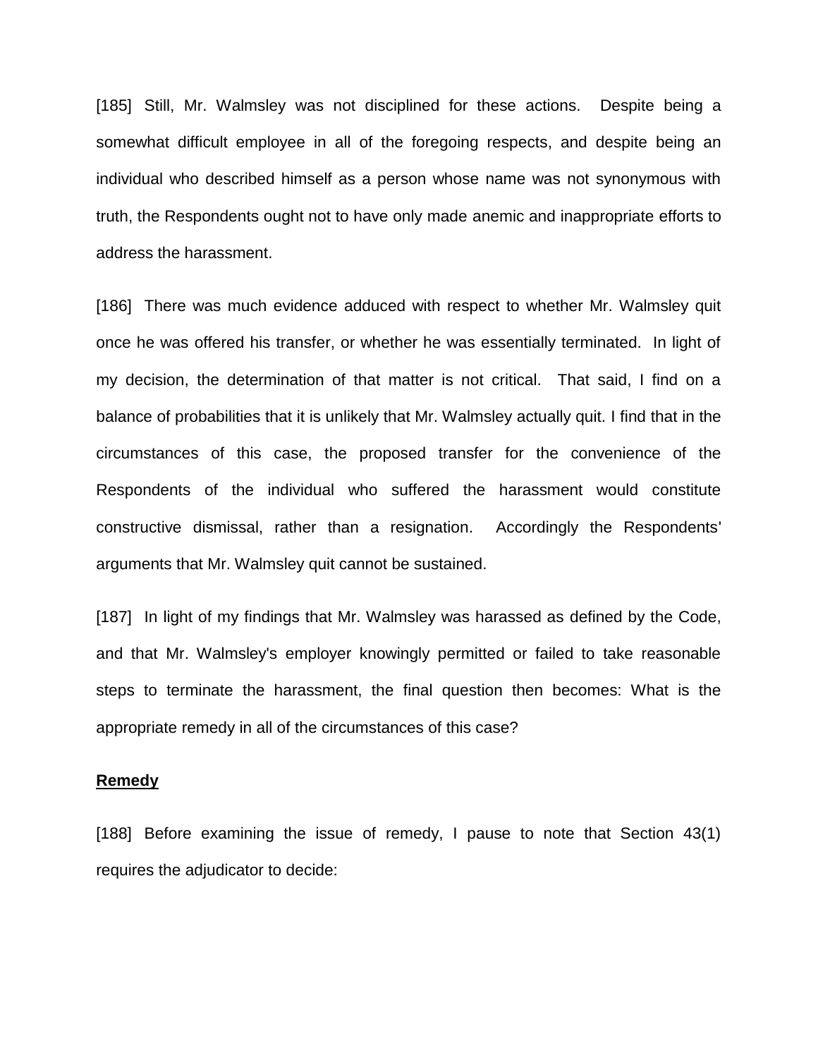[185] Still, Mr. Walmsley was not disciplined for these actions. Despite being a somewhat difficult employee in all of the foregoing respects, and despite being an individual who described himself as a person whose name was not synonymous with truth, the Respondents ought not to have only made anemic and inappropriate efforts to address the harassment.

[186] There was much evidence adduced with respect to whether Mr. Walmsley quit once he was offered his transfer, or whether he was essentially terminated. In light of my decision, the determination of that matter is not critical. That said, I find on a balance of probabilities that it is unlikely that Mr. Walmsley actually quit. I find that in the circumstances of this case, the proposed transfer for the convenience of the Respondents of the individual who suffered the harassment would constitute constructive dismissal, rather than a resignation. Accordingly the Respondents' arguments that Mr. Walmsley quit cannot be sustained.

[187] In light of my findings that Mr. Walmsley was harassed as defined by the Code, and that Mr. Walmsley's employer knowingly permitted or failed to take reasonable steps to terminate the harassment, the final question then becomes: What is the appropriate remedy in all of the circumstances of this case?

**Remedy**

[188] Before examining the issue of remedy, I pause to note that Section 43(1) requires the adjudicator to decide: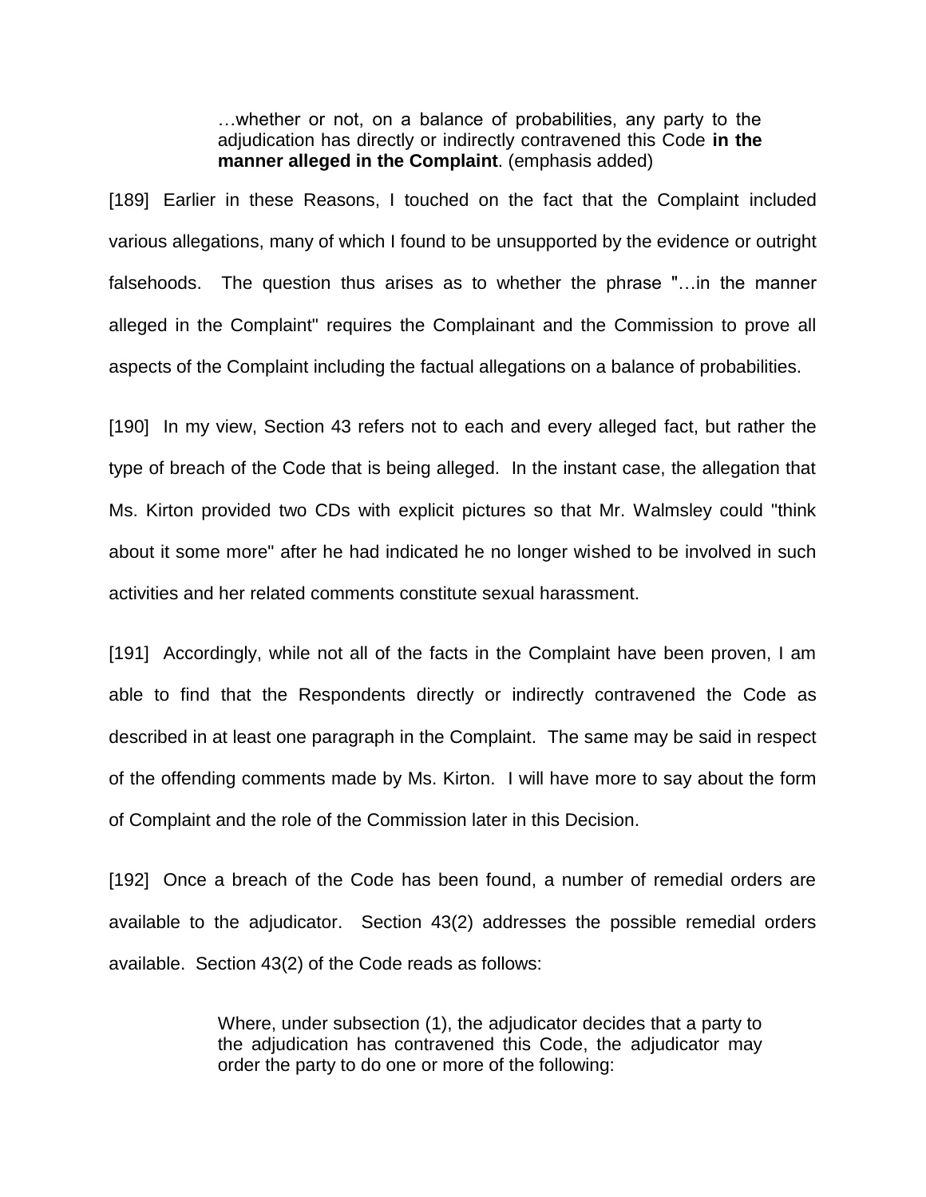> …whether or not, on a balance of probabilities, any party to the adjudication has directly or indirectly contravened this Code **in the manner alleged in the Complaint**. (emphasis added)

[189] Earlier in these Reasons, I touched on the fact that the Complaint included various allegations, many of which I found to be unsupported by the evidence or outright falsehoods. The question thus arises as to whether the phrase "…in the manner alleged in the Complaint" requires the Complainant and the Commission to prove all aspects of the Complaint including the factual allegations on a balance of probabilities.

[190] In my view, Section 43 refers not to each and every alleged fact, but rather the type of breach of the Code that is being alleged. In the instant case, the allegation that Ms. Kirton provided two CDs with explicit pictures so that Mr. Walmsley could "think about it some more" after he had indicated he no longer wished to be involved in such activities and her related comments constitute sexual harassment.

[191] Accordingly, while not all of the facts in the Complaint have been proven, I am able to find that the Respondents directly or indirectly contravened the Code as described in at least one paragraph in the Complaint. The same may be said in respect of the offending comments made by Ms. Kirton. I will have more to say about the form of Complaint and the role of the Commission later in this Decision.

[192] Once a breach of the Code has been found, a number of remedial orders are available to the adjudicator. Section 43(2) addresses the possible remedial orders available. Section 43(2) of the Code reads as follows:

> Where, under subsection (1), the adjudicator decides that a party to the adjudication has contravened this Code, the adjudicator may order the party to do one or more of the following: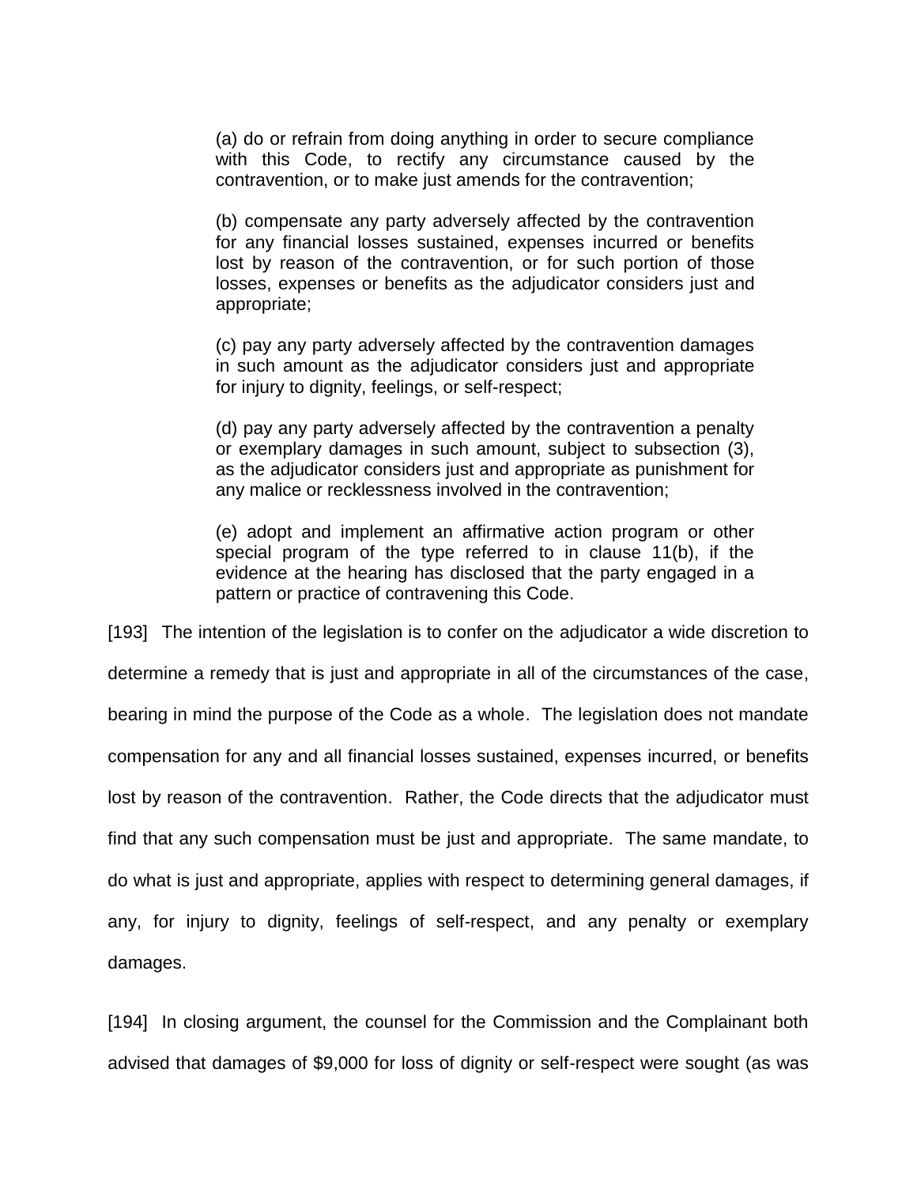> (a) do or refrain from doing anything in order to secure compliance with this Code, to rectify any circumstance caused by the contravention, or to make just amends for the contravention;
>
> (b) compensate any party adversely affected by the contravention for any financial losses sustained, expenses incurred or benefits lost by reason of the contravention, or for such portion of those losses, expenses or benefits as the adjudicator considers just and appropriate;
>
> (c) pay any party adversely affected by the contravention damages in such amount as the adjudicator considers just and appropriate for injury to dignity, feelings, or self-respect;
>
> (d) pay any party adversely affected by the contravention a penalty or exemplary damages in such amount, subject to subsection (3), as the adjudicator considers just and appropriate as punishment for any malice or recklessness involved in the contravention;
>
> (e) adopt and implement an affirmative action program or other special program of the type referred to in clause 11(b), if the evidence at the hearing has disclosed that the party engaged in a pattern or practice of contravening this Code.

[193] The intention of the legislation is to confer on the adjudicator a wide discretion to determine a remedy that is just and appropriate in all of the circumstances of the case, bearing in mind the purpose of the Code as a whole. The legislation does not mandate compensation for any and all financial losses sustained, expenses incurred, or benefits lost by reason of the contravention. Rather, the Code directs that the adjudicator must find that any such compensation must be just and appropriate. The same mandate, to do what is just and appropriate, applies with respect to determining general damages, if any, for injury to dignity, feelings of self-respect, and any penalty or exemplary damages.

[194] In closing argument, the counsel for the Commission and the Complainant both advised that damages of $9,000 for loss of dignity or self-respect were sought (as was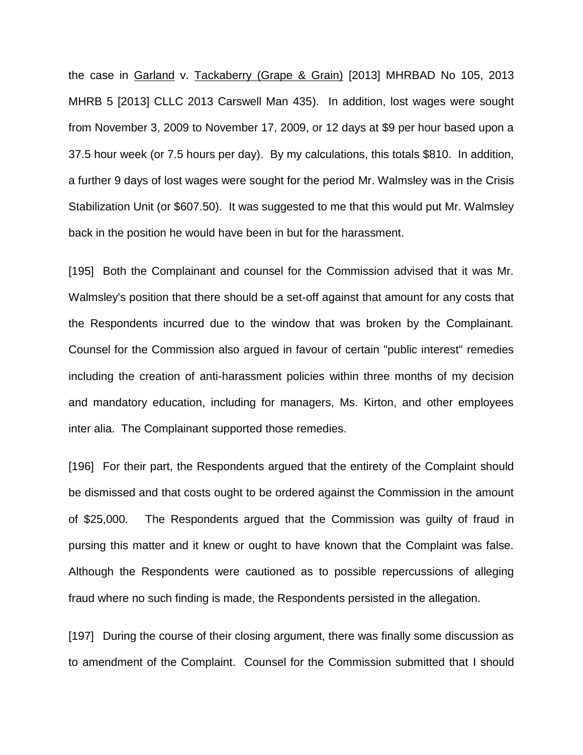the case in Garland v. Tackaberry (Grape & Grain) [2013] MHRBAD No 105, 2013 MHRB 5 [2013] CLLC 2013 Carswell Man 435). In addition, lost wages were sought from November 3, 2009 to November 17, 2009, or 12 days at $9 per hour based upon a 37.5 hour week (or 7.5 hours per day). By my calculations, this totals $810. In addition, a further 9 days of lost wages were sought for the period Mr. Walmsley was in the Crisis Stabilization Unit (or $607.50). It was suggested to me that this would put Mr. Walmsley back in the position he would have been in but for the harassment.

[195] Both the Complainant and counsel for the Commission advised that it was Mr. Walmsley's position that there should be a set-off against that amount for any costs that the Respondents incurred due to the window that was broken by the Complainant. Counsel for the Commission also argued in favour of certain "public interest" remedies including the creation of anti-harassment policies within three months of my decision and mandatory education, including for managers, Ms. Kirton, and other employees inter alia. The Complainant supported those remedies.

[196] For their part, the Respondents argued that the entirety of the Complaint should be dismissed and that costs ought to be ordered against the Commission in the amount of $25,000. The Respondents argued that the Commission was guilty of fraud in pursing this matter and it knew or ought to have known that the Complaint was false. Although the Respondents were cautioned as to possible repercussions of alleging fraud where no such finding is made, the Respondents persisted in the allegation.

[197] During the course of their closing argument, there was finally some discussion as to amendment of the Complaint. Counsel for the Commission submitted that I should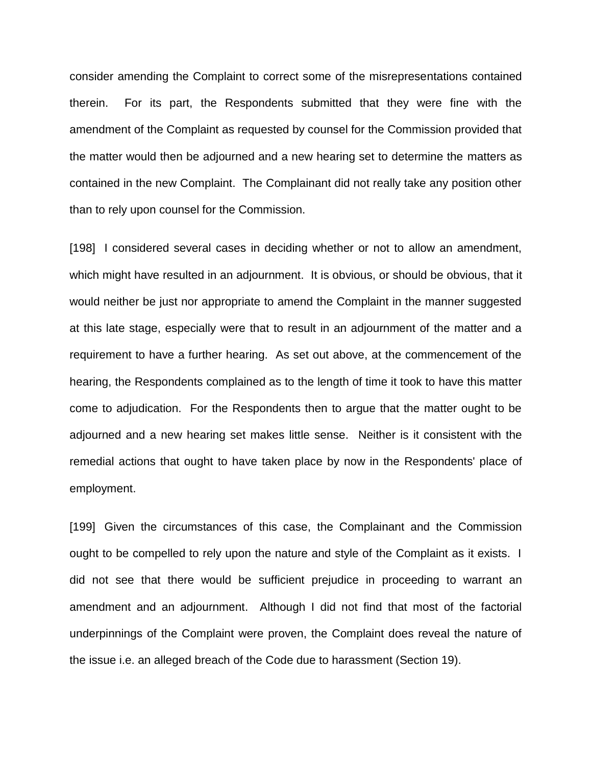consider amending the Complaint to correct some of the misrepresentations contained therein. For its part, the Respondents submitted that they were fine with the amendment of the Complaint as requested by counsel for the Commission provided that the matter would then be adjourned and a new hearing set to determine the matters as contained in the new Complaint. The Complainant did not really take any position other than to rely upon counsel for the Commission.

[198] I considered several cases in deciding whether or not to allow an amendment, which might have resulted in an adjournment. It is obvious, or should be obvious, that it would neither be just nor appropriate to amend the Complaint in the manner suggested at this late stage, especially were that to result in an adjournment of the matter and a requirement to have a further hearing. As set out above, at the commencement of the hearing, the Respondents complained as to the length of time it took to have this matter come to adjudication. For the Respondents then to argue that the matter ought to be adjourned and a new hearing set makes little sense. Neither is it consistent with the remedial actions that ought to have taken place by now in the Respondents' place of employment.

[199] Given the circumstances of this case, the Complainant and the Commission ought to be compelled to rely upon the nature and style of the Complaint as it exists. I did not see that there would be sufficient prejudice in proceeding to warrant an amendment and an adjournment. Although I did not find that most of the factorial underpinnings of the Complaint were proven, the Complaint does reveal the nature of the issue i.e. an alleged breach of the Code due to harassment (Section 19).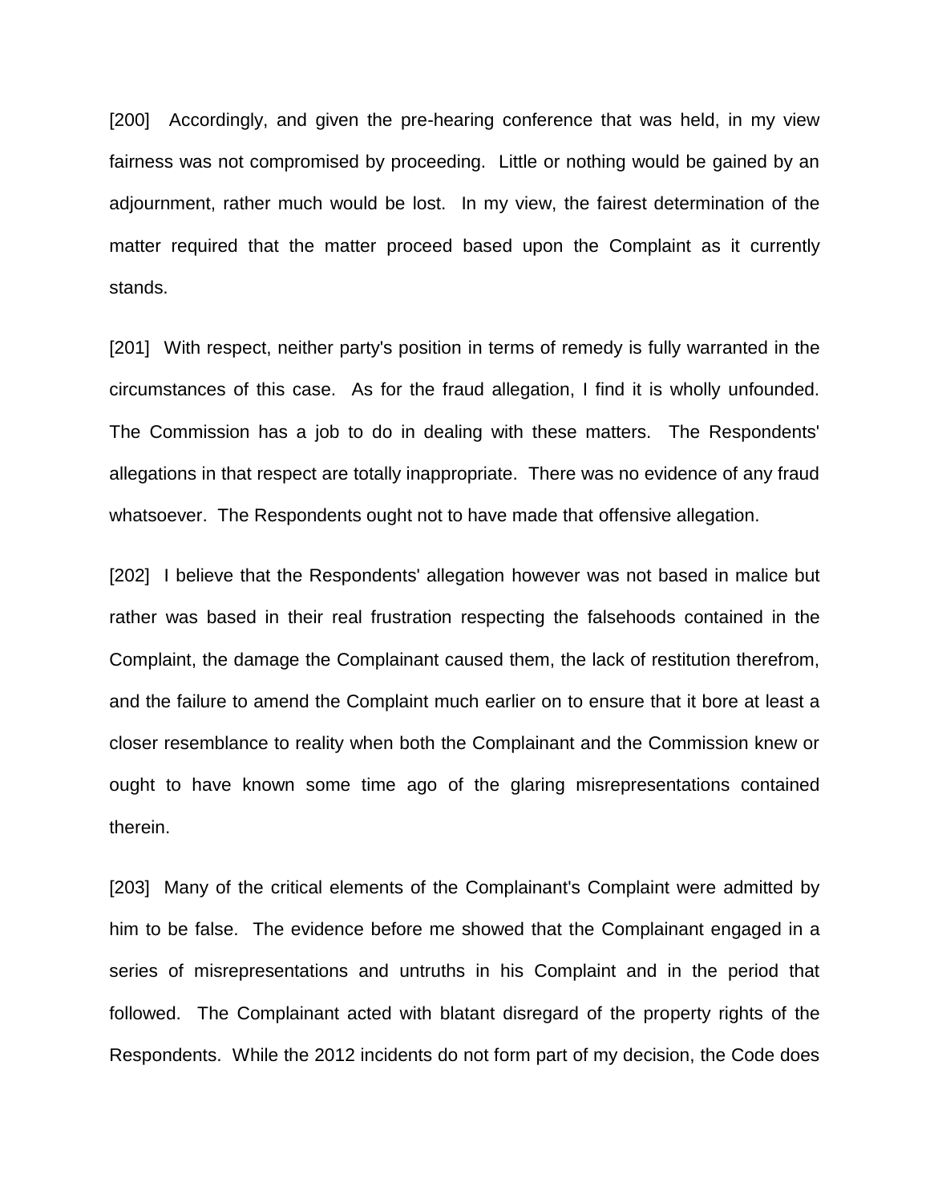[200] Accordingly, and given the pre-hearing conference that was held, in my view fairness was not compromised by proceeding. Little or nothing would be gained by an adjournment, rather much would be lost. In my view, the fairest determination of the matter required that the matter proceed based upon the Complaint as it currently stands.

[201] With respect, neither party's position in terms of remedy is fully warranted in the circumstances of this case. As for the fraud allegation, I find it is wholly unfounded. The Commission has a job to do in dealing with these matters. The Respondents' allegations in that respect are totally inappropriate. There was no evidence of any fraud whatsoever. The Respondents ought not to have made that offensive allegation.

[202] I believe that the Respondents' allegation however was not based in malice but rather was based in their real frustration respecting the falsehoods contained in the Complaint, the damage the Complainant caused them, the lack of restitution therefrom, and the failure to amend the Complaint much earlier on to ensure that it bore at least a closer resemblance to reality when both the Complainant and the Commission knew or ought to have known some time ago of the glaring misrepresentations contained therein.

[203] Many of the critical elements of the Complainant's Complaint were admitted by him to be false. The evidence before me showed that the Complainant engaged in a series of misrepresentations and untruths in his Complaint and in the period that followed. The Complainant acted with blatant disregard of the property rights of the Respondents. While the 2012 incidents do not form part of my decision, the Code does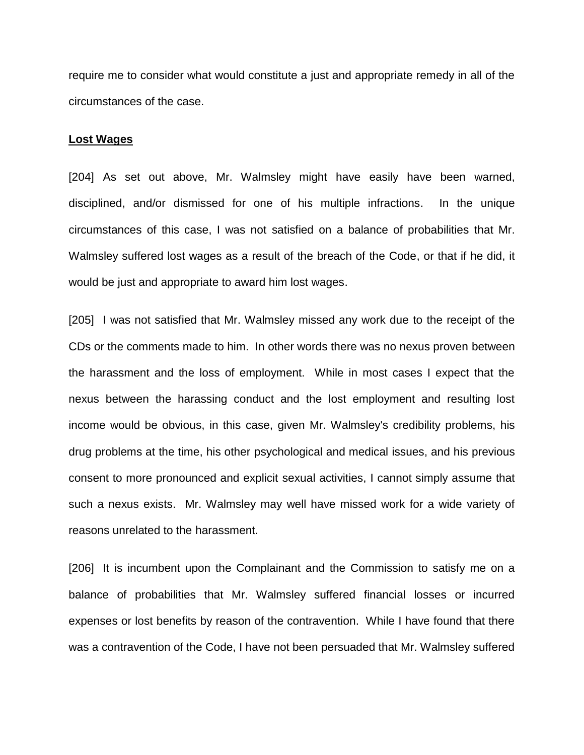require me to consider what would constitute a just and appropriate remedy in all of the circumstances of the case.

**Lost Wages**

[204] As set out above, Mr. Walmsley might have easily have been warned, disciplined, and/or dismissed for one of his multiple infractions. In the unique circumstances of this case, I was not satisfied on a balance of probabilities that Mr. Walmsley suffered lost wages as a result of the breach of the Code, or that if he did, it would be just and appropriate to award him lost wages.

[205] I was not satisfied that Mr. Walmsley missed any work due to the receipt of the CDs or the comments made to him. In other words there was no nexus proven between the harassment and the loss of employment. While in most cases I expect that the nexus between the harassing conduct and the lost employment and resulting lost income would be obvious, in this case, given Mr. Walmsley's credibility problems, his drug problems at the time, his other psychological and medical issues, and his previous consent to more pronounced and explicit sexual activities, I cannot simply assume that such a nexus exists. Mr. Walmsley may well have missed work for a wide variety of reasons unrelated to the harassment.

[206] It is incumbent upon the Complainant and the Commission to satisfy me on a balance of probabilities that Mr. Walmsley suffered financial losses or incurred expenses or lost benefits by reason of the contravention. While I have found that there was a contravention of the Code, I have not been persuaded that Mr. Walmsley suffered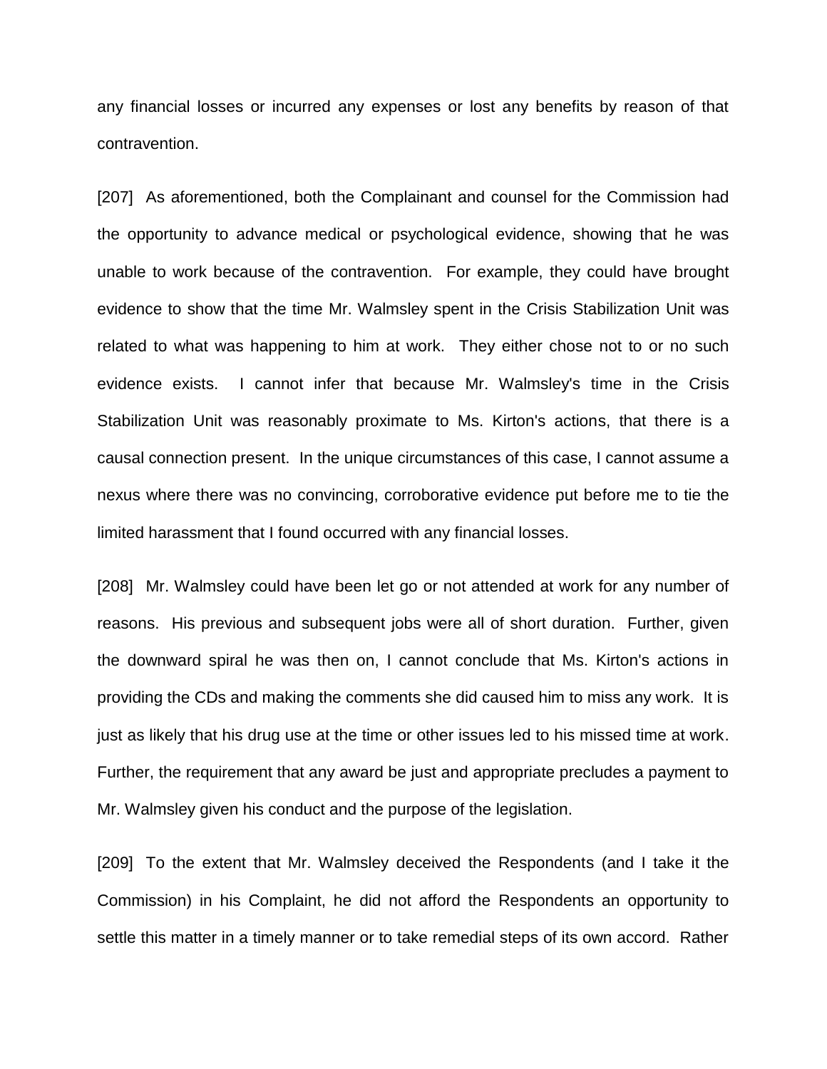any financial losses or incurred any expenses or lost any benefits by reason of that contravention.

[207] As aforementioned, both the Complainant and counsel for the Commission had the opportunity to advance medical or psychological evidence, showing that he was unable to work because of the contravention. For example, they could have brought evidence to show that the time Mr. Walmsley spent in the Crisis Stabilization Unit was related to what was happening to him at work. They either chose not to or no such evidence exists. I cannot infer that because Mr. Walmsley's time in the Crisis Stabilization Unit was reasonably proximate to Ms. Kirton's actions, that there is a causal connection present. In the unique circumstances of this case, I cannot assume a nexus where there was no convincing, corroborative evidence put before me to tie the limited harassment that I found occurred with any financial losses.

[208] Mr. Walmsley could have been let go or not attended at work for any number of reasons. His previous and subsequent jobs were all of short duration. Further, given the downward spiral he was then on, I cannot conclude that Ms. Kirton's actions in providing the CDs and making the comments she did caused him to miss any work. It is just as likely that his drug use at the time or other issues led to his missed time at work. Further, the requirement that any award be just and appropriate precludes a payment to Mr. Walmsley given his conduct and the purpose of the legislation.

[209] To the extent that Mr. Walmsley deceived the Respondents (and I take it the Commission) in his Complaint, he did not afford the Respondents an opportunity to settle this matter in a timely manner or to take remedial steps of its own accord. Rather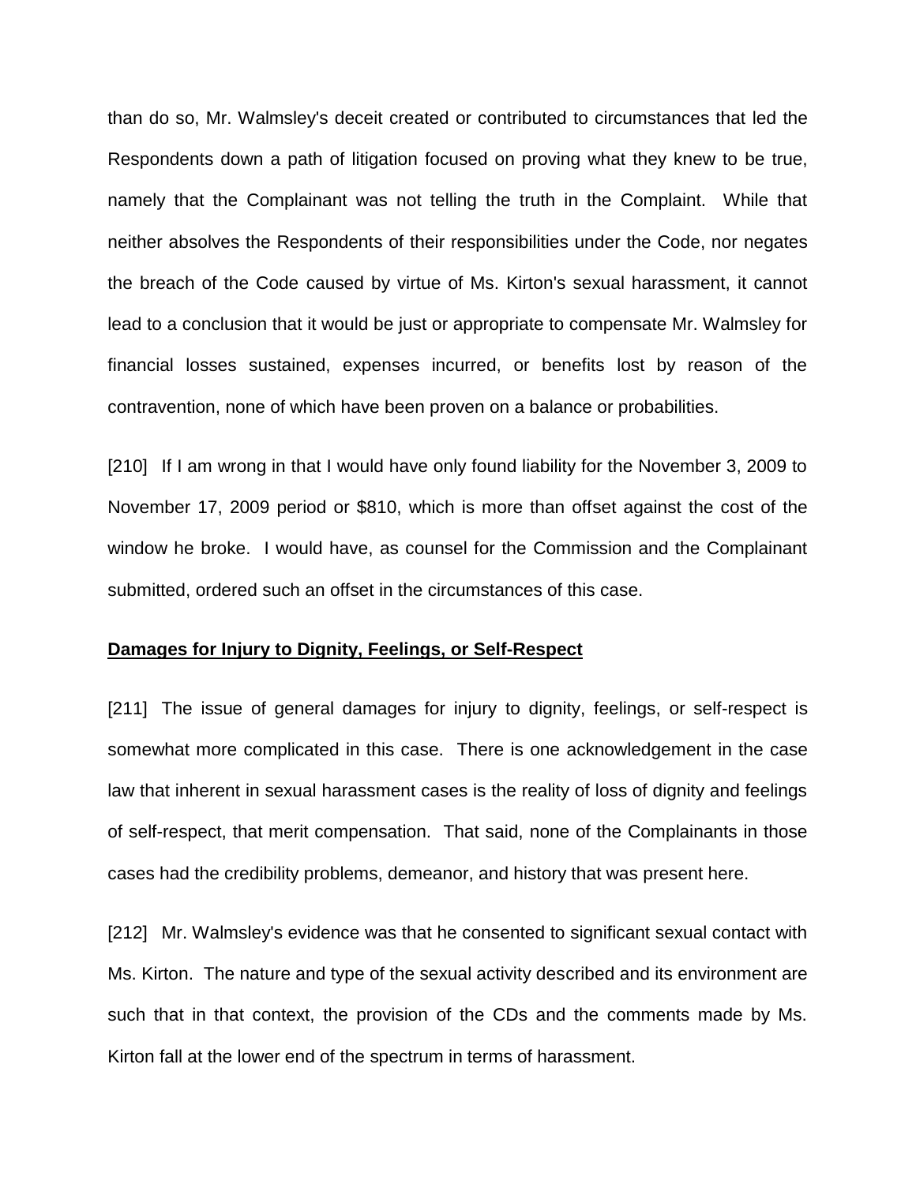than do so, Mr. Walmsley's deceit created or contributed to circumstances that led the Respondents down a path of litigation focused on proving what they knew to be true, namely that the Complainant was not telling the truth in the Complaint. While that neither absolves the Respondents of their responsibilities under the Code, nor negates the breach of the Code caused by virtue of Ms. Kirton's sexual harassment, it cannot lead to a conclusion that it would be just or appropriate to compensate Mr. Walmsley for financial losses sustained, expenses incurred, or benefits lost by reason of the contravention, none of which have been proven on a balance or probabilities.

[210] If I am wrong in that I would have only found liability for the November 3, 2009 to November 17, 2009 period or $810, which is more than offset against the cost of the window he broke. I would have, as counsel for the Commission and the Complainant submitted, ordered such an offset in the circumstances of this case.

**Damages for Injury to Dignity, Feelings, or Self-Respect**

[211] The issue of general damages for injury to dignity, feelings, or self-respect is somewhat more complicated in this case. There is one acknowledgement in the case law that inherent in sexual harassment cases is the reality of loss of dignity and feelings of self-respect, that merit compensation. That said, none of the Complainants in those cases had the credibility problems, demeanor, and history that was present here.

[212] Mr. Walmsley's evidence was that he consented to significant sexual contact with Ms. Kirton. The nature and type of the sexual activity described and its environment are such that in that context, the provision of the CDs and the comments made by Ms. Kirton fall at the lower end of the spectrum in terms of harassment.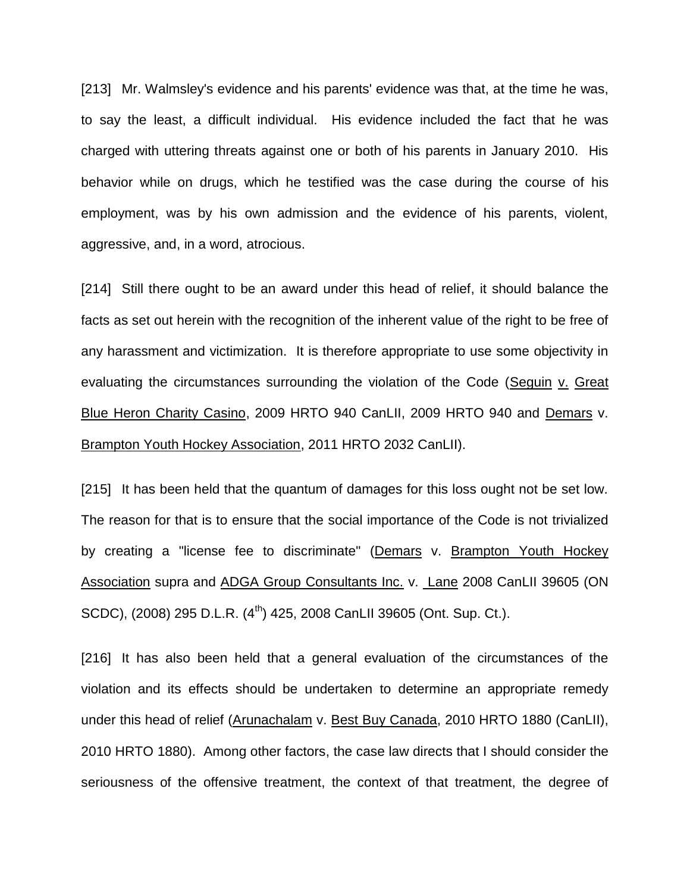[213] Mr. Walmsley's evidence and his parents' evidence was that, at the time he was, to say the least, a difficult individual. His evidence included the fact that he was charged with uttering threats against one or both of his parents in January 2010. His behavior while on drugs, which he testified was the case during the course of his employment, was by his own admission and the evidence of his parents, violent, aggressive, and, in a word, atrocious.

[214] Still there ought to be an award under this head of relief, it should balance the facts as set out herein with the recognition of the inherent value of the right to be free of any harassment and victimization. It is therefore appropriate to use some objectivity in evaluating the circumstances surrounding the violation of the Code (Seguin v. Great Blue Heron Charity Casino, 2009 HRTO 940 CanLII, 2009 HRTO 940 and Demars v. Brampton Youth Hockey Association, 2011 HRTO 2032 CanLII).

[215] It has been held that the quantum of damages for this loss ought not be set low. The reason for that is to ensure that the social importance of the Code is not trivialized by creating a "license fee to discriminate" (Demars v. Brampton Youth Hockey Association supra and ADGA Group Consultants Inc. v. Lane 2008 CanLII 39605 (ON SCDC), (2008) 295 D.L.R. (4th) 425, 2008 CanLII 39605 (Ont. Sup. Ct.).

[216] It has also been held that a general evaluation of the circumstances of the violation and its effects should be undertaken to determine an appropriate remedy under this head of relief (Arunachalam v. Best Buy Canada, 2010 HRTO 1880 (CanLII), 2010 HRTO 1880). Among other factors, the case law directs that I should consider the seriousness of the offensive treatment, the context of that treatment, the degree of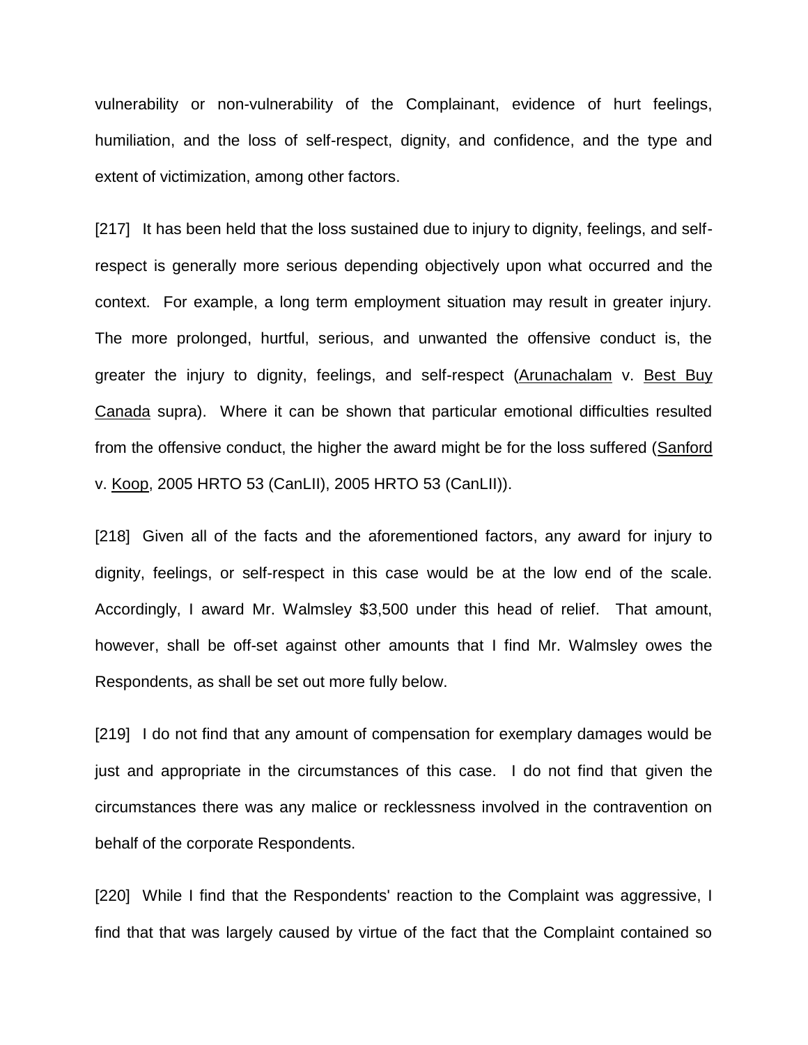vulnerability or non-vulnerability of the Complainant, evidence of hurt feelings, humiliation, and the loss of self-respect, dignity, and confidence, and the type and extent of victimization, among other factors.

[217] It has been held that the loss sustained due to injury to dignity, feelings, and self-respect is generally more serious depending objectively upon what occurred and the context. For example, a long term employment situation may result in greater injury. The more prolonged, hurtful, serious, and unwanted the offensive conduct is, the greater the injury to dignity, feelings, and self-respect (Arunachalam v. Best Buy Canada supra). Where it can be shown that particular emotional difficulties resulted from the offensive conduct, the higher the award might be for the loss suffered (Sanford v. Koop, 2005 HRTO 53 (CanLII), 2005 HRTO 53 (CanLII)).

[218] Given all of the facts and the aforementioned factors, any award for injury to dignity, feelings, or self-respect in this case would be at the low end of the scale. Accordingly, I award Mr. Walmsley $3,500 under this head of relief. That amount, however, shall be off-set against other amounts that I find Mr. Walmsley owes the Respondents, as shall be set out more fully below.

[219] I do not find that any amount of compensation for exemplary damages would be just and appropriate in the circumstances of this case. I do not find that given the circumstances there was any malice or recklessness involved in the contravention on behalf of the corporate Respondents.

[220] While I find that the Respondents' reaction to the Complaint was aggressive, I find that that was largely caused by virtue of the fact that the Complaint contained so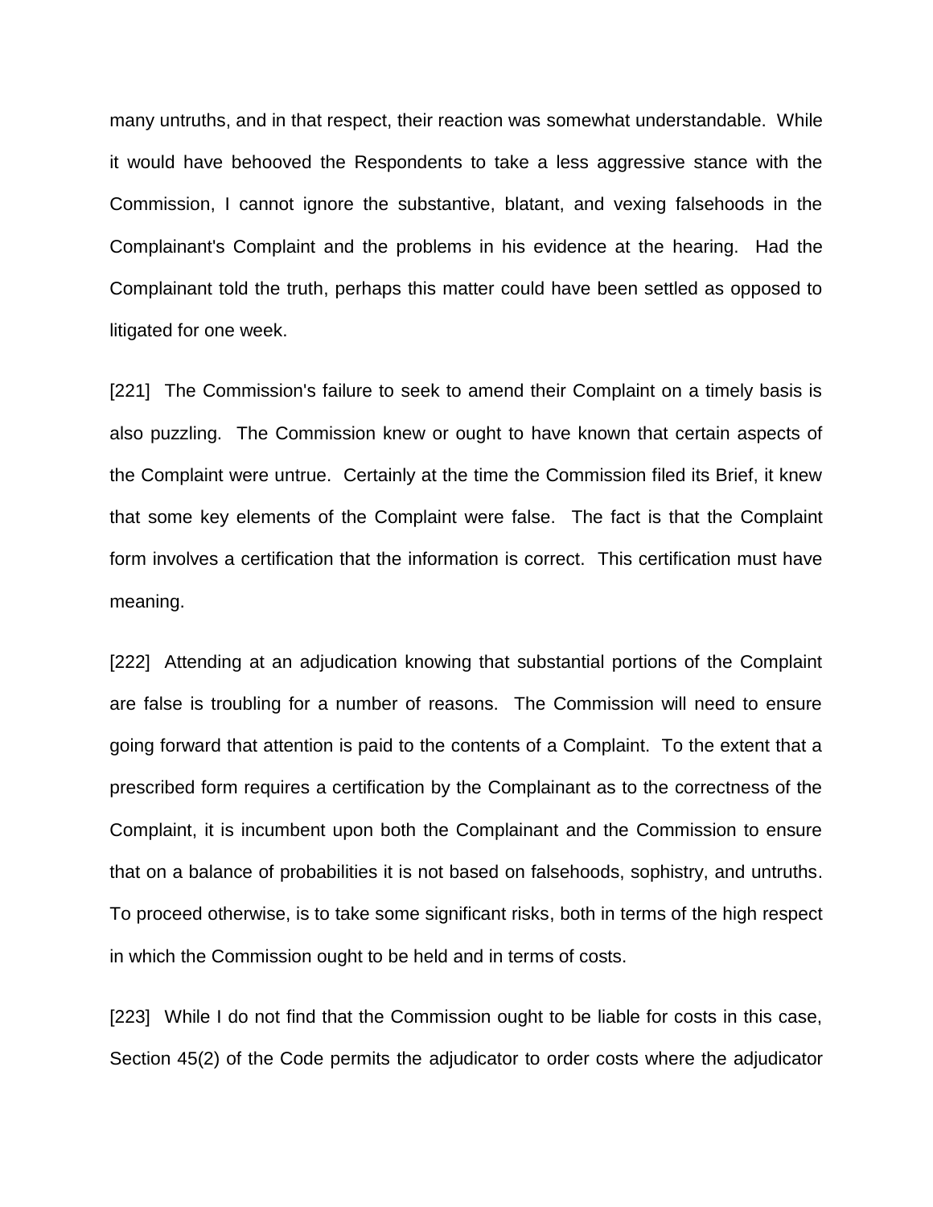many untruths, and in that respect, their reaction was somewhat understandable. While it would have behooved the Respondents to take a less aggressive stance with the Commission, I cannot ignore the substantive, blatant, and vexing falsehoods in the Complainant's Complaint and the problems in his evidence at the hearing. Had the Complainant told the truth, perhaps this matter could have been settled as opposed to litigated for one week.

[221] The Commission's failure to seek to amend their Complaint on a timely basis is also puzzling. The Commission knew or ought to have known that certain aspects of the Complaint were untrue. Certainly at the time the Commission filed its Brief, it knew that some key elements of the Complaint were false. The fact is that the Complaint form involves a certification that the information is correct. This certification must have meaning.

[222] Attending at an adjudication knowing that substantial portions of the Complaint are false is troubling for a number of reasons. The Commission will need to ensure going forward that attention is paid to the contents of a Complaint. To the extent that a prescribed form requires a certification by the Complainant as to the correctness of the Complaint, it is incumbent upon both the Complainant and the Commission to ensure that on a balance of probabilities it is not based on falsehoods, sophistry, and untruths. To proceed otherwise, is to take some significant risks, both in terms of the high respect in which the Commission ought to be held and in terms of costs.

[223] While I do not find that the Commission ought to be liable for costs in this case, Section 45(2) of the Code permits the adjudicator to order costs where the adjudicator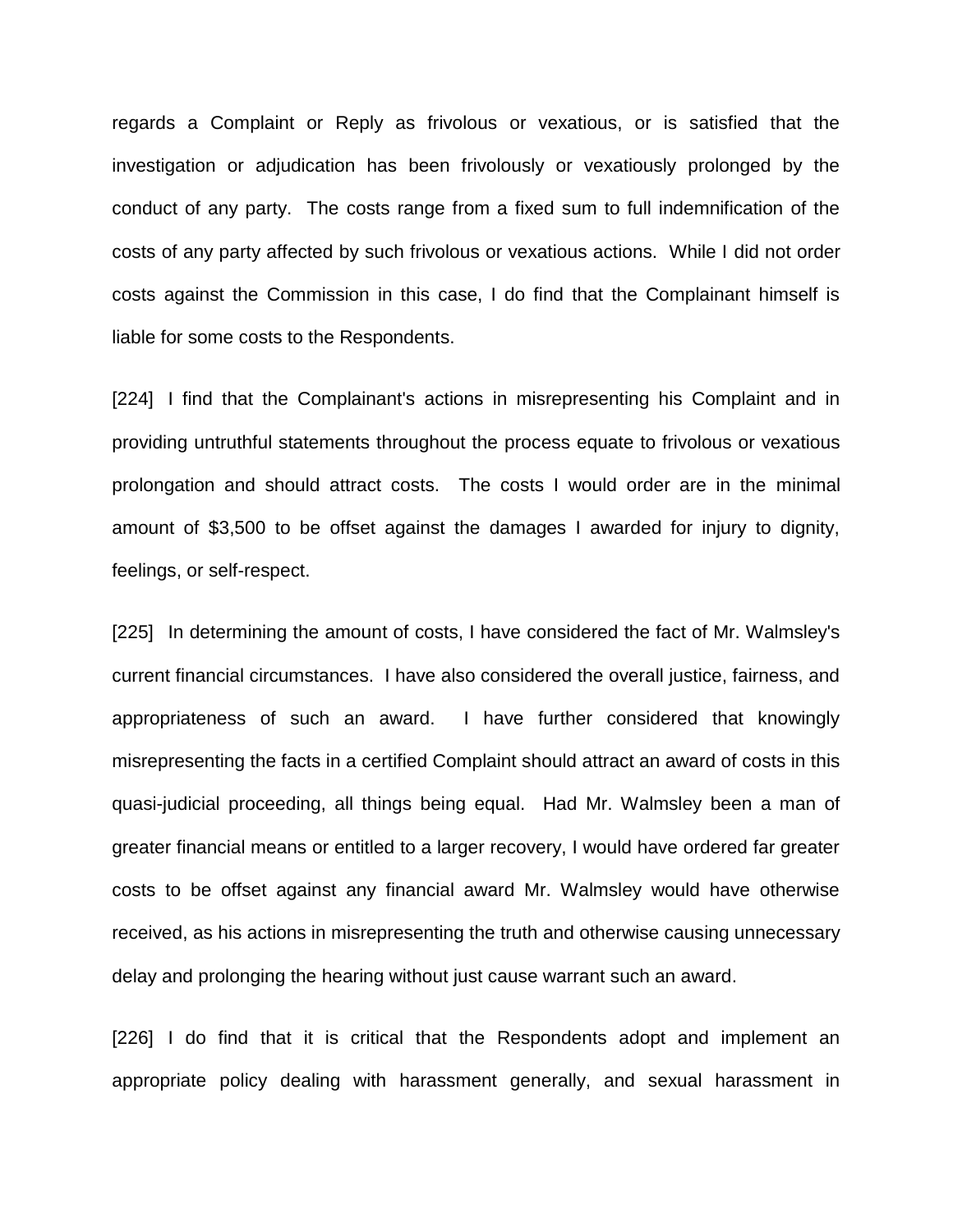regards a Complaint or Reply as frivolous or vexatious, or is satisfied that the investigation or adjudication has been frivolously or vexatiously prolonged by the conduct of any party. The costs range from a fixed sum to full indemnification of the costs of any party affected by such frivolous or vexatious actions. While I did not order costs against the Commission in this case, I do find that the Complainant himself is liable for some costs to the Respondents.

[224] I find that the Complainant's actions in misrepresenting his Complaint and in providing untruthful statements throughout the process equate to frivolous or vexatious prolongation and should attract costs. The costs I would order are in the minimal amount of $3,500 to be offset against the damages I awarded for injury to dignity, feelings, or self-respect.

[225] In determining the amount of costs, I have considered the fact of Mr. Walmsley's current financial circumstances. I have also considered the overall justice, fairness, and appropriateness of such an award. I have further considered that knowingly misrepresenting the facts in a certified Complaint should attract an award of costs in this quasi-judicial proceeding, all things being equal. Had Mr. Walmsley been a man of greater financial means or entitled to a larger recovery, I would have ordered far greater costs to be offset against any financial award Mr. Walmsley would have otherwise received, as his actions in misrepresenting the truth and otherwise causing unnecessary delay and prolonging the hearing without just cause warrant such an award.

[226] I do find that it is critical that the Respondents adopt and implement an appropriate policy dealing with harassment generally, and sexual harassment in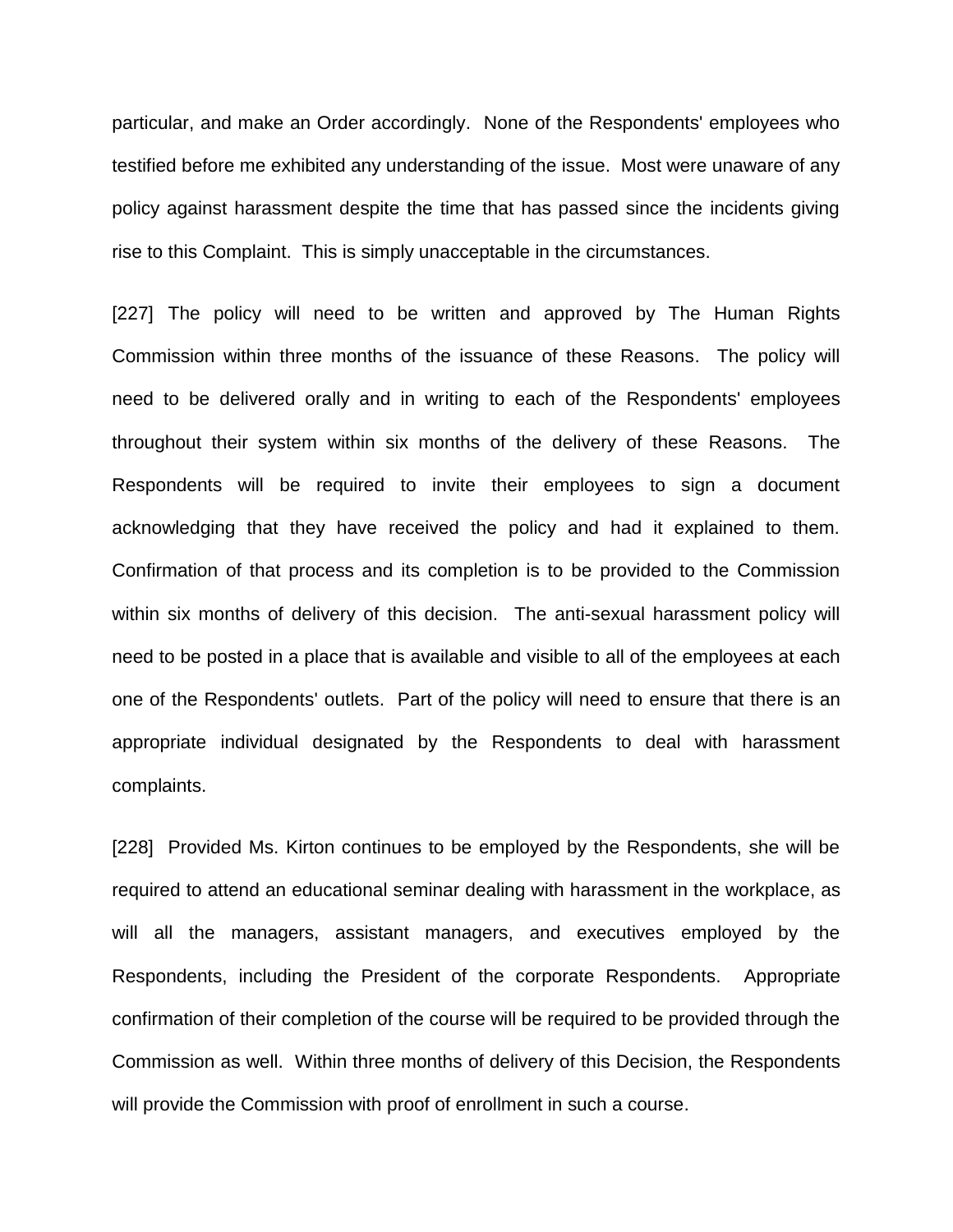particular, and make an Order accordingly. None of the Respondents' employees who testified before me exhibited any understanding of the issue. Most were unaware of any policy against harassment despite the time that has passed since the incidents giving rise to this Complaint. This is simply unacceptable in the circumstances.

[227] The policy will need to be written and approved by The Human Rights Commission within three months of the issuance of these Reasons. The policy will need to be delivered orally and in writing to each of the Respondents' employees throughout their system within six months of the delivery of these Reasons. The Respondents will be required to invite their employees to sign a document acknowledging that they have received the policy and had it explained to them. Confirmation of that process and its completion is to be provided to the Commission within six months of delivery of this decision. The anti-sexual harassment policy will need to be posted in a place that is available and visible to all of the employees at each one of the Respondents' outlets. Part of the policy will need to ensure that there is an appropriate individual designated by the Respondents to deal with harassment complaints.

[228] Provided Ms. Kirton continues to be employed by the Respondents, she will be required to attend an educational seminar dealing with harassment in the workplace, as will all the managers, assistant managers, and executives employed by the Respondents, including the President of the corporate Respondents. Appropriate confirmation of their completion of the course will be required to be provided through the Commission as well. Within three months of delivery of this Decision, the Respondents will provide the Commission with proof of enrollment in such a course.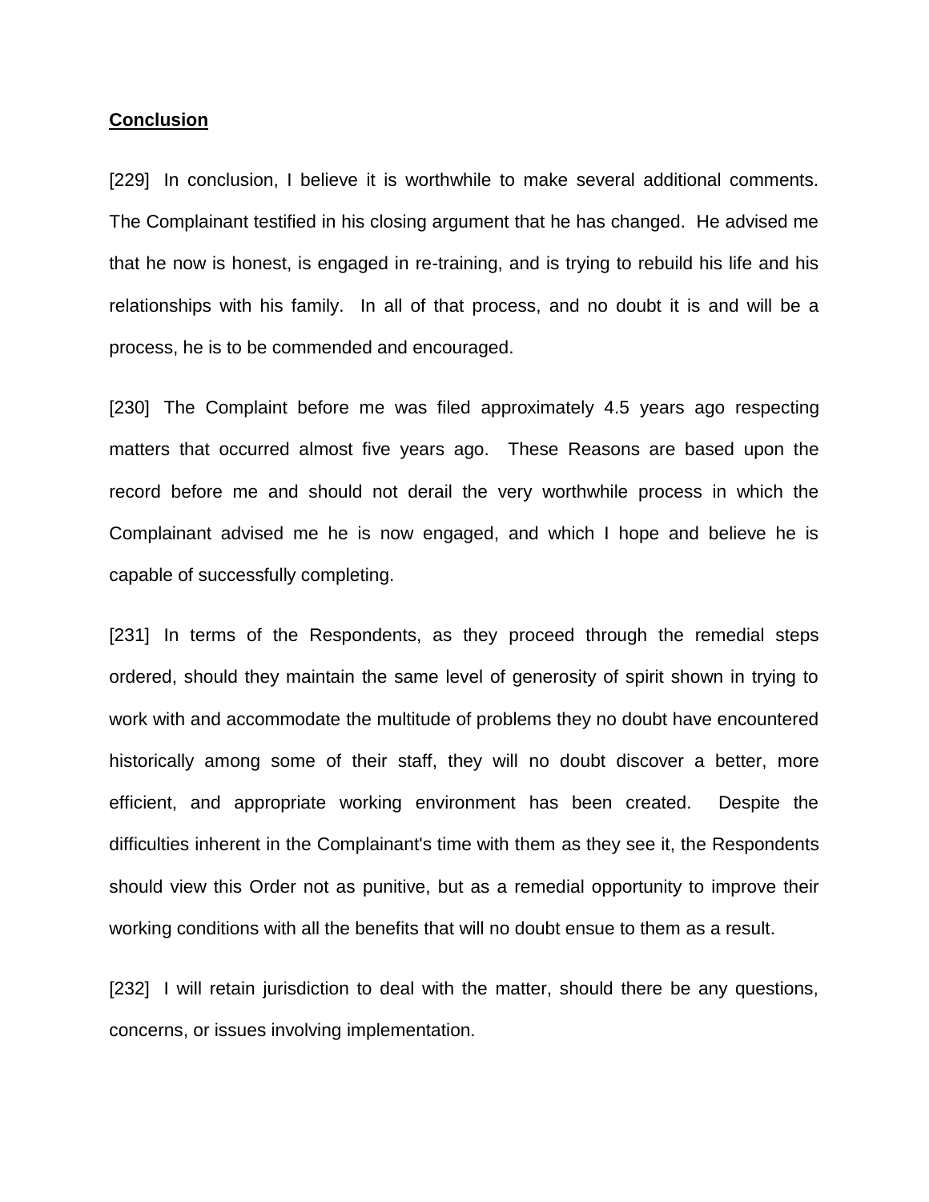**Conclusion**

[229] In conclusion, I believe it is worthwhile to make several additional comments. The Complainant testified in his closing argument that he has changed. He advised me that he now is honest, is engaged in re-training, and is trying to rebuild his life and his relationships with his family. In all of that process, and no doubt it is and will be a process, he is to be commended and encouraged.

[230] The Complaint before me was filed approximately 4.5 years ago respecting matters that occurred almost five years ago. These Reasons are based upon the record before me and should not derail the very worthwhile process in which the Complainant advised me he is now engaged, and which I hope and believe he is capable of successfully completing.

[231] In terms of the Respondents, as they proceed through the remedial steps ordered, should they maintain the same level of generosity of spirit shown in trying to work with and accommodate the multitude of problems they no doubt have encountered historically among some of their staff, they will no doubt discover a better, more efficient, and appropriate working environment has been created. Despite the difficulties inherent in the Complainant's time with them as they see it, the Respondents should view this Order not as punitive, but as a remedial opportunity to improve their working conditions with all the benefits that will no doubt ensue to them as a result.

[232] I will retain jurisdiction to deal with the matter, should there be any questions, concerns, or issues involving implementation.